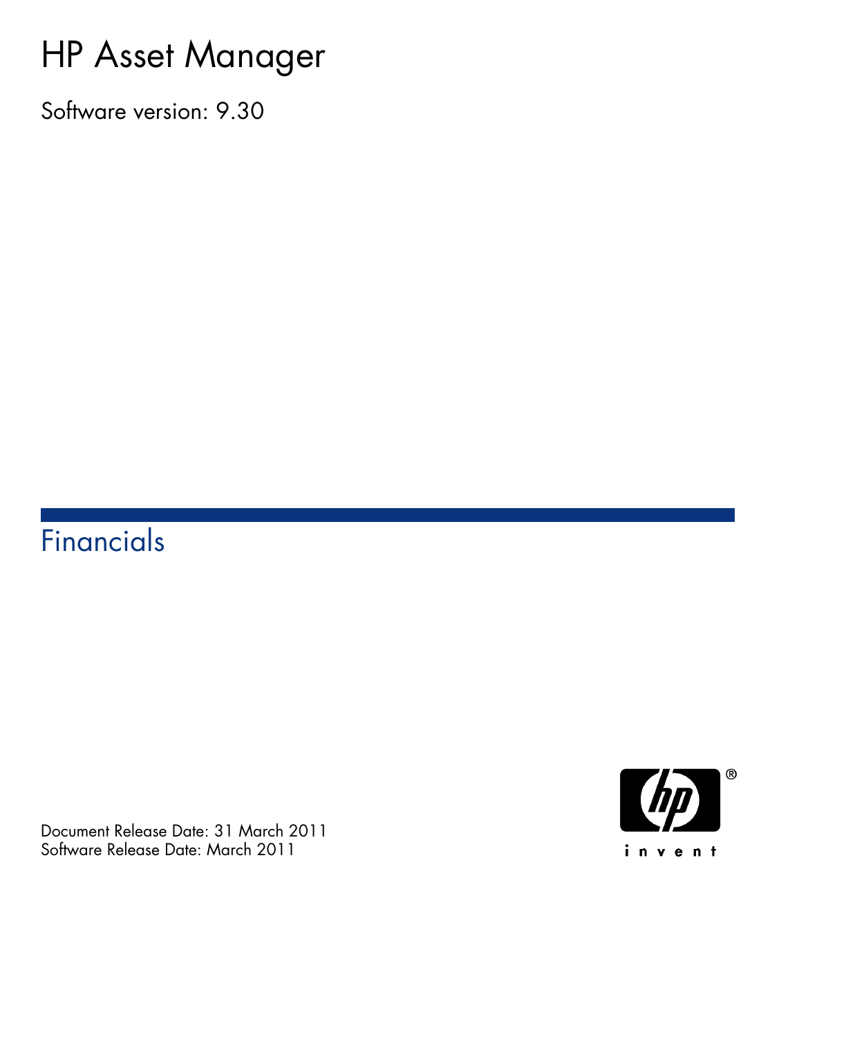# HP Asset Manager

Software version: 9.30

## Financials

Document Release Date: 31 March 2011
Software Release Date: March 2011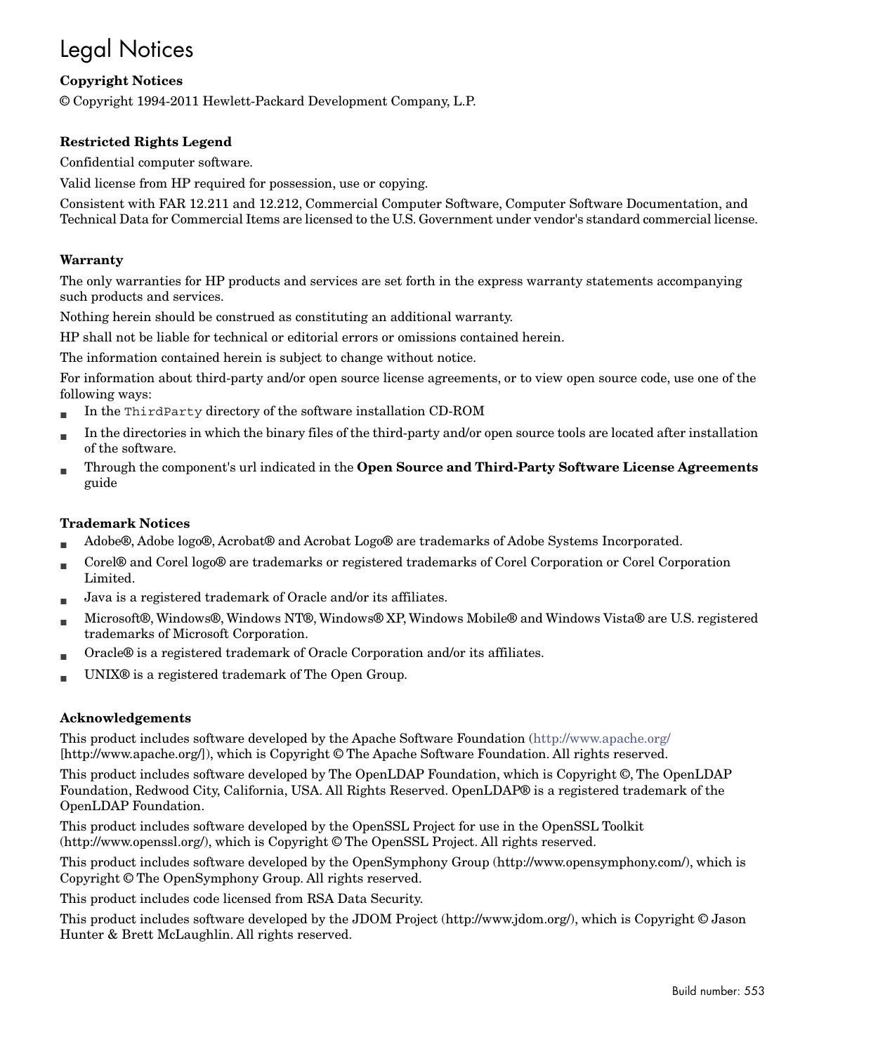# Legal Notices

### Copyright Notices

© Copyright 1994-2011 Hewlett-Packard Development Company, L.P.

### Restricted Rights Legend

Confidential computer software.

Valid license from HP required for possession, use or copying.

Consistent with FAR 12.211 and 12.212, Commercial Computer Software, Computer Software Documentation, and Technical Data for Commercial Items are licensed to the U.S. Government under vendor's standard commercial license.

### Warranty

The only warranties for HP products and services are set forth in the express warranty statements accompanying such products and services.

Nothing herein should be construed as constituting an additional warranty.

HP shall not be liable for technical or editorial errors or omissions contained herein.

The information contained herein is subject to change without notice.

For information about third-party and/or open source license agreements, or to view open source code, use one of the following ways:

- In the `ThirdParty` directory of the software installation CD-ROM
- In the directories in which the binary files of the third-party and/or open source tools are located after installation of the software.
- Through the component's url indicated in the **Open Source and Third-Party Software License Agreements** guide

### Trademark Notices

- Adobe®, Adobe logo®, Acrobat® and Acrobat Logo® are trademarks of Adobe Systems Incorporated.
- Corel® and Corel logo® are trademarks or registered trademarks of Corel Corporation or Corel Corporation Limited.
- Java is a registered trademark of Oracle and/or its affiliates.
- Microsoft®, Windows®, Windows NT®, Windows® XP, Windows Mobile® and Windows Vista® are U.S. registered trademarks of Microsoft Corporation.
- Oracle® is a registered trademark of Oracle Corporation and/or its affiliates.
- UNIX® is a registered trademark of The Open Group.

### Acknowledgements

This product includes software developed by the Apache Software Foundation (http://www.apache.org/ [http://www.apache.org/]), which is Copyright © The Apache Software Foundation. All rights reserved.

This product includes software developed by The OpenLDAP Foundation, which is Copyright ©, The OpenLDAP Foundation, Redwood City, California, USA. All Rights Reserved. OpenLDAP® is a registered trademark of the OpenLDAP Foundation.

This product includes software developed by the OpenSSL Project for use in the OpenSSL Toolkit (http://www.openssl.org/), which is Copyright © The OpenSSL Project. All rights reserved.

This product includes software developed by the OpenSymphony Group (http://www.opensymphony.com/), which is Copyright © The OpenSymphony Group. All rights reserved.

This product includes code licensed from RSA Data Security.

This product includes software developed by the JDOM Project (http://www.jdom.org/), which is Copyright © Jason Hunter & Brett McLaughlin. All rights reserved.

Build number: 553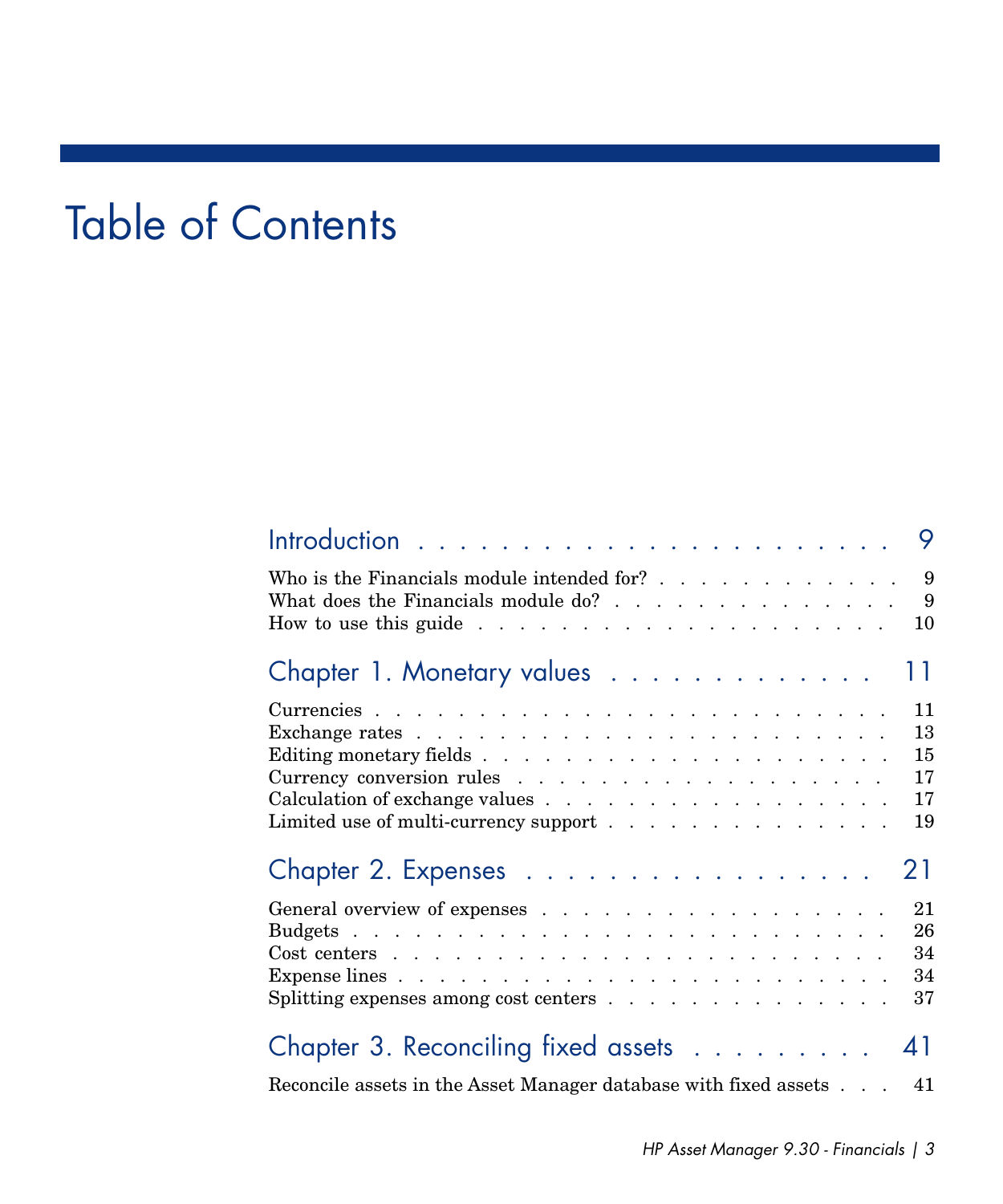# Table of Contents

Introduction . . . . . . . . . . . . . . . . . . . . . . 9

Who is the Financials module intended for? . . . . . . . . . . . . 9
What does the Financials module do? . . . . . . . . . . . . . . . 9
How to use this guide . . . . . . . . . . . . . . . . . . . . . 10

Chapter 1. Monetary values . . . . . . . . . . . . . 11

Currencies . . . . . . . . . . . . . . . . . . . . . . . . . . 11
Exchange rates . . . . . . . . . . . . . . . . . . . . . . . . 13
Editing monetary fields . . . . . . . . . . . . . . . . . . . . 15
Currency conversion rules . . . . . . . . . . . . . . . . . . . 17
Calculation of exchange values . . . . . . . . . . . . . . . . . 17
Limited use of multi-currency support . . . . . . . . . . . . . . 19

Chapter 2. Expenses . . . . . . . . . . . . . . . . . 21

General overview of expenses . . . . . . . . . . . . . . . . . . 21
Budgets . . . . . . . . . . . . . . . . . . . . . . . . . . . 26
Cost centers . . . . . . . . . . . . . . . . . . . . . . . . . 34
Expense lines . . . . . . . . . . . . . . . . . . . . . . . . 34
Splitting expenses among cost centers . . . . . . . . . . . . . . 37

Chapter 3. Reconciling fixed assets . . . . . . . . . 41

Reconcile assets in the Asset Manager database with fixed assets . . . 41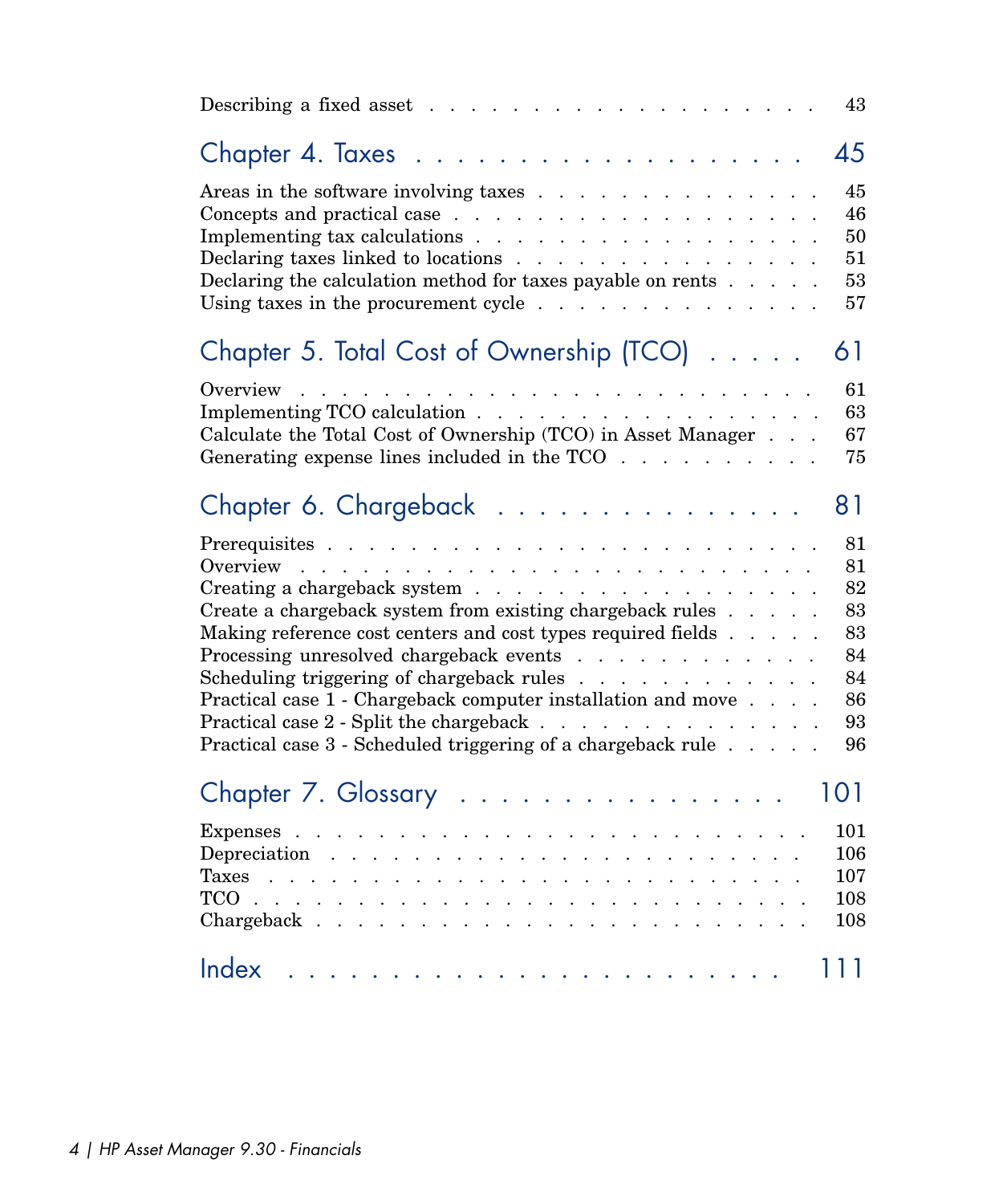Describing a fixed asset . . . . . . . . . . . . . . . . . . . 43

## Chapter 4. Taxes . . . . . . . . . . . . . . . . . . 45

Areas in the software involving taxes . . . . . . . . . . . . . . . 45
Concepts and practical case . . . . . . . . . . . . . . . . . . 46
Implementing tax calculations . . . . . . . . . . . . . . . . . 50
Declaring taxes linked to locations . . . . . . . . . . . . . . . 51
Declaring the calculation method for taxes payable on rents . . . . . 53
Using taxes in the procurement cycle . . . . . . . . . . . . . . 57

## Chapter 5. Total Cost of Ownership (TCO) . . . . . 61

Overview . . . . . . . . . . . . . . . . . . . . . . . . . 61
Implementing TCO calculation . . . . . . . . . . . . . . . . . 63
Calculate the Total Cost of Ownership (TCO) in Asset Manager . . . 67
Generating expense lines included in the TCO . . . . . . . . . . 75

## Chapter 6. Chargeback . . . . . . . . . . . . . . 81

Prerequisites . . . . . . . . . . . . . . . . . . . . . . . . 81
Overview . . . . . . . . . . . . . . . . . . . . . . . . . 81
Creating a chargeback system . . . . . . . . . . . . . . . . . 82
Create a chargeback system from existing chargeback rules . . . . . 83
Making reference cost centers and cost types required fields . . . . . 83
Processing unresolved chargeback events . . . . . . . . . . . . 84
Scheduling triggering of chargeback rules . . . . . . . . . . . . 84
Practical case 1 - Chargeback computer installation and move . . . . 86
Practical case 2 - Split the chargeback . . . . . . . . . . . . . . 93
Practical case 3 - Scheduled triggering of a chargeback rule . . . . . 96

## Chapter 7. Glossary . . . . . . . . . . . . . . . . 101

Expenses . . . . . . . . . . . . . . . . . . . . . . . . . 101
Depreciation . . . . . . . . . . . . . . . . . . . . . . . . 106
Taxes . . . . . . . . . . . . . . . . . . . . . . . . . . . 107
TCO . . . . . . . . . . . . . . . . . . . . . . . . . . . 108
Chargeback . . . . . . . . . . . . . . . . . . . . . . . . 108

## Index . . . . . . . . . . . . . . . . . . . . . . . 111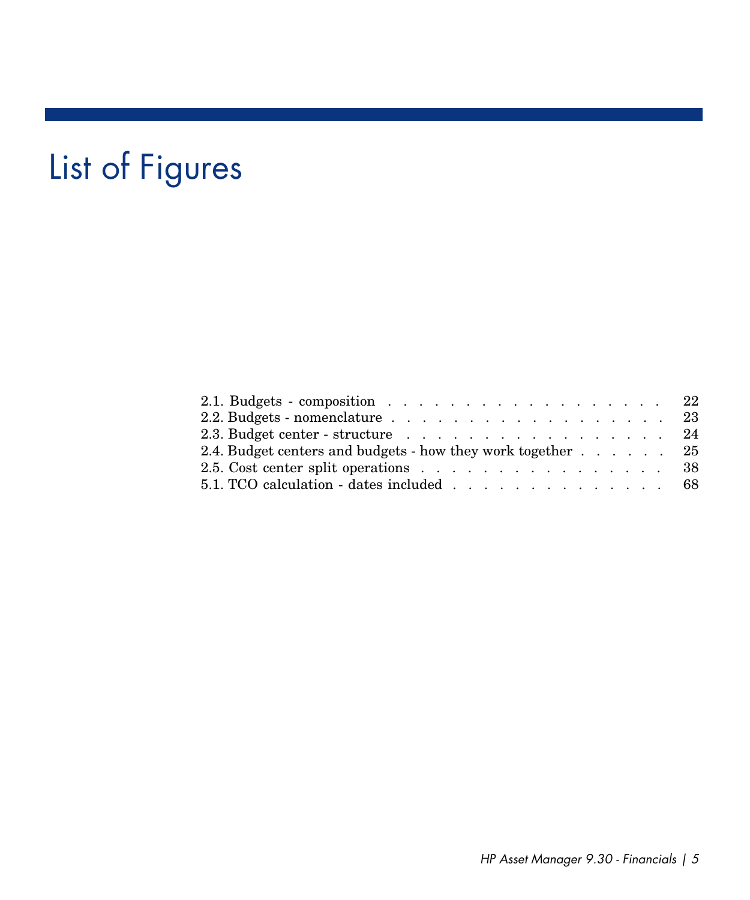# List of Figures

2.1. Budgets - composition . . . . . . . . . . . . . . . . . . . 22
2.2. Budgets - nomenclature . . . . . . . . . . . . . . . . . . . 23
2.3. Budget center - structure . . . . . . . . . . . . . . . . . . 24
2.4. Budget centers and budgets - how they work together . . . . . . 25
2.5. Cost center split operations . . . . . . . . . . . . . . . . 38
5.1. TCO calculation - dates included . . . . . . . . . . . . . . . 68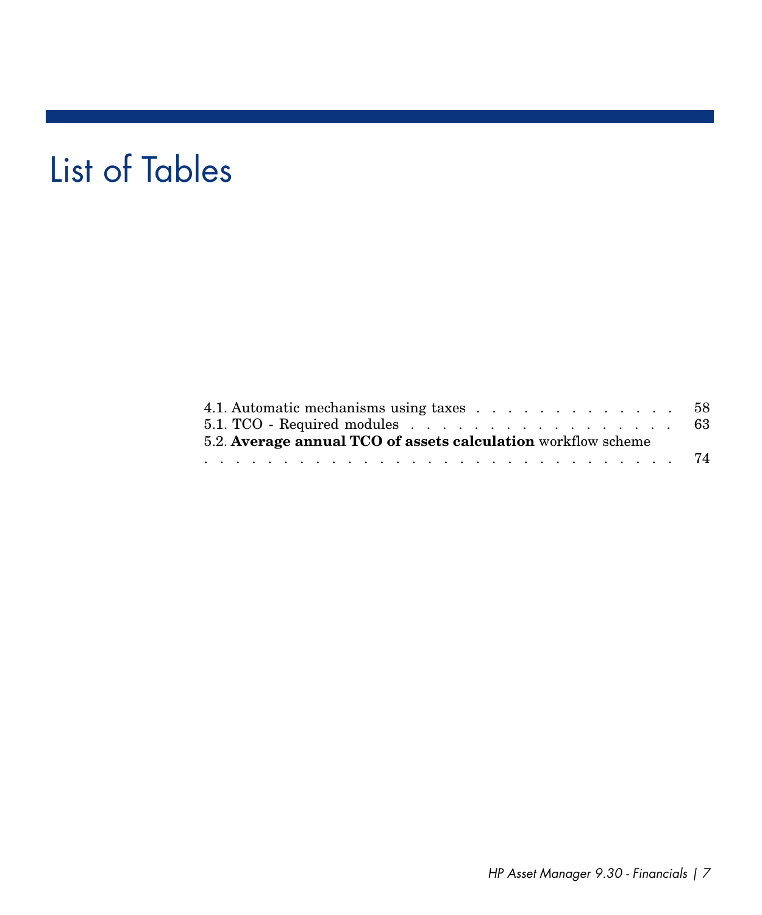# List of Tables

4.1. Automatic mechanisms using taxes . . . . . . . . . . . . . . 58
5.1. TCO - Required modules . . . . . . . . . . . . . . . . . . 63
5.2. **Average annual TCO of assets calculation** workflow scheme . . . . . . . . . . . . . . . . . . . . . . . . . . . . . . 74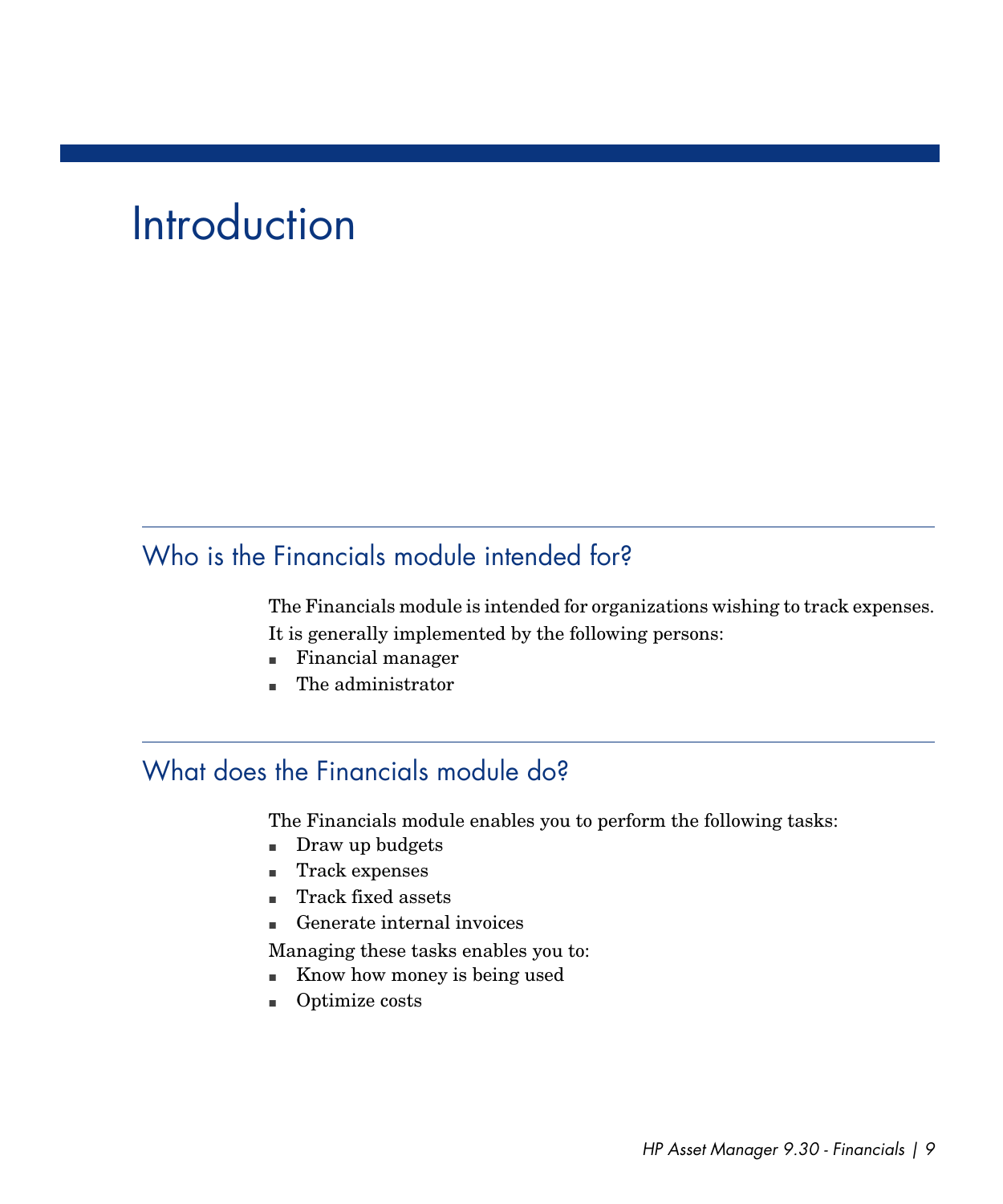# Introduction

## Who is the Financials module intended for?

The Financials module is intended for organizations wishing to track expenses.

It is generally implemented by the following persons:

- Financial manager
- The administrator

## What does the Financials module do?

The Financials module enables you to perform the following tasks:

- Draw up budgets
- Track expenses
- Track fixed assets
- Generate internal invoices

Managing these tasks enables you to:

- Know how money is being used
- Optimize costs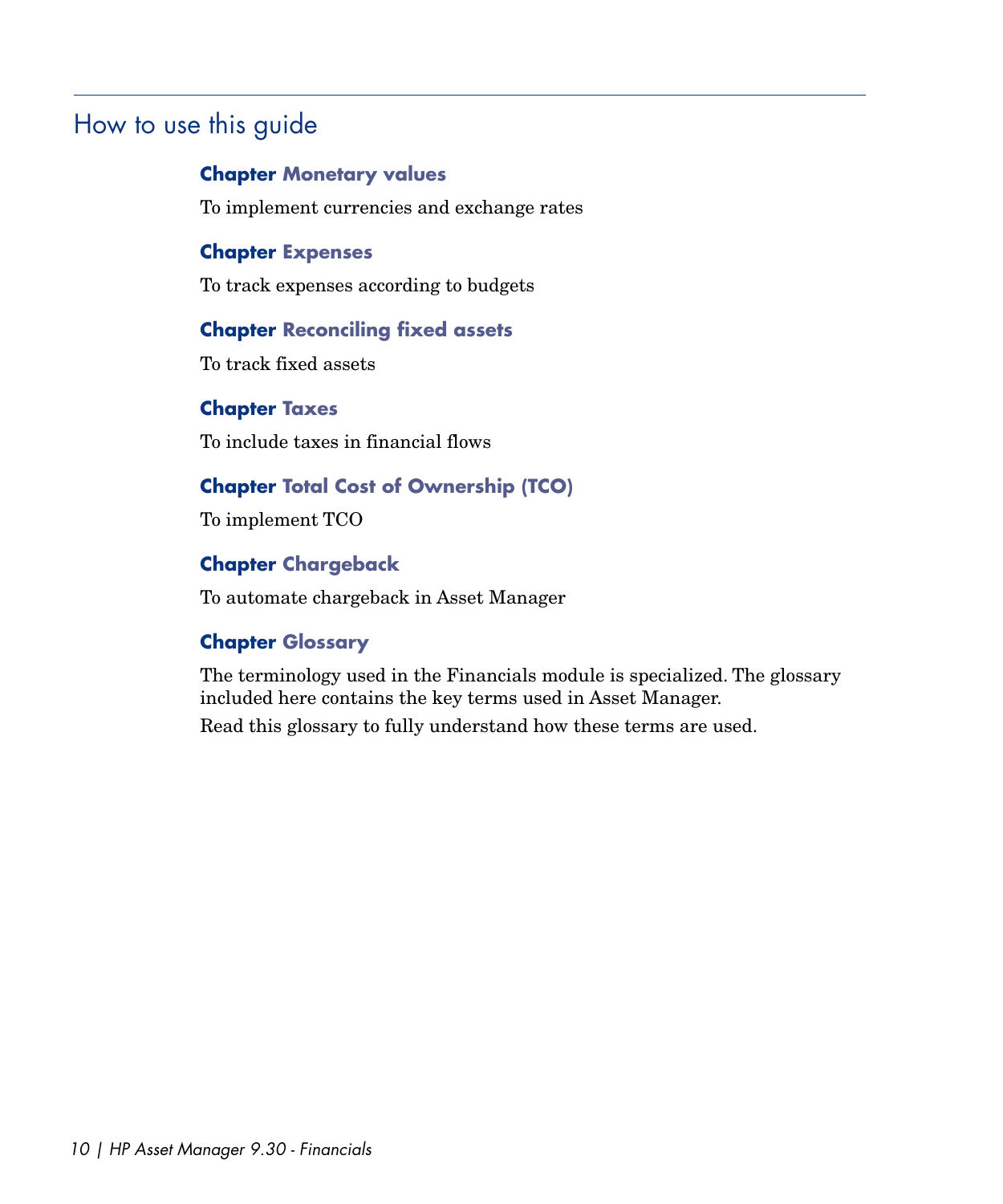## How to use this guide

**Chapter Monetary values**

To implement currencies and exchange rates

**Chapter Expenses**

To track expenses according to budgets

**Chapter Reconciling fixed assets**

To track fixed assets

**Chapter Taxes**

To include taxes in financial flows

**Chapter Total Cost of Ownership (TCO)**

To implement TCO

**Chapter Chargeback**

To automate chargeback in Asset Manager

**Chapter Glossary**

The terminology used in the Financials module is specialized. The glossary included here contains the key terms used in Asset Manager.

Read this glossary to fully understand how these terms are used.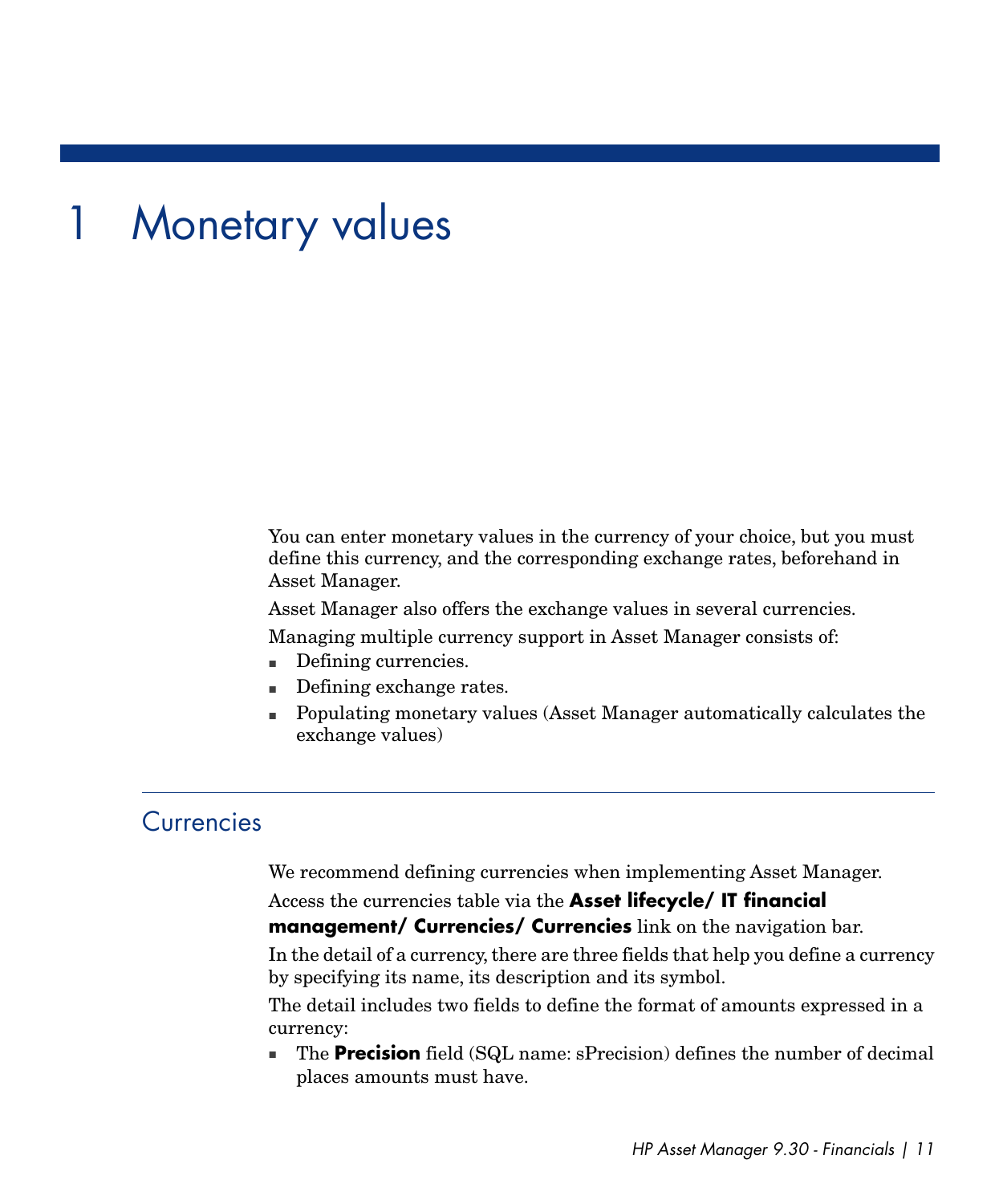# 1 Monetary values

You can enter monetary values in the currency of your choice, but you must define this currency, and the corresponding exchange rates, beforehand in Asset Manager.

Asset Manager also offers the exchange values in several currencies.

Managing multiple currency support in Asset Manager consists of:

- Defining currencies.
- Defining exchange rates.
- Populating monetary values (Asset Manager automatically calculates the exchange values)

## Currencies

We recommend defining currencies when implementing Asset Manager.

Access the currencies table via the **Asset lifecycle/ IT financial management/ Currencies/ Currencies** link on the navigation bar.

In the detail of a currency, there are three fields that help you define a currency by specifying its name, its description and its symbol.

The detail includes two fields to define the format of amounts expressed in a currency:

- The **Precision** field (SQL name: sPrecision) defines the number of decimal places amounts must have.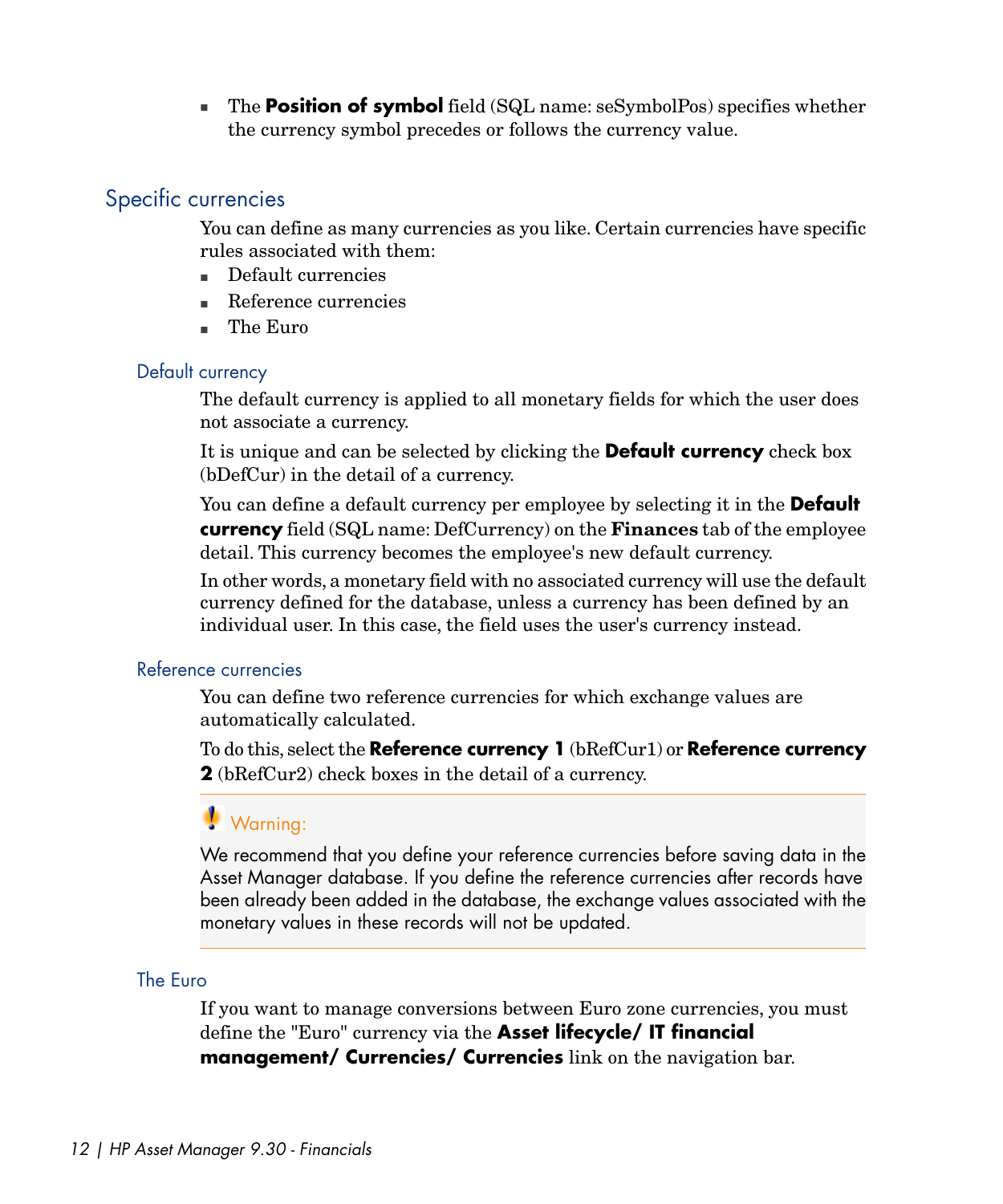- The **Position of symbol** field (SQL name: seSymbolPos) specifies whether the currency symbol precedes or follows the currency value.

## Specific currencies

You can define as many currencies as you like. Certain currencies have specific rules associated with them:

- Default currencies
- Reference currencies
- The Euro

### Default currency

The default currency is applied to all monetary fields for which the user does not associate a currency.

It is unique and can be selected by clicking the **Default currency** check box (bDefCur) in the detail of a currency.

You can define a default currency per employee by selecting it in the **Default currency** field (SQL name: DefCurrency) on the **Finances** tab of the employee detail. This currency becomes the employee's new default currency.

In other words, a monetary field with no associated currency will use the default currency defined for the database, unless a currency has been defined by an individual user. In this case, the field uses the user's currency instead.

### Reference currencies

You can define two reference currencies for which exchange values are automatically calculated.

To do this, select the **Reference currency 1** (bRefCur1) or **Reference currency 2** (bRefCur2) check boxes in the detail of a currency.

> **Warning:**
>
> We recommend that you define your reference currencies before saving data in the Asset Manager database. If you define the reference currencies after records have been already been added in the database, the exchange values associated with the monetary values in these records will not be updated.

### The Euro

If you want to manage conversions between Euro zone currencies, you must define the "Euro" currency via the **Asset lifecycle/ IT financial management/ Currencies/ Currencies** link on the navigation bar.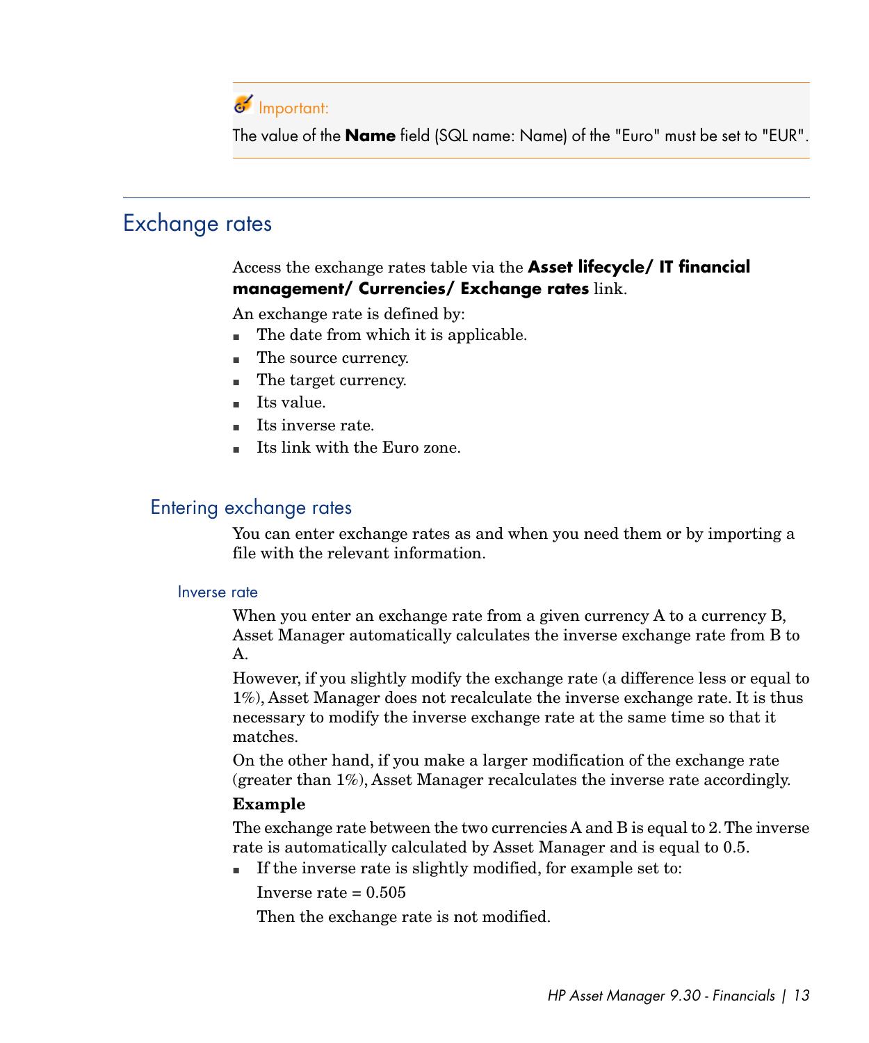> Important:
>
> The value of the **Name** field (SQL name: Name) of the "Euro" must be set to "EUR".

## Exchange rates

Access the exchange rates table via the **Asset lifecycle/ IT financial management/ Currencies/ Exchange rates** link.

An exchange rate is defined by:

- The date from which it is applicable.
- The source currency.
- The target currency.
- Its value.
- Its inverse rate.
- Its link with the Euro zone.

### Entering exchange rates

You can enter exchange rates as and when you need them or by importing a file with the relevant information.

#### Inverse rate

When you enter an exchange rate from a given currency A to a currency B, Asset Manager automatically calculates the inverse exchange rate from B to A.

However, if you slightly modify the exchange rate (a difference less or equal to 1%), Asset Manager does not recalculate the inverse exchange rate. It is thus necessary to modify the inverse exchange rate at the same time so that it matches.

On the other hand, if you make a larger modification of the exchange rate (greater than 1%), Asset Manager recalculates the inverse rate accordingly.

**Example**

The exchange rate between the two currencies A and B is equal to 2. The inverse rate is automatically calculated by Asset Manager and is equal to 0.5.

- If the inverse rate is slightly modified, for example set to:

  Inverse rate = 0.505

  Then the exchange rate is not modified.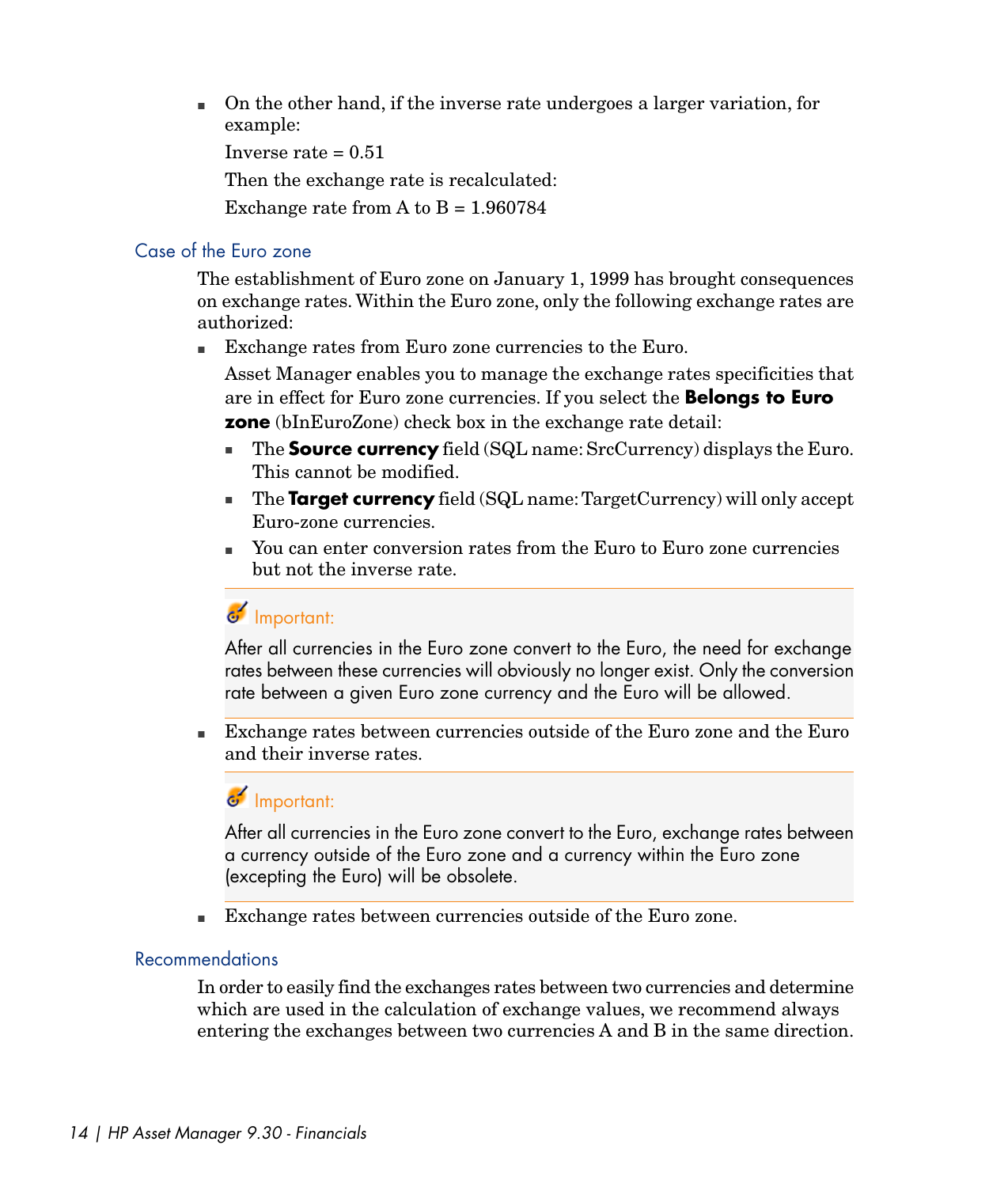- On the other hand, if the inverse rate undergoes a larger variation, for example:

  Inverse rate = 0.51

  Then the exchange rate is recalculated:

  Exchange rate from A to B = 1.960784

### Case of the Euro zone

The establishment of Euro zone on January 1, 1999 has brought consequences on exchange rates. Within the Euro zone, only the following exchange rates are authorized:

- Exchange rates from Euro zone currencies to the Euro.

  Asset Manager enables you to manage the exchange rates specificities that are in effect for Euro zone currencies. If you select the **Belongs to Euro zone** (bInEuroZone) check box in the exchange rate detail:

  - The **Source currency** field (SQL name: SrcCurrency) displays the Euro. This cannot be modified.
  - The **Target currency** field (SQL name: TargetCurrency) will only accept Euro-zone currencies.
  - You can enter conversion rates from the Euro to Euro zone currencies but not the inverse rate.

  > **Important:**
  >
  > After all currencies in the Euro zone convert to the Euro, the need for exchange rates between these currencies will obviously no longer exist. Only the conversion rate between a given Euro zone currency and the Euro will be allowed.

- Exchange rates between currencies outside of the Euro zone and the Euro and their inverse rates.

  > **Important:**
  >
  > After all currencies in the Euro zone convert to the Euro, exchange rates between a currency outside of the Euro zone and a currency within the Euro zone (excepting the Euro) will be obsolete.

- Exchange rates between currencies outside of the Euro zone.

### Recommendations

In order to easily find the exchanges rates between two currencies and determine which are used in the calculation of exchange values, we recommend always entering the exchanges between two currencies A and B in the same direction.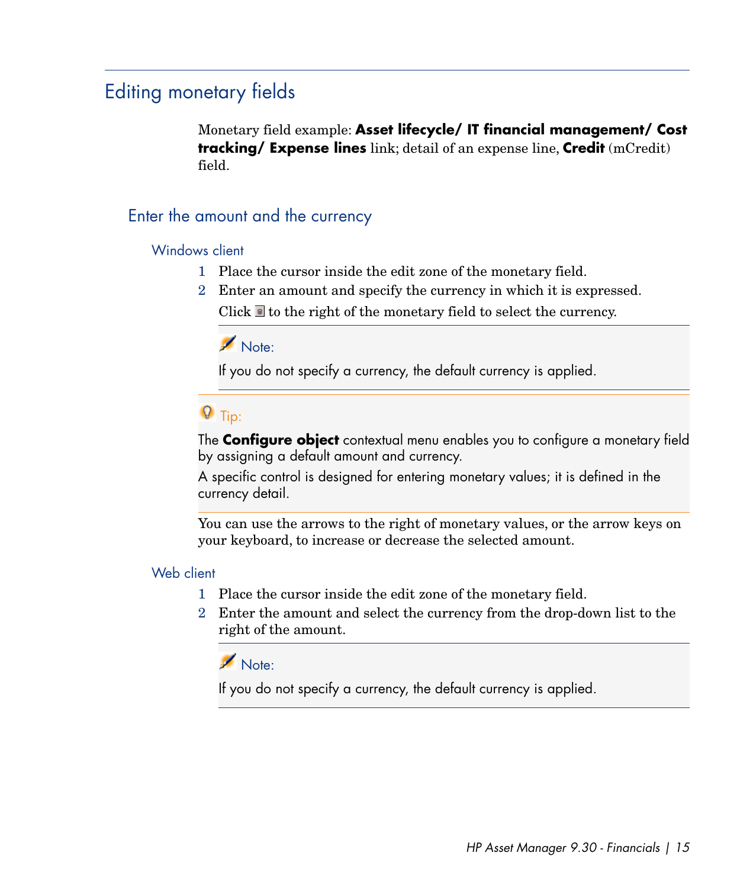## Editing monetary fields

Monetary field example: **Asset lifecycle/ IT financial management/ Cost tracking/ Expense lines** link; detail of an expense line, **Credit** (mCredit) field.

### Enter the amount and the currency

#### Windows client

1. Place the cursor inside the edit zone of the monetary field.
2. Enter an amount and specify the currency in which it is expressed.

   Click to the right of the monetary field to select the currency.

> Note:
>
> If you do not specify a currency, the default currency is applied.

> Tip:
>
> The **Configure object** contextual menu enables you to configure a monetary field by assigning a default amount and currency.
>
> A specific control is designed for entering monetary values; it is defined in the currency detail.

You can use the arrows to the right of monetary values, or the arrow keys on your keyboard, to increase or decrease the selected amount.

#### Web client

1. Place the cursor inside the edit zone of the monetary field.
2. Enter the amount and select the currency from the drop-down list to the right of the amount.

> Note:
>
> If you do not specify a currency, the default currency is applied.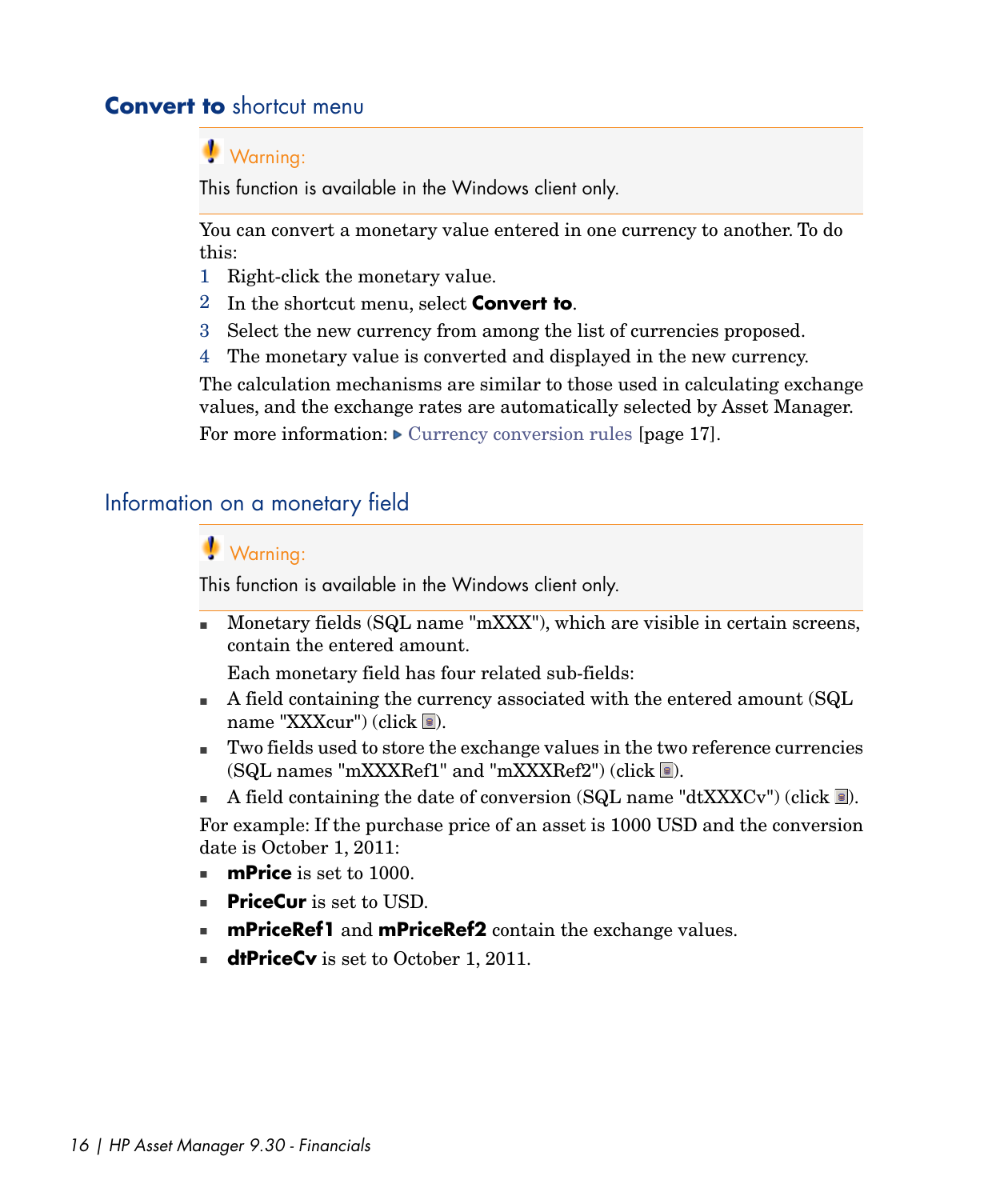## **Convert to** shortcut menu

> Warning:
>
> This function is available in the Windows client only.

You can convert a monetary value entered in one currency to another. To do this:

1. Right-click the monetary value.
2. In the shortcut menu, select **Convert to**.
3. Select the new currency from among the list of currencies proposed.
4. The monetary value is converted and displayed in the new currency.

The calculation mechanisms are similar to those used in calculating exchange values, and the exchange rates are automatically selected by Asset Manager.

For more information: ▶ Currency conversion rules [page 17].

## Information on a monetary field

> Warning:
>
> This function is available in the Windows client only.

- Monetary fields (SQL name "mXXX"), which are visible in certain screens, contain the entered amount.

  Each monetary field has four related sub-fields:
- A field containing the currency associated with the entered amount (SQL name "XXXcur") (click ).
- Two fields used to store the exchange values in the two reference currencies (SQL names "mXXXRef1" and "mXXXRef2") (click ).
- A field containing the date of conversion (SQL name "dtXXXCv") (click ).

For example: If the purchase price of an asset is 1000 USD and the conversion date is October 1, 2011:

- **mPrice** is set to 1000.
- **PriceCur** is set to USD.
- **mPriceRef1** and **mPriceRef2** contain the exchange values.
- **dtPriceCv** is set to October 1, 2011.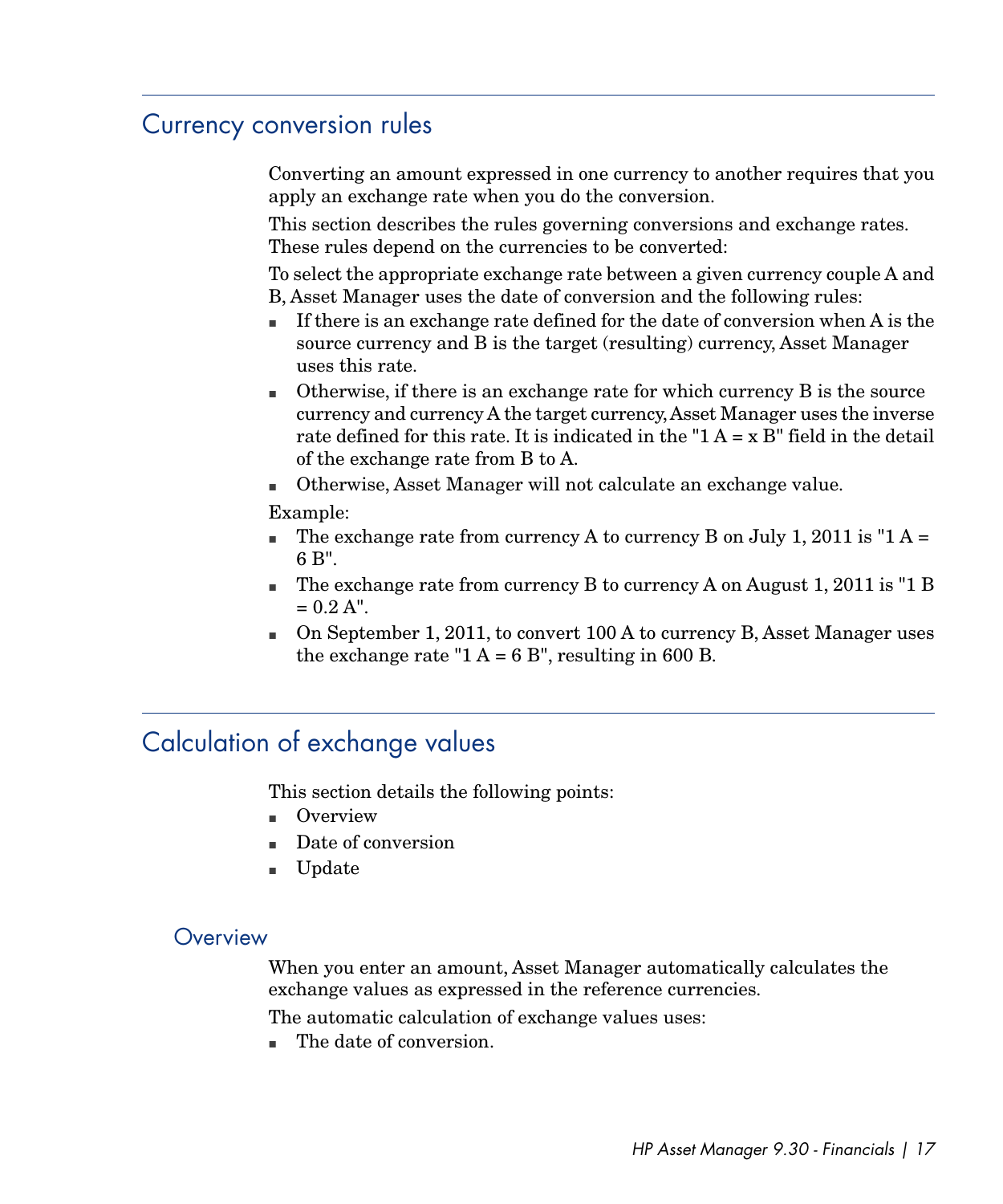## Currency conversion rules

Converting an amount expressed in one currency to another requires that you apply an exchange rate when you do the conversion.

This section describes the rules governing conversions and exchange rates. These rules depend on the currencies to be converted:

To select the appropriate exchange rate between a given currency couple A and B, Asset Manager uses the date of conversion and the following rules:

- If there is an exchange rate defined for the date of conversion when A is the source currency and B is the target (resulting) currency, Asset Manager uses this rate.
- Otherwise, if there is an exchange rate for which currency B is the source currency and currency A the target currency, Asset Manager uses the inverse rate defined for this rate. It is indicated in the "1 A = x B" field in the detail of the exchange rate from B to A.
- Otherwise, Asset Manager will not calculate an exchange value.

Example:

- The exchange rate from currency A to currency B on July 1, 2011 is "1 A = 6 B".
- The exchange rate from currency B to currency A on August 1, 2011 is "1 B = 0.2 A".
- On September 1, 2011, to convert 100 A to currency B, Asset Manager uses the exchange rate "1 A = 6 B", resulting in 600 B.

## Calculation of exchange values

This section details the following points:

- Overview
- Date of conversion
- Update

### Overview

When you enter an amount, Asset Manager automatically calculates the exchange values as expressed in the reference currencies.

The automatic calculation of exchange values uses:

- The date of conversion.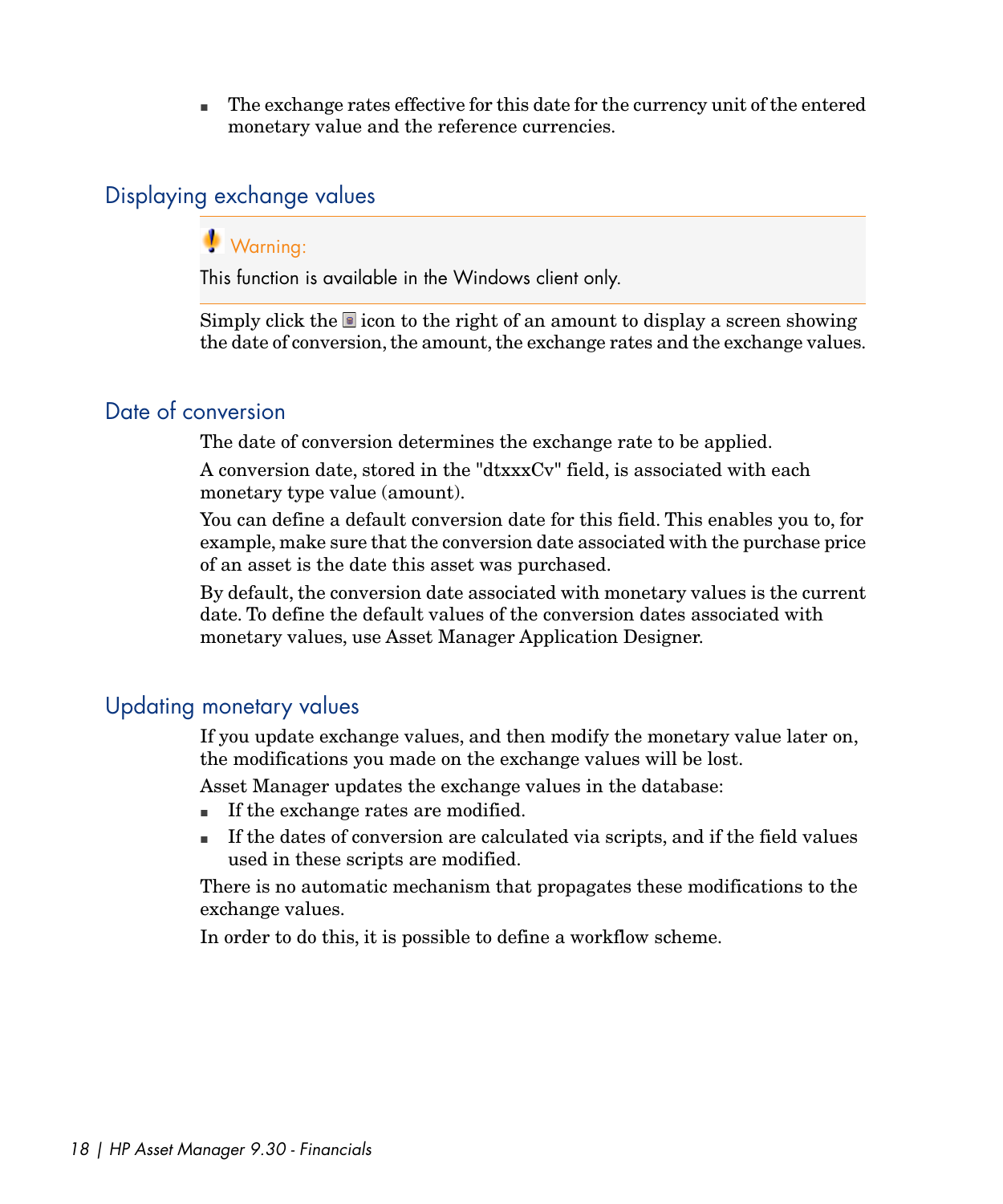- The exchange rates effective for this date for the currency unit of the entered monetary value and the reference currencies.

## Displaying exchange values

> **Warning:**
>
> This function is available in the Windows client only.

Simply click the icon to the right of an amount to display a screen showing the date of conversion, the amount, the exchange rates and the exchange values.

## Date of conversion

The date of conversion determines the exchange rate to be applied.

A conversion date, stored in the "dtxxxCv" field, is associated with each monetary type value (amount).

You can define a default conversion date for this field. This enables you to, for example, make sure that the conversion date associated with the purchase price of an asset is the date this asset was purchased.

By default, the conversion date associated with monetary values is the current date. To define the default values of the conversion dates associated with monetary values, use Asset Manager Application Designer.

## Updating monetary values

If you update exchange values, and then modify the monetary value later on, the modifications you made on the exchange values will be lost.

Asset Manager updates the exchange values in the database:

- If the exchange rates are modified.
- If the dates of conversion are calculated via scripts, and if the field values used in these scripts are modified.

There is no automatic mechanism that propagates these modifications to the exchange values.

In order to do this, it is possible to define a workflow scheme.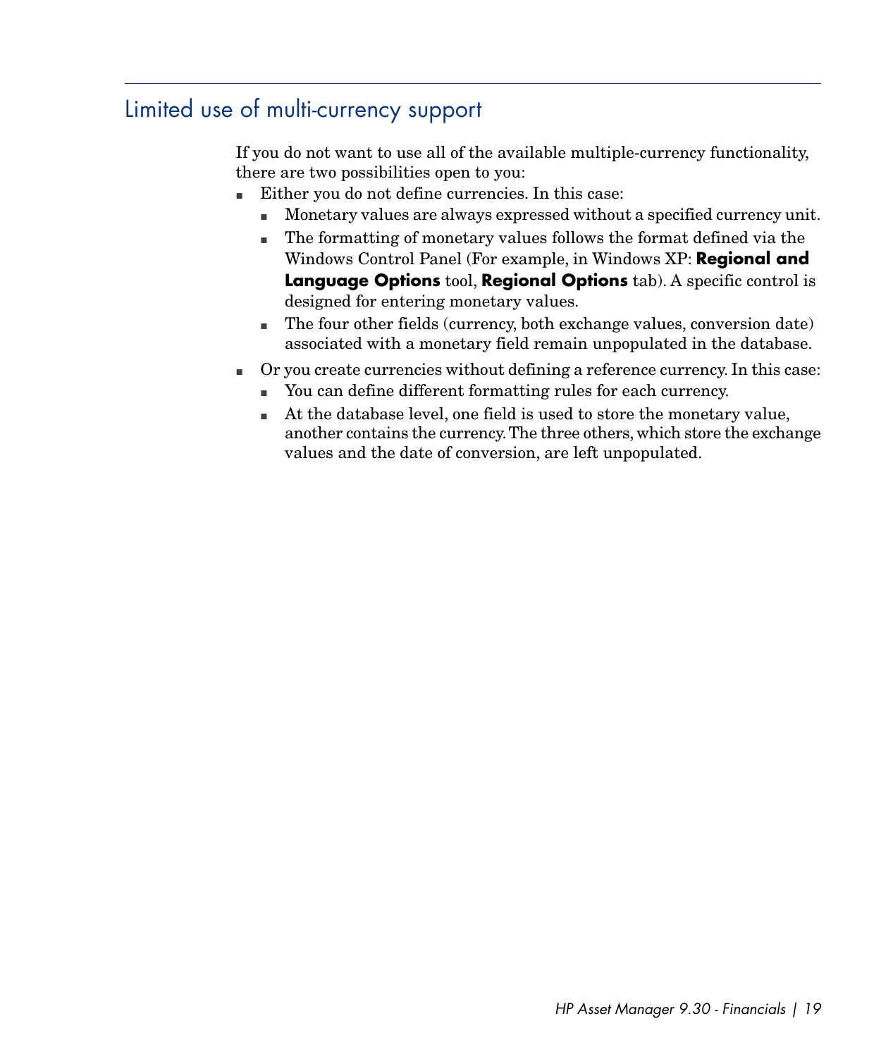## Limited use of multi-currency support

If you do not want to use all of the available multiple-currency functionality, there are two possibilities open to you:

- Either you do not define currencies. In this case:
  - Monetary values are always expressed without a specified currency unit.
  - The formatting of monetary values follows the format defined via the Windows Control Panel (For example, in Windows XP: **Regional and Language Options** tool, **Regional Options** tab). A specific control is designed for entering monetary values.
  - The four other fields (currency, both exchange values, conversion date) associated with a monetary field remain unpopulated in the database.
- Or you create currencies without defining a reference currency. In this case:
  - You can define different formatting rules for each currency.
  - At the database level, one field is used to store the monetary value, another contains the currency. The three others, which store the exchange values and the date of conversion, are left unpopulated.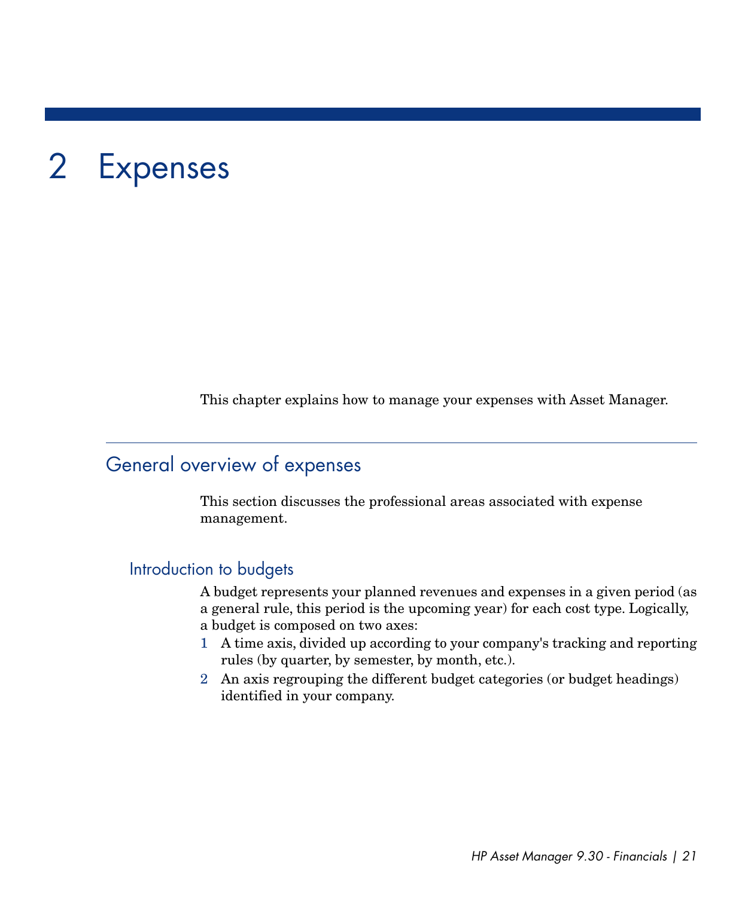# 2 Expenses

This chapter explains how to manage your expenses with Asset Manager.

## General overview of expenses

This section discusses the professional areas associated with expense management.

### Introduction to budgets

A budget represents your planned revenues and expenses in a given period (as a general rule, this period is the upcoming year) for each cost type. Logically, a budget is composed on two axes:

1. A time axis, divided up according to your company's tracking and reporting rules (by quarter, by semester, by month, etc.).
2. An axis regrouping the different budget categories (or budget headings) identified in your company.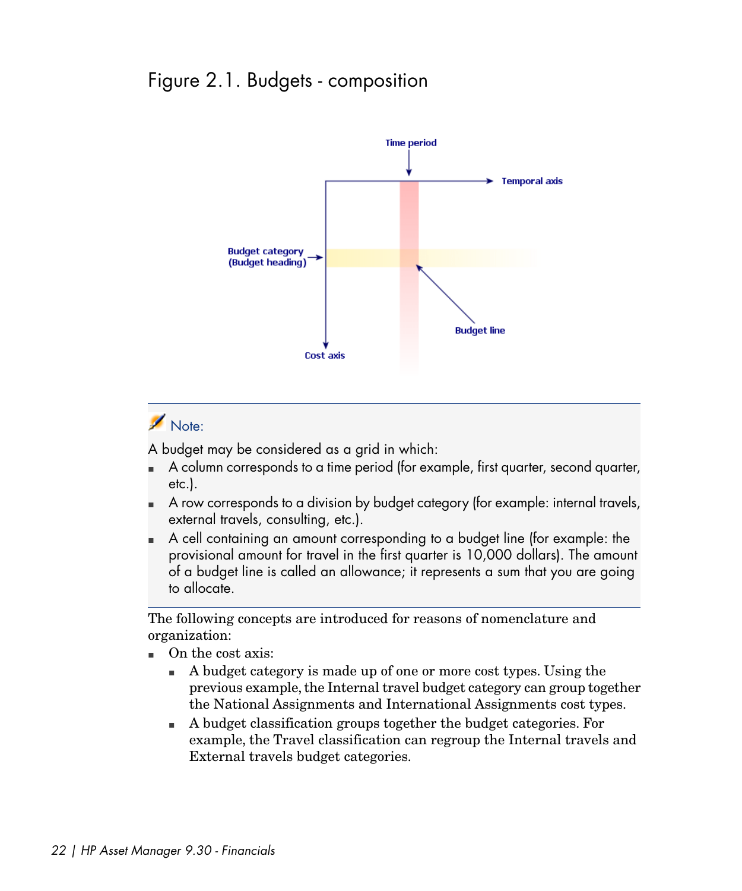Figure 2.1. Budgets - composition

> **Note:**
>
> A budget may be considered as a grid in which:
>
> - A column corresponds to a time period (for example, first quarter, second quarter, etc.).
> - A row corresponds to a division by budget category (for example: internal travels, external travels, consulting, etc.).
> - A cell containing an amount corresponding to a budget line (for example: the provisional amount for travel in the first quarter is 10,000 dollars). The amount of a budget line is called an allowance; it represents a sum that you are going to allocate.

The following concepts are introduced for reasons of nomenclature and organization:

- On the cost axis:
  - A budget category is made up of one or more cost types. Using the previous example, the Internal travel budget category can group together the National Assignments and International Assignments cost types.
  - A budget classification groups together the budget categories. For example, the Travel classification can regroup the Internal travels and External travels budget categories.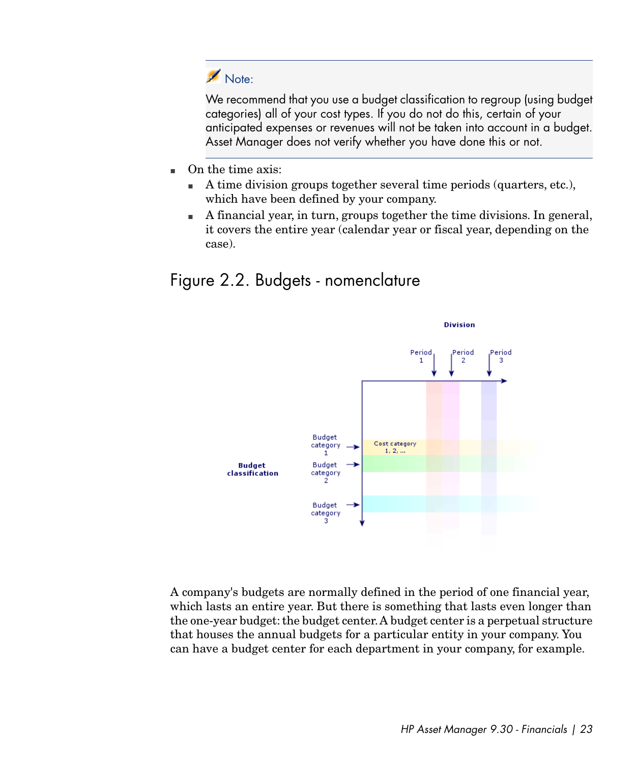> **Note:**
>
> We recommend that you use a budget classification to regroup (using budget categories) all of your cost types. If you do not do this, certain of your anticipated expenses or revenues will not be taken into account in a budget. Asset Manager does not verify whether you have done this or not.

- On the time axis:
  - A time division groups together several time periods (quarters, etc.), which have been defined by your company.
  - A financial year, in turn, groups together the time divisions. In general, it covers the entire year (calendar year or fiscal year, depending on the case).

## Figure 2.2. Budgets - nomenclature

A company's budgets are normally defined in the period of one financial year, which lasts an entire year. But there is something that lasts even longer than the one-year budget: the budget center. A budget center is a perpetual structure that houses the annual budgets for a particular entity in your company. You can have a budget center for each department in your company, for example.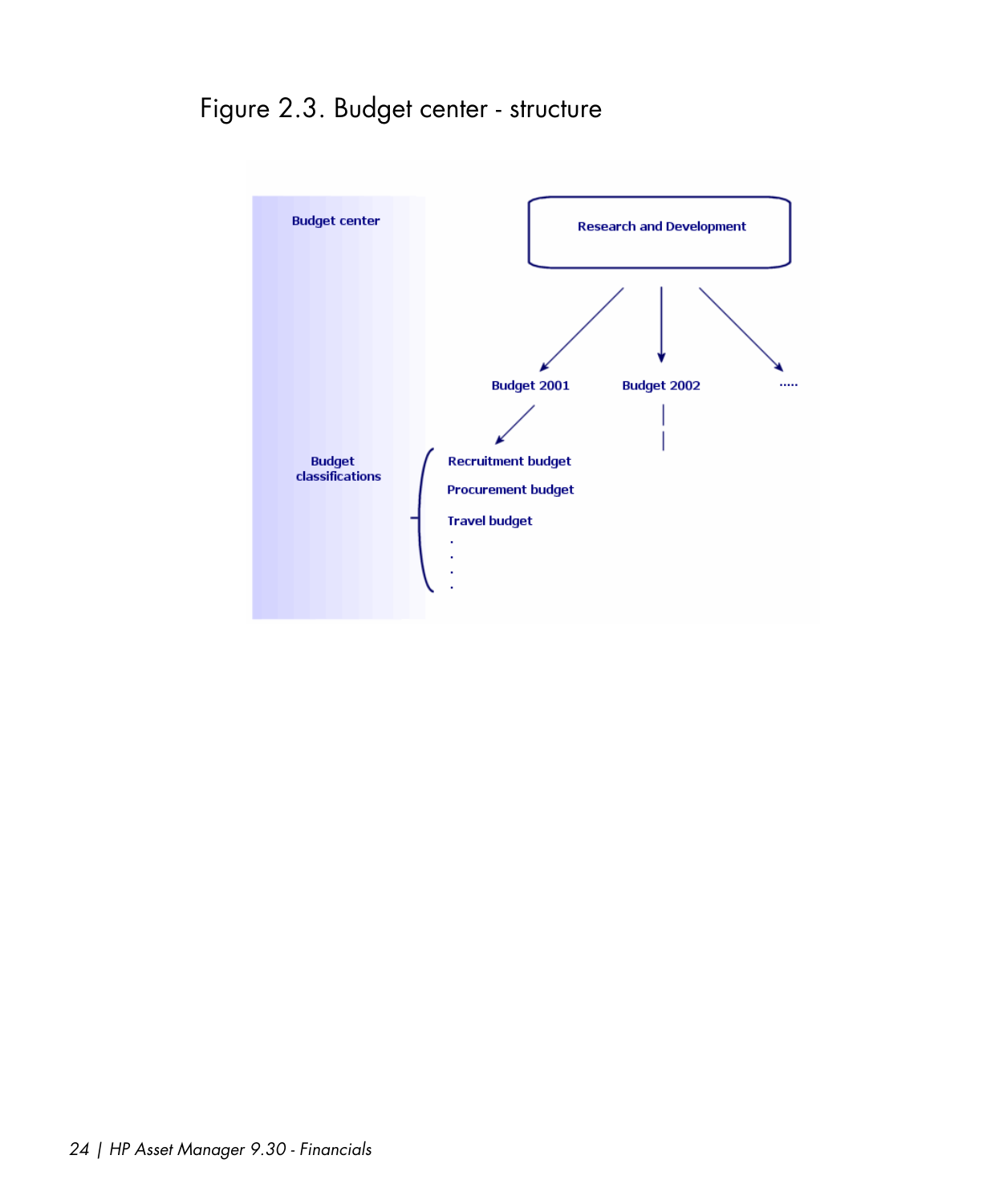Figure 2.3. Budget center - structure

Budget center

Research and Development

Budget 2001

Budget 2002

.....

Budget classifications

Recruitment budget

Procurement budget

Travel budget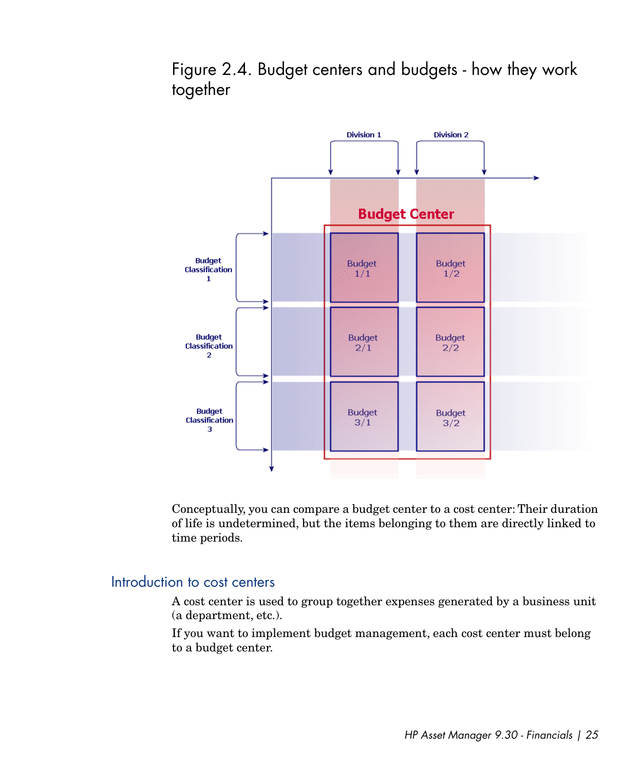Figure 2.4. Budget centers and budgets - how they work together

Conceptually, you can compare a budget center to a cost center: Their duration of life is undetermined, but the items belonging to them are directly linked to time periods.

## Introduction to cost centers

A cost center is used to group together expenses generated by a business unit (a department, etc.).

If you want to implement budget management, each cost center must belong to a budget center.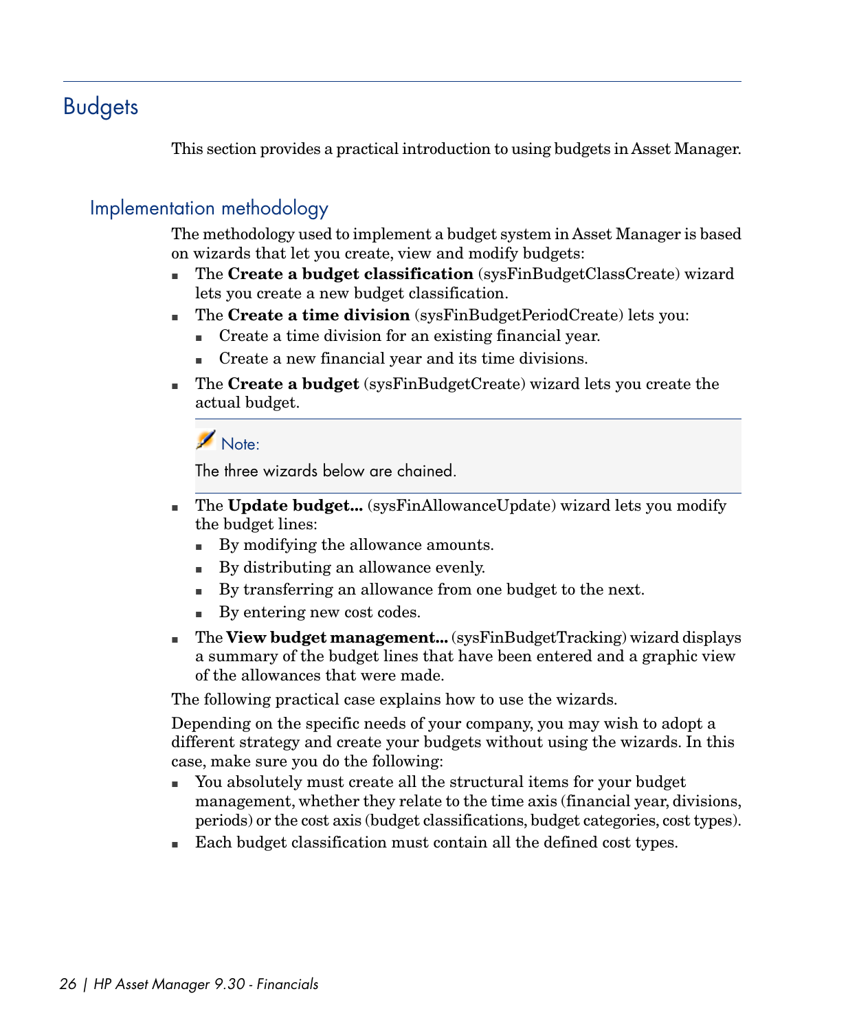# Budgets

This section provides a practical introduction to using budgets in Asset Manager.

## Implementation methodology

The methodology used to implement a budget system in Asset Manager is based on wizards that let you create, view and modify budgets:

- The **Create a budget classification** (sysFinBudgetClassCreate) wizard lets you create a new budget classification.
- The **Create a time division** (sysFinBudgetPeriodCreate) lets you:
  - Create a time division for an existing financial year.
  - Create a new financial year and its time divisions.
- The **Create a budget** (sysFinBudgetCreate) wizard lets you create the actual budget.

> Note:
>
> The three wizards below are chained.

- The **Update budget...** (sysFinAllowanceUpdate) wizard lets you modify the budget lines:
  - By modifying the allowance amounts.
  - By distributing an allowance evenly.
  - By transferring an allowance from one budget to the next.
  - By entering new cost codes.
- The **View budget management...** (sysFinBudgetTracking) wizard displays a summary of the budget lines that have been entered and a graphic view of the allowances that were made.

The following practical case explains how to use the wizards.

Depending on the specific needs of your company, you may wish to adopt a different strategy and create your budgets without using the wizards. In this case, make sure you do the following:

- You absolutely must create all the structural items for your budget management, whether they relate to the time axis (financial year, divisions, periods) or the cost axis (budget classifications, budget categories, cost types).
- Each budget classification must contain all the defined cost types.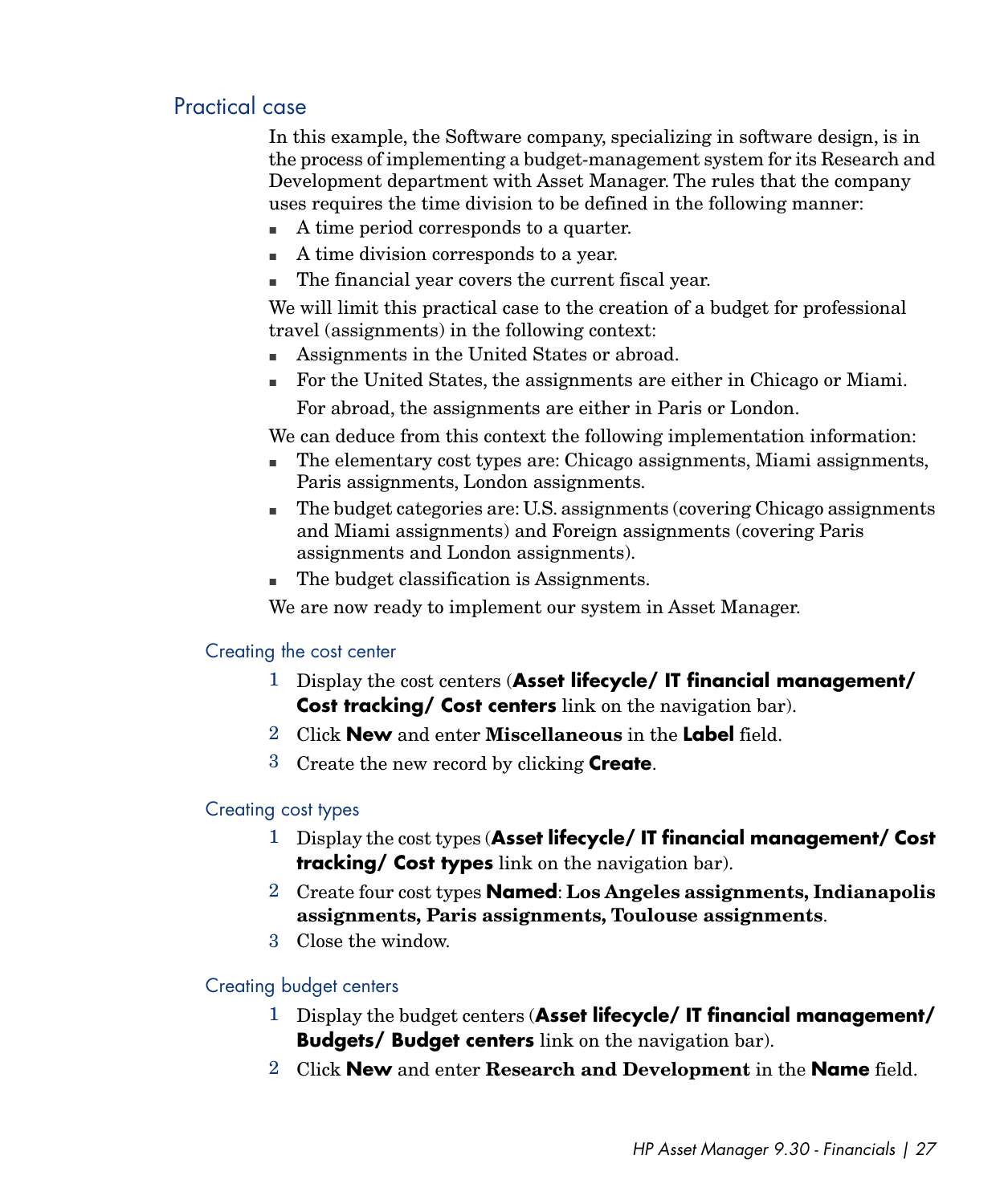## Practical case

In this example, the Software company, specializing in software design, is in the process of implementing a budget-management system for its Research and Development department with Asset Manager. The rules that the company uses requires the time division to be defined in the following manner:

- A time period corresponds to a quarter.
- A time division corresponds to a year.
- The financial year covers the current fiscal year.

We will limit this practical case to the creation of a budget for professional travel (assignments) in the following context:

- Assignments in the United States or abroad.
- For the United States, the assignments are either in Chicago or Miami.

  For abroad, the assignments are either in Paris or London.

We can deduce from this context the following implementation information:

- The elementary cost types are: Chicago assignments, Miami assignments, Paris assignments, London assignments.
- The budget categories are: U.S. assignments (covering Chicago assignments and Miami assignments) and Foreign assignments (covering Paris assignments and London assignments).
- The budget classification is Assignments.

We are now ready to implement our system in Asset Manager.

### Creating the cost center

1. Display the cost centers (**Asset lifecycle/ IT financial management/ Cost tracking/ Cost centers** link on the navigation bar).
2. Click **New** and enter **Miscellaneous** in the **Label** field.
3. Create the new record by clicking **Create**.

### Creating cost types

1. Display the cost types (**Asset lifecycle/ IT financial management/ Cost tracking/ Cost types** link on the navigation bar).
2. Create four cost types **Named**: **Los Angeles assignments, Indianapolis assignments, Paris assignments, Toulouse assignments**.
3. Close the window.

### Creating budget centers

1. Display the budget centers (**Asset lifecycle/ IT financial management/ Budgets/ Budget centers** link on the navigation bar).
2. Click **New** and enter **Research and Development** in the **Name** field.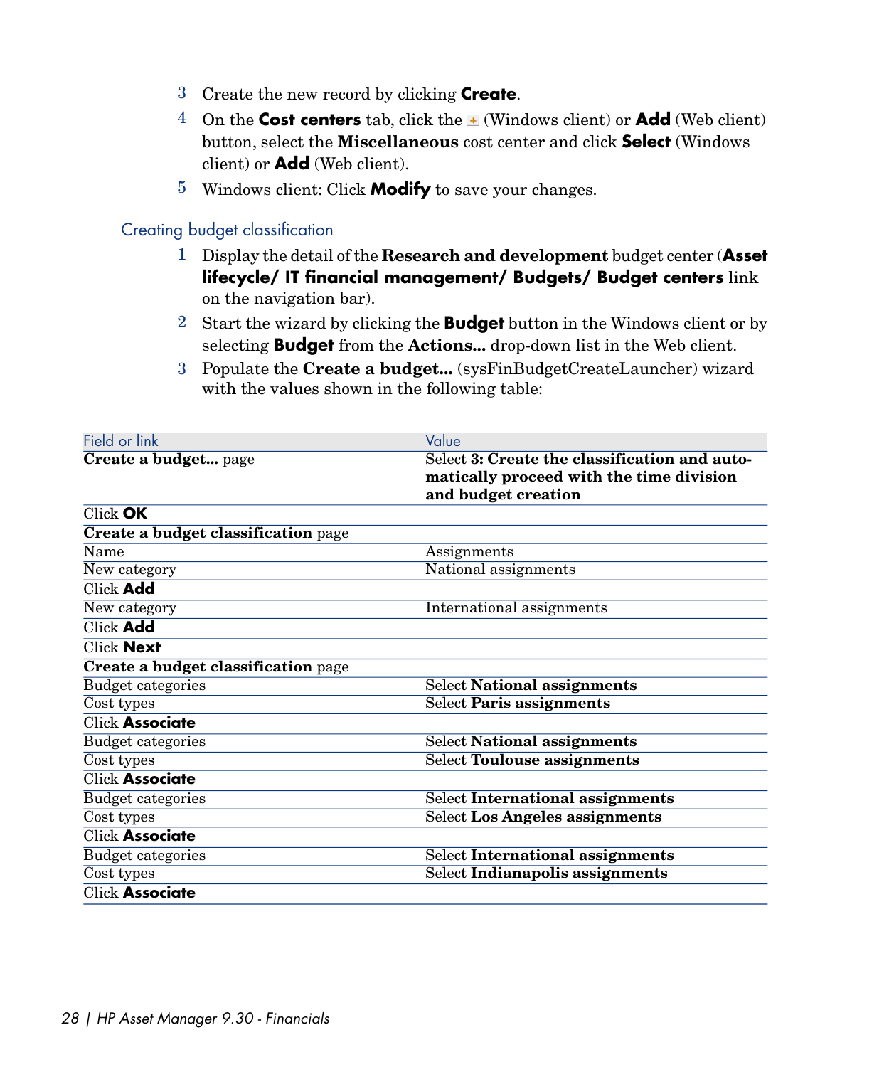3 Create the new record by clicking **Create**.
4 On the **Cost centers** tab, click the + (Windows client) or **Add** (Web client) button, select the **Miscellaneous** cost center and click **Select** (Windows client) or **Add** (Web client).
5 Windows client: Click **Modify** to save your changes.

### Creating budget classification

1 Display the detail of the **Research and development** budget center (**Asset lifecycle/ IT financial management/ Budgets/ Budget centers** link on the navigation bar).
2 Start the wizard by clicking the **Budget** button in the Windows client or by selecting **Budget** from the **Actions...** drop-down list in the Web client.
3 Populate the **Create a budget...** (sysFinBudgetCreateLauncher) wizard with the values shown in the following table:

| Field or link | Value |
|---|---|
| **Create a budget...** page | Select **3: Create the classification and automatically proceed with the time division and budget creation** |
| Click **OK** | |
| **Create a budget classification** page | |
| Name | Assignments |
| New category | National assignments |
| Click **Add** | |
| New category | International assignments |
| Click **Add** | |
| Click **Next** | |
| **Create a budget classification** page | |
| Budget categories | Select **National assignments** |
| Cost types | Select **Paris assignments** |
| Click **Associate** | |
| Budget categories | Select **National assignments** |
| Cost types | Select **Toulouse assignments** |
| Click **Associate** | |
| Budget categories | Select **International assignments** |
| Cost types | Select **Los Angeles assignments** |
| Click **Associate** | |
| Budget categories | Select **International assignments** |
| Cost types | Select **Indianapolis assignments** |
| Click **Associate** | |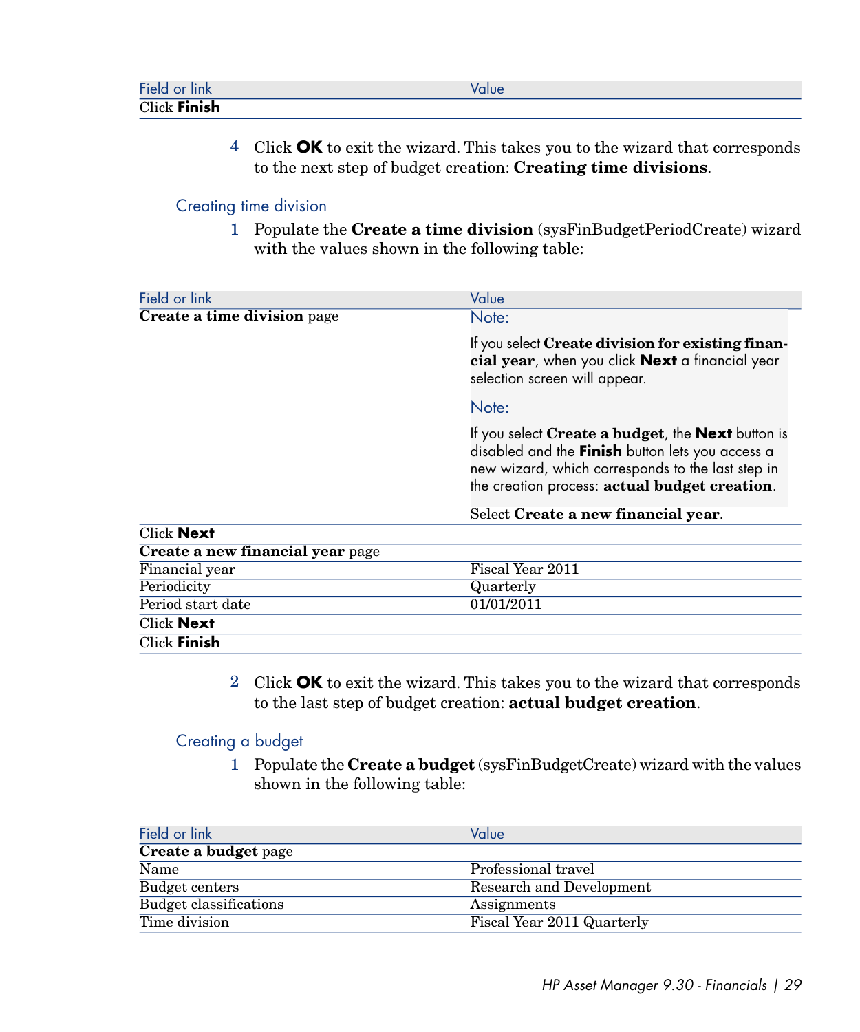| Field or link | Value |
| --- | --- |
| Click **Finish** | |

4 Click **OK** to exit the wizard. This takes you to the wizard that corresponds to the next step of budget creation: **Creating time divisions**.

### Creating time division

1 Populate the **Create a time division** (sysFinBudgetPeriodCreate) wizard with the values shown in the following table:

| Field or link | Value |
| --- | --- |
| **Create a time division** page | Note:<br><br>If you select **Create division for existing financial year**, when you click **Next** a financial year selection screen will appear.<br><br>Note:<br><br>If you select **Create a budget**, the **Next** button is disabled and the **Finish** button lets you access a new wizard, which corresponds to the last step in the creation process: **actual budget creation**.<br><br>Select **Create a new financial year**. |
| Click **Next** | |
| **Create a new financial year** page | |
| Financial year | Fiscal Year 2011 |
| Periodicity | Quarterly |
| Period start date | 01/01/2011 |
| Click **Next** | |
| Click **Finish** | |

2 Click **OK** to exit the wizard. This takes you to the wizard that corresponds to the last step of budget creation: **actual budget creation**.

### Creating a budget

1 Populate the **Create a budget** (sysFinBudgetCreate) wizard with the values shown in the following table:

| Field or link | Value |
| --- | --- |
| **Create a budget** page | |
| Name | Professional travel |
| Budget centers | Research and Development |
| Budget classifications | Assignments |
| Time division | Fiscal Year 2011 Quarterly |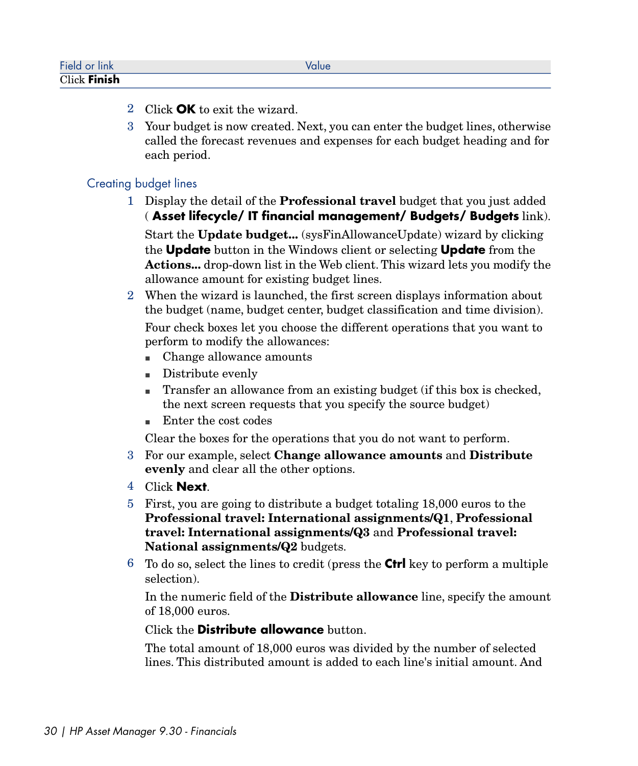| Field or link | Value |
| --- | --- |
| Click **Finish** | |

2 Click **OK** to exit the wizard.

3 Your budget is now created. Next, you can enter the budget lines, otherwise called the forecast revenues and expenses for each budget heading and for each period.

### Creating budget lines

1 Display the detail of the **Professional travel** budget that you just added ( **Asset lifecycle/ IT financial management/ Budgets/ Budgets** link).

   Start the **Update budget...** (sysFinAllowanceUpdate) wizard by clicking the **Update** button in the Windows client or selecting **Update** from the **Actions...** drop-down list in the Web client. This wizard lets you modify the allowance amount for existing budget lines.

2 When the wizard is launched, the first screen displays information about the budget (name, budget center, budget classification and time division).

   Four check boxes let you choose the different operations that you want to perform to modify the allowances:

   - Change allowance amounts
   - Distribute evenly
   - Transfer an allowance from an existing budget (if this box is checked, the next screen requests that you specify the source budget)
   - Enter the cost codes

   Clear the boxes for the operations that you do not want to perform.

3 For our example, select **Change allowance amounts** and **Distribute evenly** and clear all the other options.

4 Click **Next**.

5 First, you are going to distribute a budget totaling 18,000 euros to the **Professional travel: International assignments/Q1**, **Professional travel: International assignments/Q3** and **Professional travel: National assignments/Q2** budgets.

6 To do so, select the lines to credit (press the **Ctrl** key to perform a multiple selection).

   In the numeric field of the **Distribute allowance** line, specify the amount of 18,000 euros.

   Click the **Distribute allowance** button.

   The total amount of 18,000 euros was divided by the number of selected lines. This distributed amount is added to each line's initial amount. And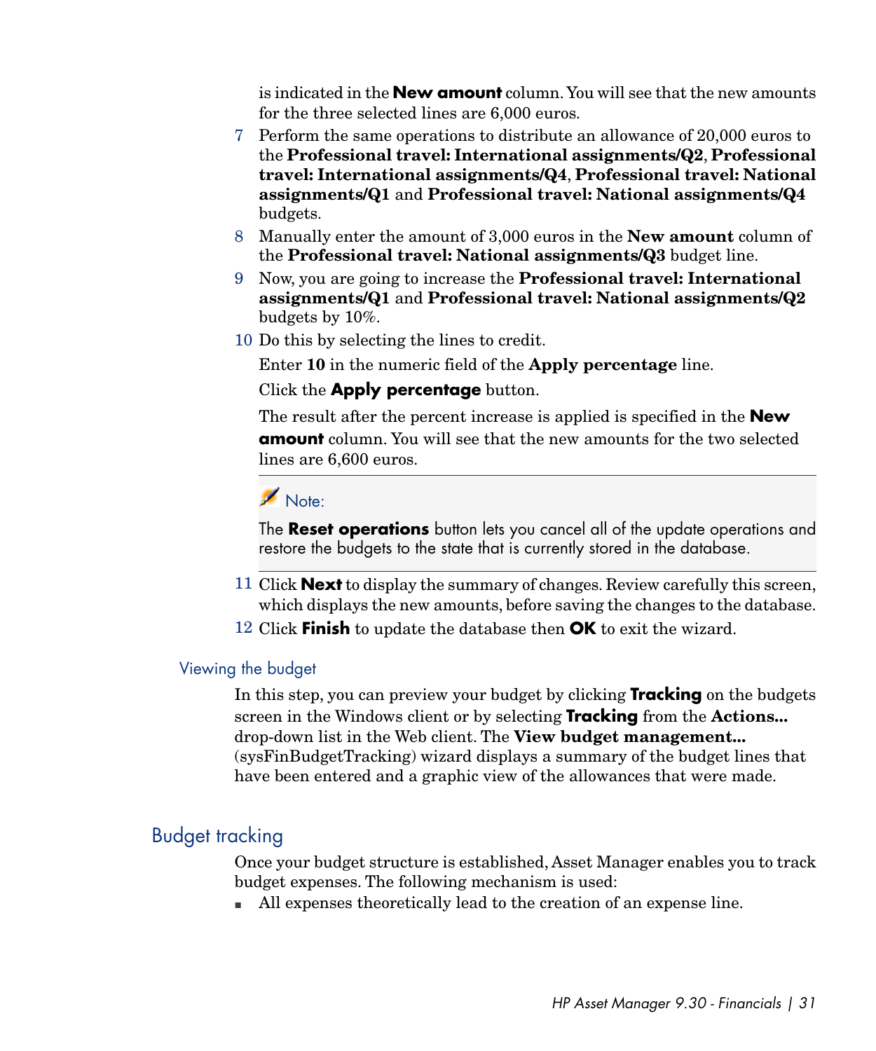is indicated in the **New amount** column. You will see that the new amounts for the three selected lines are 6,000 euros.

7 Perform the same operations to distribute an allowance of 20,000 euros to the **Professional travel: International assignments/Q2**, **Professional travel: International assignments/Q4**, **Professional travel: National assignments/Q1** and **Professional travel: National assignments/Q4** budgets.

8 Manually enter the amount of 3,000 euros in the **New amount** column of the **Professional travel: National assignments/Q3** budget line.

9 Now, you are going to increase the **Professional travel: International assignments/Q1** and **Professional travel: National assignments/Q2** budgets by 10%.

10 Do this by selecting the lines to credit.

   Enter **10** in the numeric field of the **Apply percentage** line.

   Click the **Apply percentage** button.

   The result after the percent increase is applied is specified in the **New amount** column. You will see that the new amounts for the two selected lines are 6,600 euros.

> Note:
>
> The **Reset operations** button lets you cancel all of the update operations and restore the budgets to the state that is currently stored in the database.

11 Click **Next** to display the summary of changes. Review carefully this screen, which displays the new amounts, before saving the changes to the database.

12 Click **Finish** to update the database then **OK** to exit the wizard.

### Viewing the budget

In this step, you can preview your budget by clicking **Tracking** on the budgets screen in the Windows client or by selecting **Tracking** from the **Actions...** drop-down list in the Web client. The **View budget management...** (sysFinBudgetTracking) wizard displays a summary of the budget lines that have been entered and a graphic view of the allowances that were made.

## Budget tracking

Once your budget structure is established, Asset Manager enables you to track budget expenses. The following mechanism is used:

- All expenses theoretically lead to the creation of an expense line.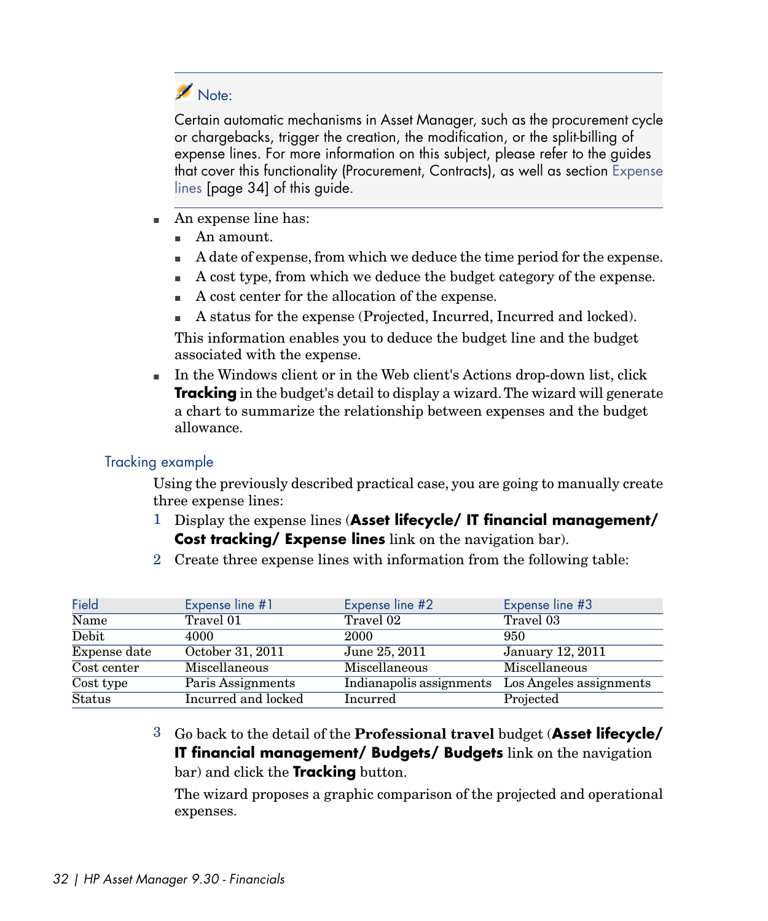> **Note:**
>
> Certain automatic mechanisms in Asset Manager, such as the procurement cycle or chargebacks, trigger the creation, the modification, or the split-billing of expense lines. For more information on this subject, please refer to the guides that cover this functionality (Procurement, Contracts), as well as section Expense lines [page 34] of this guide.

- An expense line has:
  - An amount.
  - A date of expense, from which we deduce the time period for the expense.
  - A cost type, from which we deduce the budget category of the expense.
  - A cost center for the allocation of the expense.
  - A status for the expense (Projected, Incurred, Incurred and locked).

  This information enables you to deduce the budget line and the budget associated with the expense.
- In the Windows client or in the Web client's Actions drop-down list, click **Tracking** in the budget's detail to display a wizard. The wizard will generate a chart to summarize the relationship between expenses and the budget allowance.

### Tracking example

Using the previously described practical case, you are going to manually create three expense lines:

1. Display the expense lines (**Asset lifecycle/ IT financial management/ Cost tracking/ Expense lines** link on the navigation bar).
2. Create three expense lines with information from the following table:

| Field | Expense line #1 | Expense line #2 | Expense line #3 |
|---|---|---|---|
| Name | Travel 01 | Travel 02 | Travel 03 |
| Debit | 4000 | 2000 | 950 |
| Expense date | October 31, 2011 | June 25, 2011 | January 12, 2011 |
| Cost center | Miscellaneous | Miscellaneous | Miscellaneous |
| Cost type | Paris Assignments | Indianapolis assignments | Los Angeles assignments |
| Status | Incurred and locked | Incurred | Projected |

3. Go back to the detail of the **Professional travel** budget (**Asset lifecycle/ IT financial management/ Budgets/ Budgets** link on the navigation bar) and click the **Tracking** button.

   The wizard proposes a graphic comparison of the projected and operational expenses.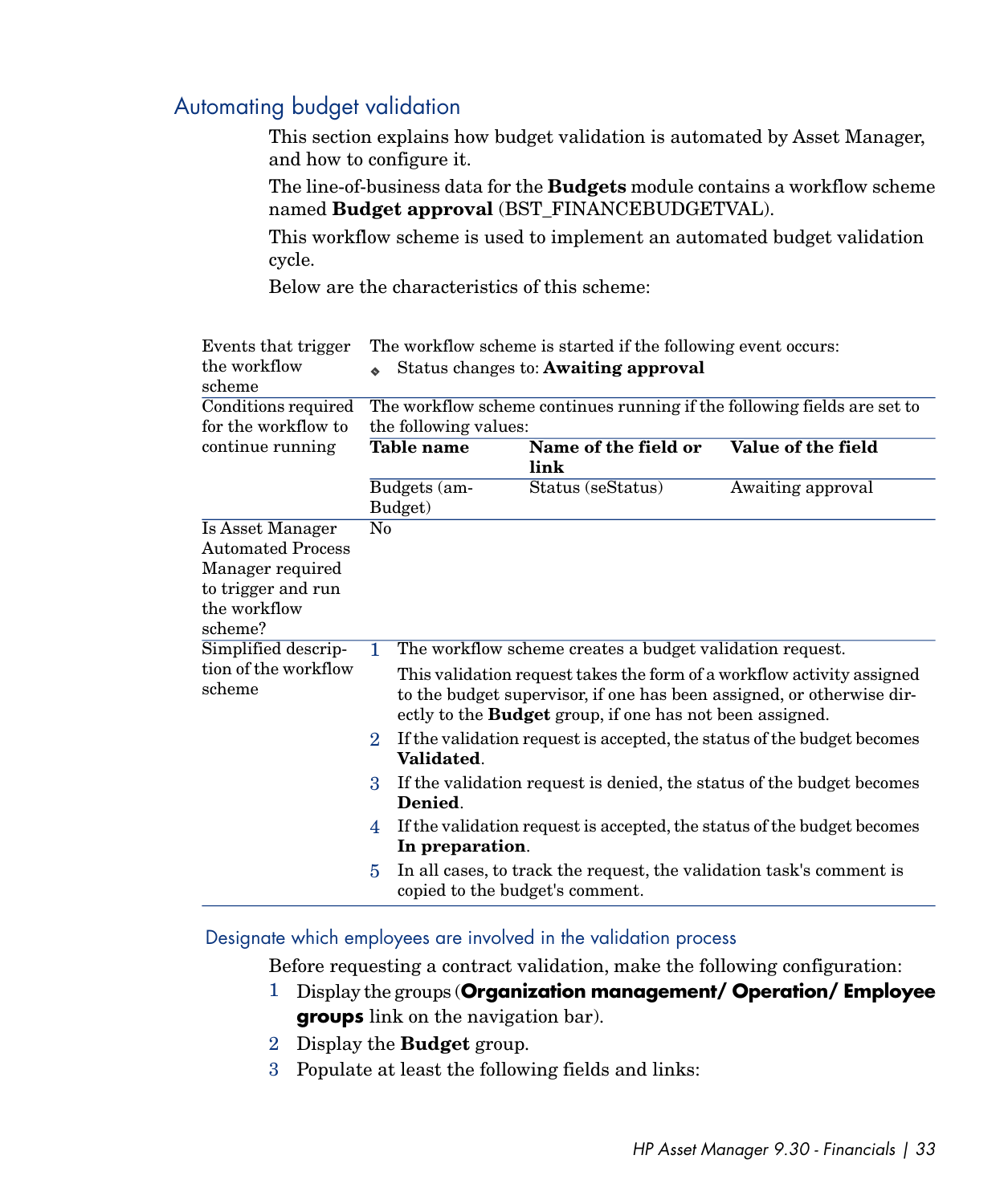## Automating budget validation

This section explains how budget validation is automated by Asset Manager, and how to configure it.

The line-of-business data for the **Budgets** module contains a workflow scheme named **Budget approval** (BST_FINANCEBUDGETVAL).

This workflow scheme is used to implement an automated budget validation cycle.

Below are the characteristics of this scheme:

| | |
|---|---|
| Events that trigger the workflow scheme | The workflow scheme is started if the following event occurs:<br>- Status changes to: **Awaiting approval** |
| Conditions required for the workflow to continue running | The workflow scheme continues running if the following fields are set to the following values:<br><br>**Table name** / **Name of the field or link** / **Value of the field**<br>Budgets (amBudget) / Status (seStatus) / Awaiting approval |
| Is Asset Manager Automated Process Manager required to trigger and run the workflow scheme? | No |
| Simplified description of the workflow scheme | 1. The workflow scheme creates a budget validation request.<br>This validation request takes the form of a workflow activity assigned to the budget supervisor, if one has been assigned, or otherwise directly to the **Budget** group, if one has not been assigned.<br>2. If the validation request is accepted, the status of the budget becomes **Validated**.<br>3. If the validation request is denied, the status of the budget becomes **Denied**.<br>4. If the validation request is accepted, the status of the budget becomes **In preparation**.<br>5. In all cases, to track the request, the validation task's comment is copied to the budget's comment. |

### Designate which employees are involved in the validation process

Before requesting a contract validation, make the following configuration:

1. Display the groups (**Organization management/ Operation/ Employee groups** link on the navigation bar).
2. Display the **Budget** group.
3. Populate at least the following fields and links: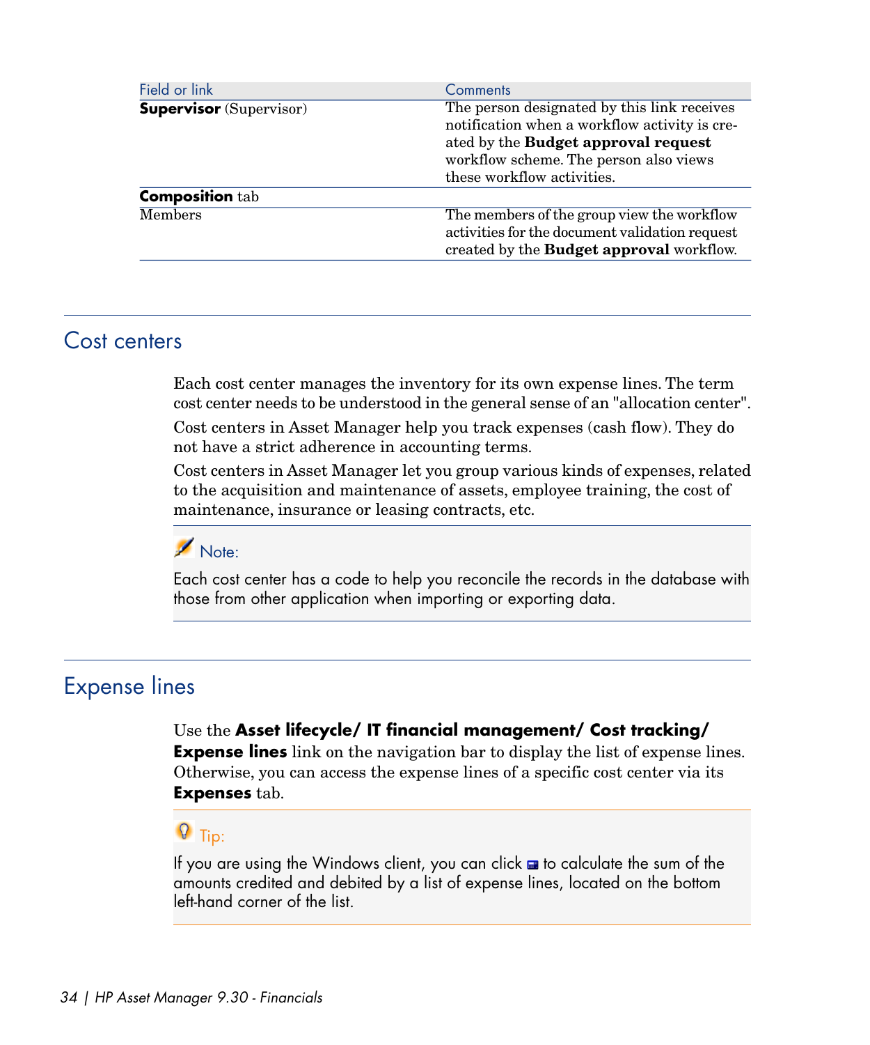| Field or link | Comments |
|---|---|
| **Supervisor** (Supervisor) | The person designated by this link receives notification when a workflow activity is created by the **Budget approval request** workflow scheme. The person also views these workflow activities. |
| **Composition** tab | |
| Members | The members of the group view the workflow activities for the document validation request created by the **Budget approval** workflow. |

## Cost centers

Each cost center manages the inventory for its own expense lines. The term cost center needs to be understood in the general sense of an "allocation center".

Cost centers in Asset Manager help you track expenses (cash flow). They do not have a strict adherence in accounting terms.

Cost centers in Asset Manager let you group various kinds of expenses, related to the acquisition and maintenance of assets, employee training, the cost of maintenance, insurance or leasing contracts, etc.

> **Note:**
>
> Each cost center has a code to help you reconcile the records in the database with those from other application when importing or exporting data.

## Expense lines

Use the **Asset lifecycle/ IT financial management/ Cost tracking/ Expense lines** link on the navigation bar to display the list of expense lines. Otherwise, you can access the expense lines of a specific cost center via its **Expenses** tab.

> **Tip:**
>
> If you are using the Windows client, you can click to calculate the sum of the amounts credited and debited by a list of expense lines, located on the bottom left-hand corner of the list.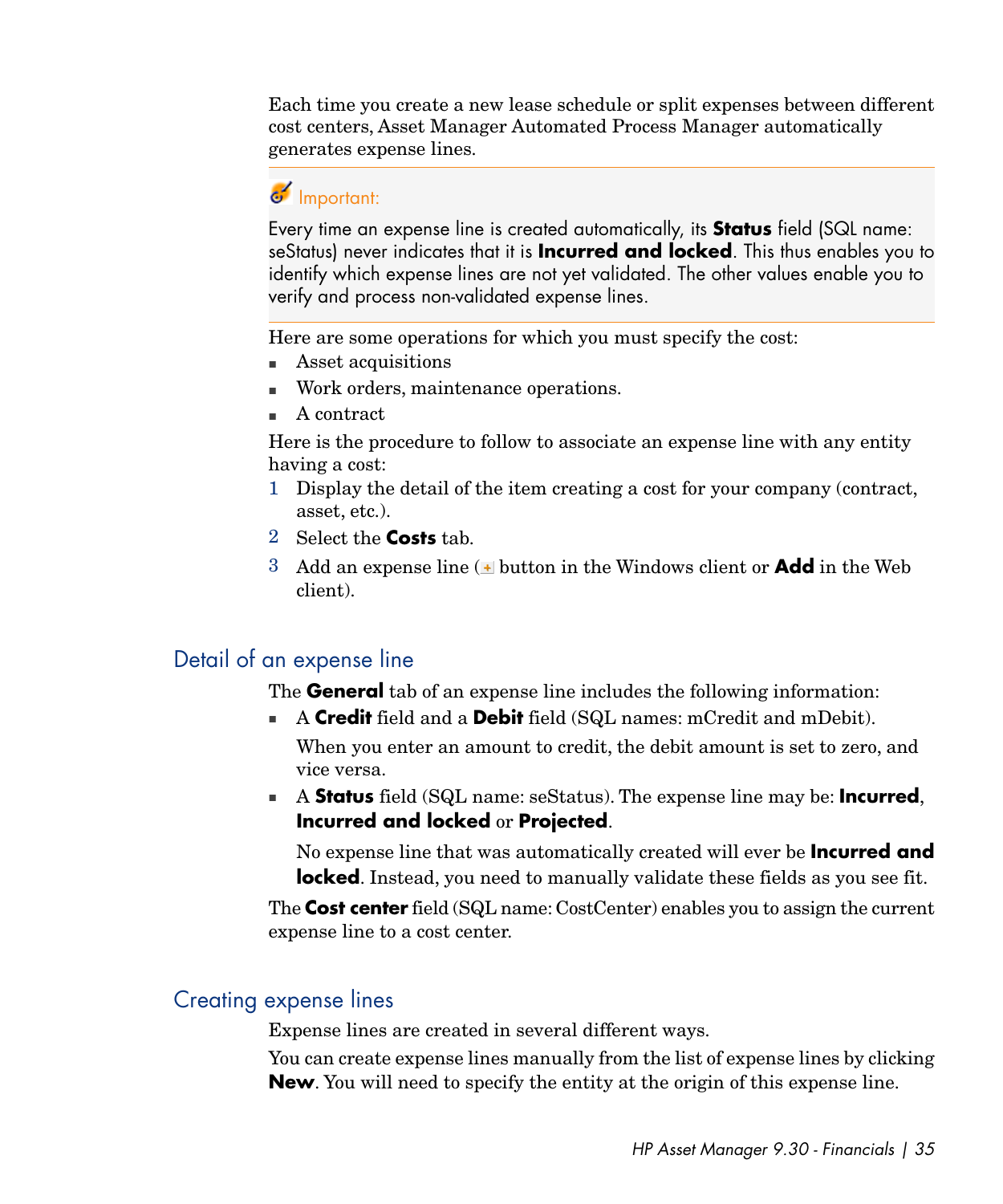Each time you create a new lease schedule or split expenses between different cost centers, Asset Manager Automated Process Manager automatically generates expense lines.

> Important:
>
> Every time an expense line is created automatically, its **Status** field (SQL name: seStatus) never indicates that it is **Incurred and locked**. This thus enables you to identify which expense lines are not yet validated. The other values enable you to verify and process non-validated expense lines.

Here are some operations for which you must specify the cost:

- Asset acquisitions
- Work orders, maintenance operations.
- A contract

Here is the procedure to follow to associate an expense line with any entity having a cost:

1. Display the detail of the item creating a cost for your company (contract, asset, etc.).
2. Select the **Costs** tab.
3. Add an expense line (+ button in the Windows client or **Add** in the Web client).

## Detail of an expense line

The **General** tab of an expense line includes the following information:

- A **Credit** field and a **Debit** field (SQL names: mCredit and mDebit).

  When you enter an amount to credit, the debit amount is set to zero, and vice versa.

- A **Status** field (SQL name: seStatus). The expense line may be: **Incurred**, **Incurred and locked** or **Projected**.

  No expense line that was automatically created will ever be **Incurred and locked**. Instead, you need to manually validate these fields as you see fit.

The **Cost center** field (SQL name: CostCenter) enables you to assign the current expense line to a cost center.

## Creating expense lines

Expense lines are created in several different ways.

You can create expense lines manually from the list of expense lines by clicking **New**. You will need to specify the entity at the origin of this expense line.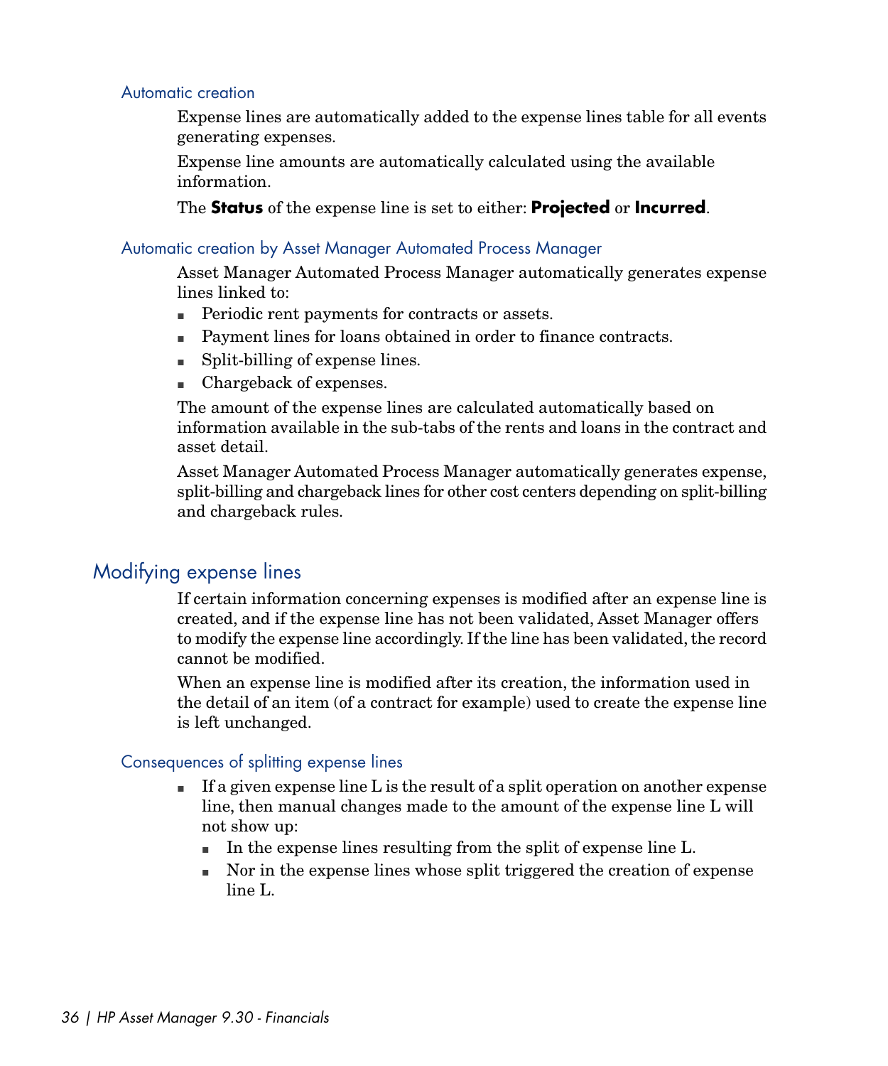### Automatic creation

Expense lines are automatically added to the expense lines table for all events generating expenses.

Expense line amounts are automatically calculated using the available information.

The **Status** of the expense line is set to either: **Projected** or **Incurred**.

### Automatic creation by Asset Manager Automated Process Manager

Asset Manager Automated Process Manager automatically generates expense lines linked to:

- Periodic rent payments for contracts or assets.
- Payment lines for loans obtained in order to finance contracts.
- Split-billing of expense lines.
- Chargeback of expenses.

The amount of the expense lines are calculated automatically based on information available in the sub-tabs of the rents and loans in the contract and asset detail.

Asset Manager Automated Process Manager automatically generates expense, split-billing and chargeback lines for other cost centers depending on split-billing and chargeback rules.

## Modifying expense lines

If certain information concerning expenses is modified after an expense line is created, and if the expense line has not been validated, Asset Manager offers to modify the expense line accordingly. If the line has been validated, the record cannot be modified.

When an expense line is modified after its creation, the information used in the detail of an item (of a contract for example) used to create the expense line is left unchanged.

### Consequences of splitting expense lines

- If a given expense line L is the result of a split operation on another expense line, then manual changes made to the amount of the expense line L will not show up:
  - In the expense lines resulting from the split of expense line L.
  - Nor in the expense lines whose split triggered the creation of expense line L.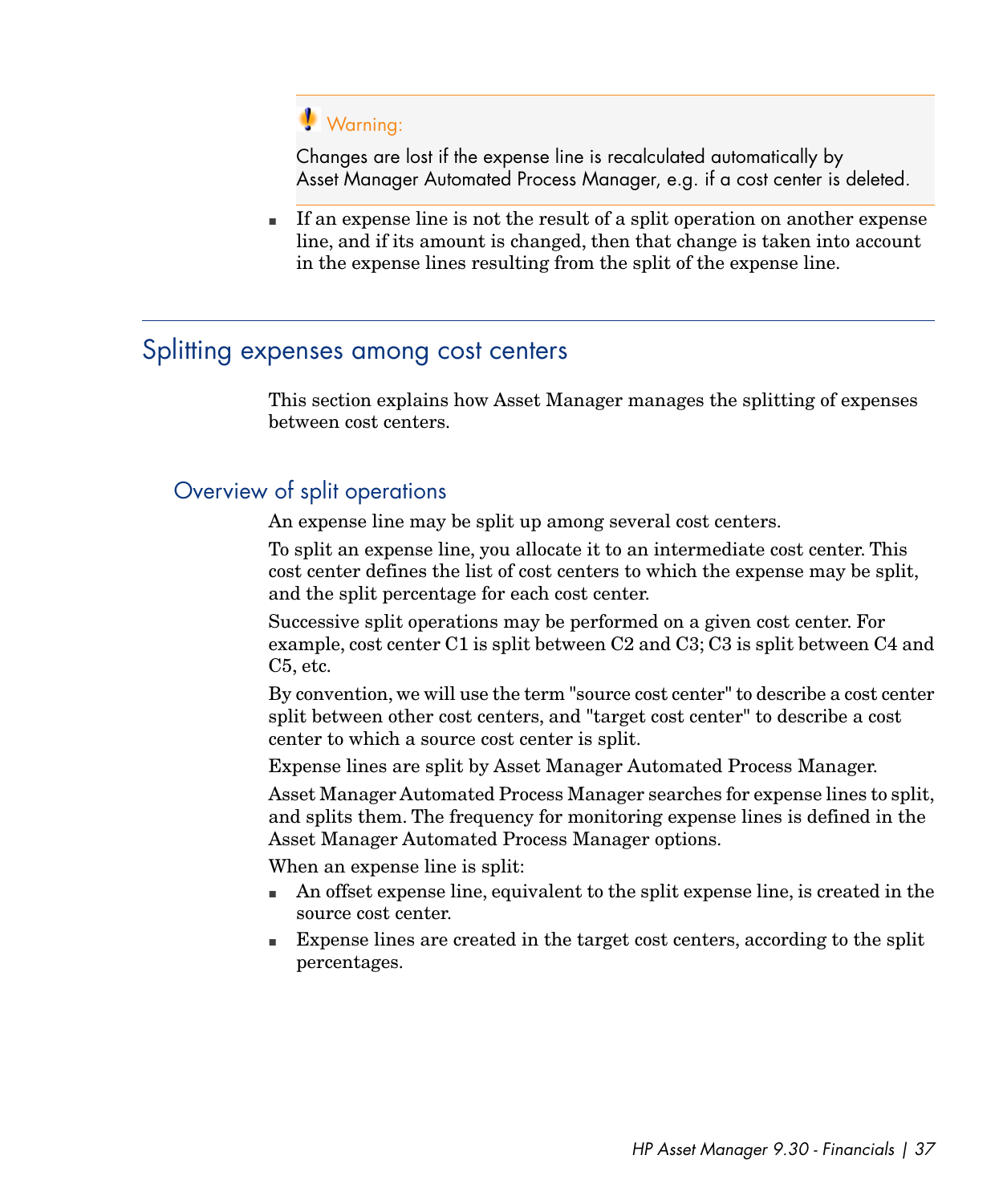> **Warning:**
>
> Changes are lost if the expense line is recalculated automatically by Asset Manager Automated Process Manager, e.g. if a cost center is deleted.

- If an expense line is not the result of a split operation on another expense line, and if its amount is changed, then that change is taken into account in the expense lines resulting from the split of the expense line.

## Splitting expenses among cost centers

This section explains how Asset Manager manages the splitting of expenses between cost centers.

### Overview of split operations

An expense line may be split up among several cost centers.

To split an expense line, you allocate it to an intermediate cost center. This cost center defines the list of cost centers to which the expense may be split, and the split percentage for each cost center.

Successive split operations may be performed on a given cost center. For example, cost center C1 is split between C2 and C3; C3 is split between C4 and C5, etc.

By convention, we will use the term "source cost center" to describe a cost center split between other cost centers, and "target cost center" to describe a cost center to which a source cost center is split.

Expense lines are split by Asset Manager Automated Process Manager.

Asset Manager Automated Process Manager searches for expense lines to split, and splits them. The frequency for monitoring expense lines is defined in the Asset Manager Automated Process Manager options.

When an expense line is split:

- An offset expense line, equivalent to the split expense line, is created in the source cost center.
- Expense lines are created in the target cost centers, according to the split percentages.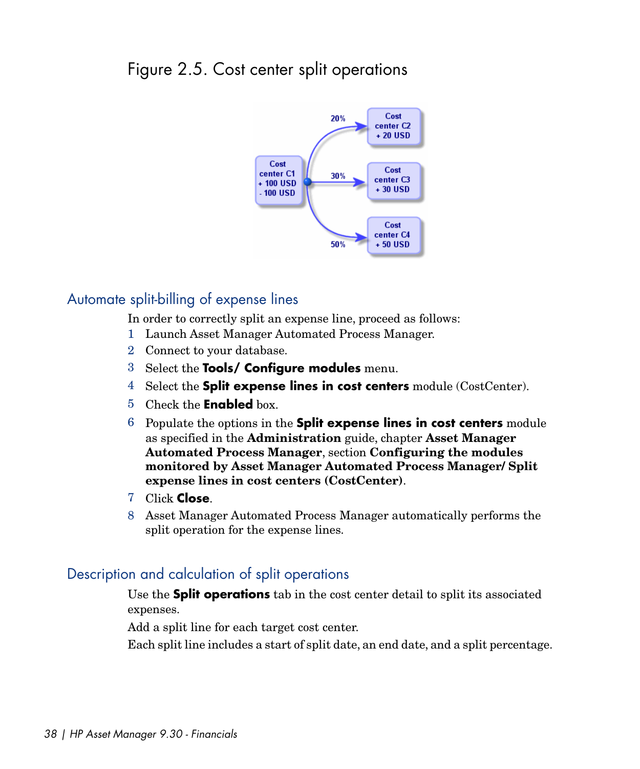Figure 2.5. Cost center split operations

## Automate split-billing of expense lines

In order to correctly split an expense line, proceed as follows:

1. Launch Asset Manager Automated Process Manager.
2. Connect to your database.
3. Select the **Tools/ Configure modules** menu.
4. Select the **Split expense lines in cost centers** module (CostCenter).
5. Check the **Enabled** box.
6. Populate the options in the **Split expense lines in cost centers** module as specified in the **Administration** guide, chapter **Asset Manager Automated Process Manager**, section **Configuring the modules monitored by Asset Manager Automated Process Manager/ Split expense lines in cost centers (CostCenter)**.
7. Click **Close**.
8. Asset Manager Automated Process Manager automatically performs the split operation for the expense lines.

## Description and calculation of split operations

Use the **Split operations** tab in the cost center detail to split its associated expenses.

Add a split line for each target cost center.

Each split line includes a start of split date, an end date, and a split percentage.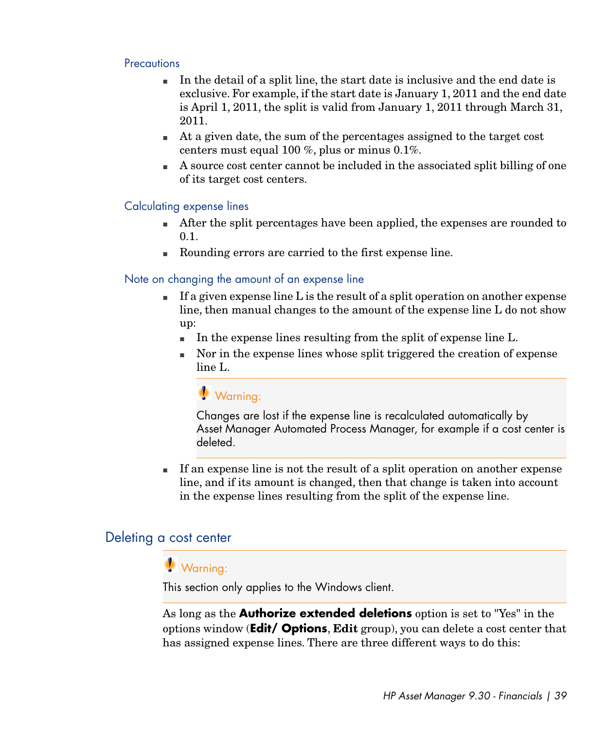#### Precautions

- In the detail of a split line, the start date is inclusive and the end date is exclusive. For example, if the start date is January 1, 2011 and the end date is April 1, 2011, the split is valid from January 1, 2011 through March 31, 2011.
- At a given date, the sum of the percentages assigned to the target cost centers must equal 100 %, plus or minus 0.1%.
- A source cost center cannot be included in the associated split billing of one of its target cost centers.

#### Calculating expense lines

- After the split percentages have been applied, the expenses are rounded to 0.1.
- Rounding errors are carried to the first expense line.

#### Note on changing the amount of an expense line

- If a given expense line L is the result of a split operation on another expense line, then manual changes to the amount of the expense line L do not show up:
  - In the expense lines resulting from the split of expense line L.
  - Nor in the expense lines whose split triggered the creation of expense line L.

  > **Warning:**
  >
  > Changes are lost if the expense line is recalculated automatically by Asset Manager Automated Process Manager, for example if a cost center is deleted.

- If an expense line is not the result of a split operation on another expense line, and if its amount is changed, then that change is taken into account in the expense lines resulting from the split of the expense line.

## Deleting a cost center

> **Warning:**
>
> This section only applies to the Windows client.

As long as the **Authorize extended deletions** option is set to "Yes" in the options window (**Edit/ Options**, **Edit** group), you can delete a cost center that has assigned expense lines. There are three different ways to do this: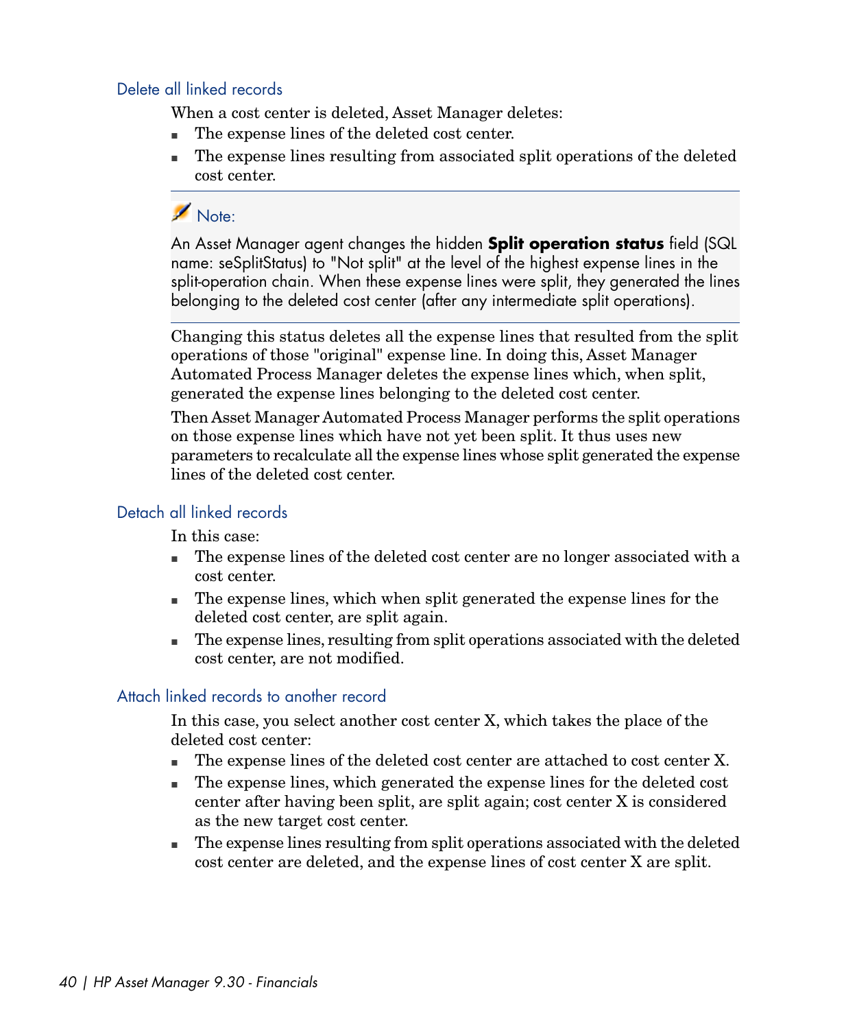### Delete all linked records

When a cost center is deleted, Asset Manager deletes:

- The expense lines of the deleted cost center.
- The expense lines resulting from associated split operations of the deleted cost center.

> Note:
>
> An Asset Manager agent changes the hidden **Split operation status** field (SQL name: seSplitStatus) to "Not split" at the level of the highest expense lines in the split-operation chain. When these expense lines were split, they generated the lines belonging to the deleted cost center (after any intermediate split operations).

Changing this status deletes all the expense lines that resulted from the split operations of those "original" expense line. In doing this, Asset Manager Automated Process Manager deletes the expense lines which, when split, generated the expense lines belonging to the deleted cost center.

Then Asset Manager Automated Process Manager performs the split operations on those expense lines which have not yet been split. It thus uses new parameters to recalculate all the expense lines whose split generated the expense lines of the deleted cost center.

### Detach all linked records

In this case:

- The expense lines of the deleted cost center are no longer associated with a cost center.
- The expense lines, which when split generated the expense lines for the deleted cost center, are split again.
- The expense lines, resulting from split operations associated with the deleted cost center, are not modified.

### Attach linked records to another record

In this case, you select another cost center X, which takes the place of the deleted cost center:

- The expense lines of the deleted cost center are attached to cost center X.
- The expense lines, which generated the expense lines for the deleted cost center after having been split, are split again; cost center X is considered as the new target cost center.
- The expense lines resulting from split operations associated with the deleted cost center are deleted, and the expense lines of cost center X are split.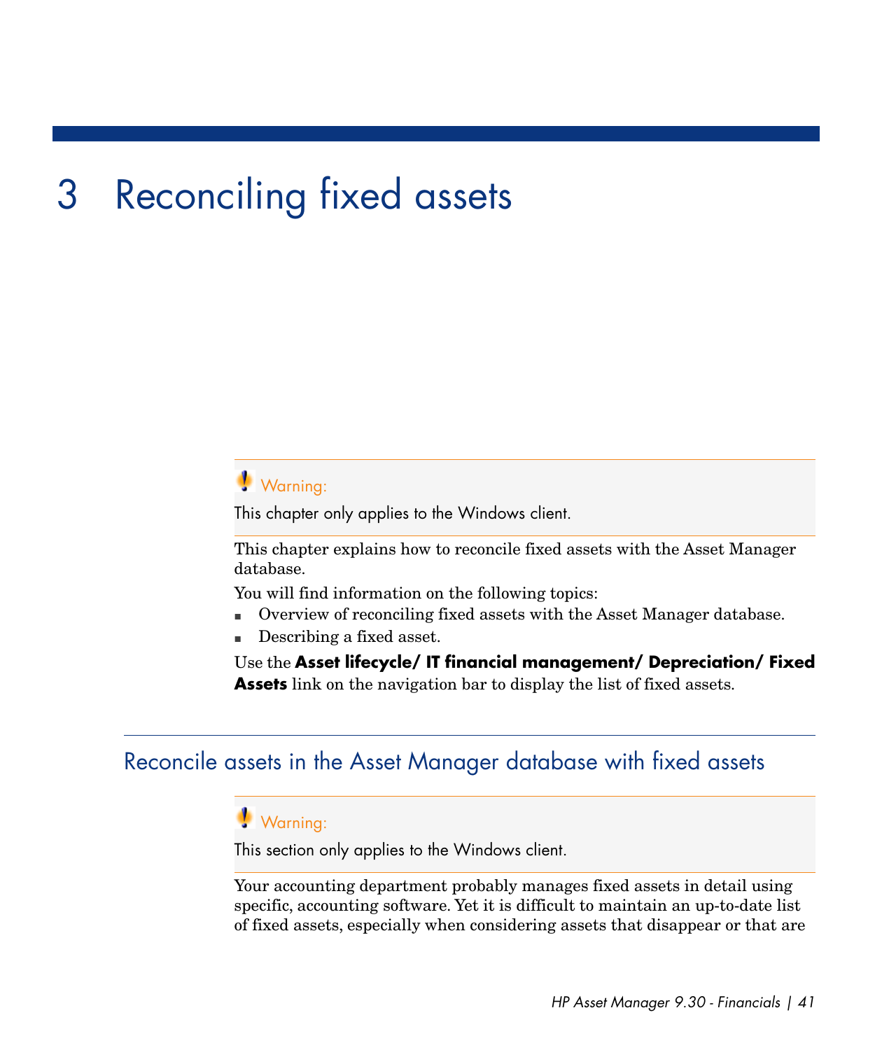# 3 Reconciling fixed assets

> **Warning:**
>
> This chapter only applies to the Windows client.

This chapter explains how to reconcile fixed assets with the Asset Manager database.

You will find information on the following topics:

- Overview of reconciling fixed assets with the Asset Manager database.
- Describing a fixed asset.

Use the **Asset lifecycle/ IT financial management/ Depreciation/ Fixed Assets** link on the navigation bar to display the list of fixed assets.

## Reconcile assets in the Asset Manager database with fixed assets

> **Warning:**
>
> This section only applies to the Windows client.

Your accounting department probably manages fixed assets in detail using specific, accounting software. Yet it is difficult to maintain an up-to-date list of fixed assets, especially when considering assets that disappear or that are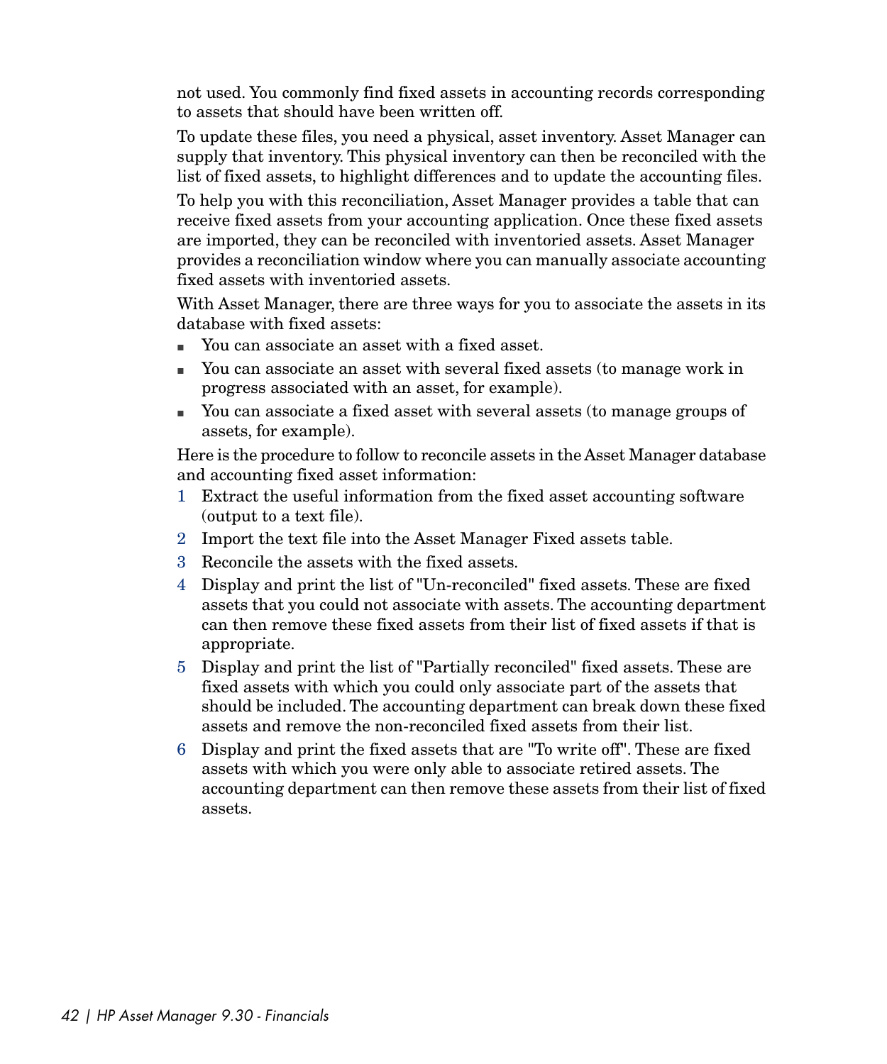not used. You commonly find fixed assets in accounting records corresponding to assets that should have been written off.

To update these files, you need a physical, asset inventory. Asset Manager can supply that inventory. This physical inventory can then be reconciled with the list of fixed assets, to highlight differences and to update the accounting files.

To help you with this reconciliation, Asset Manager provides a table that can receive fixed assets from your accounting application. Once these fixed assets are imported, they can be reconciled with inventoried assets. Asset Manager provides a reconciliation window where you can manually associate accounting fixed assets with inventoried assets.

With Asset Manager, there are three ways for you to associate the assets in its database with fixed assets:

- You can associate an asset with a fixed asset.
- You can associate an asset with several fixed assets (to manage work in progress associated with an asset, for example).
- You can associate a fixed asset with several assets (to manage groups of assets, for example).

Here is the procedure to follow to reconcile assets in the Asset Manager database and accounting fixed asset information:

1. Extract the useful information from the fixed asset accounting software (output to a text file).
2. Import the text file into the Asset Manager Fixed assets table.
3. Reconcile the assets with the fixed assets.
4. Display and print the list of "Un-reconciled" fixed assets. These are fixed assets that you could not associate with assets. The accounting department can then remove these fixed assets from their list of fixed assets if that is appropriate.
5. Display and print the list of "Partially reconciled" fixed assets. These are fixed assets with which you could only associate part of the assets that should be included. The accounting department can break down these fixed assets and remove the non-reconciled fixed assets from their list.
6. Display and print the fixed assets that are "To write off". These are fixed assets with which you were only able to associate retired assets. The accounting department can then remove these assets from their list of fixed assets.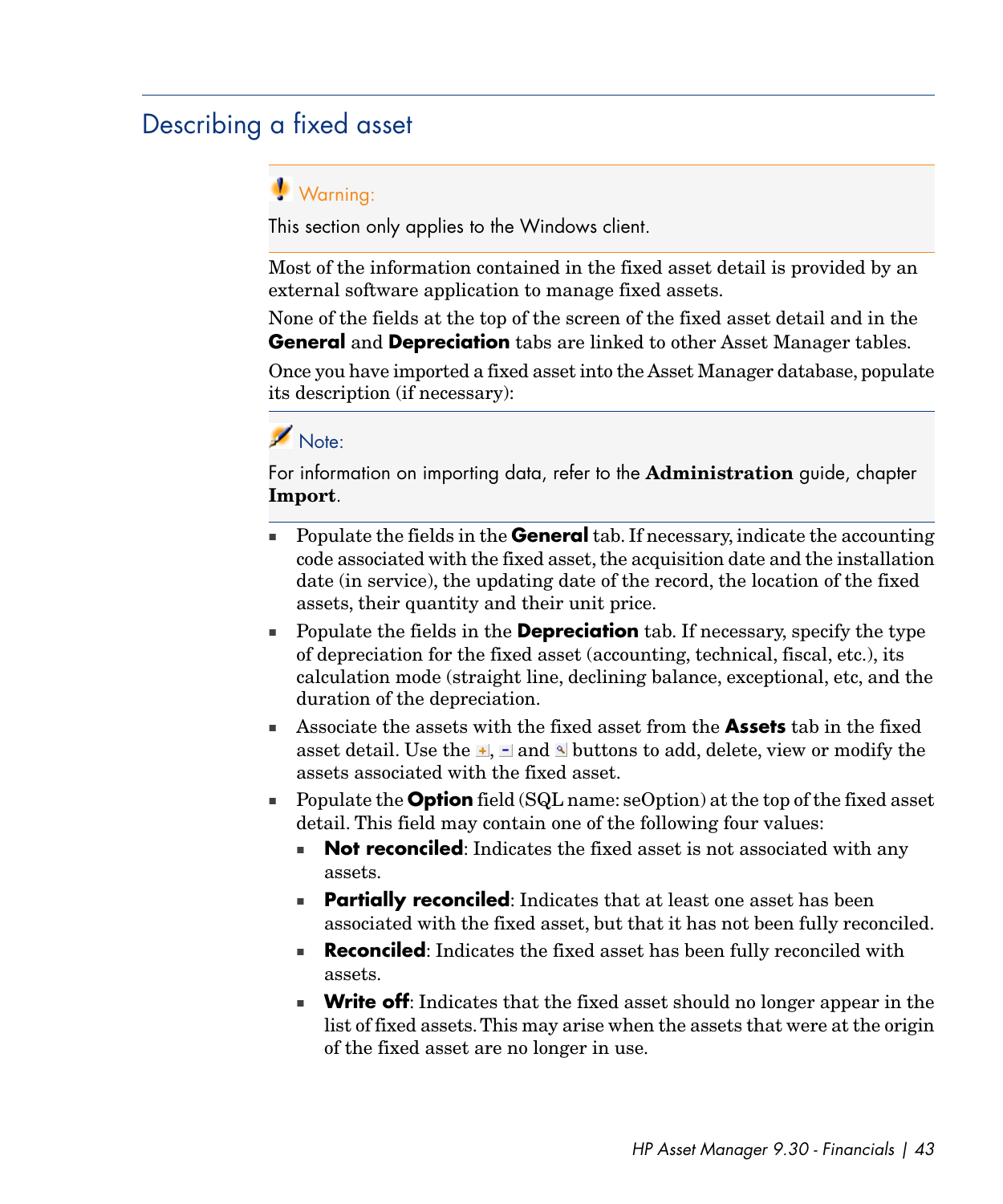## Describing a fixed asset

> Warning:
>
> This section only applies to the Windows client.

Most of the information contained in the fixed asset detail is provided by an external software application to manage fixed assets.

None of the fields at the top of the screen of the fixed asset detail and in the **General** and **Depreciation** tabs are linked to other Asset Manager tables.

Once you have imported a fixed asset into the Asset Manager database, populate its description (if necessary):

> Note:
>
> For information on importing data, refer to the **Administration** guide, chapter **Import**.

- Populate the fields in the **General** tab. If necessary, indicate the accounting code associated with the fixed asset, the acquisition date and the installation date (in service), the updating date of the record, the location of the fixed assets, their quantity and their unit price.
- Populate the fields in the **Depreciation** tab. If necessary, specify the type of depreciation for the fixed asset (accounting, technical, fiscal, etc.), its calculation mode (straight line, declining balance, exceptional, etc, and the duration of the depreciation.
- Associate the assets with the fixed asset from the **Assets** tab in the fixed asset detail. Use the +, - and buttons to add, delete, view or modify the assets associated with the fixed asset.
- Populate the **Option** field (SQL name: seOption) at the top of the fixed asset detail. This field may contain one of the following four values:
  - **Not reconciled**: Indicates the fixed asset is not associated with any assets.
  - **Partially reconciled**: Indicates that at least one asset has been associated with the fixed asset, but that it has not been fully reconciled.
  - **Reconciled**: Indicates the fixed asset has been fully reconciled with assets.
  - **Write off**: Indicates that the fixed asset should no longer appear in the list of fixed assets. This may arise when the assets that were at the origin of the fixed asset are no longer in use.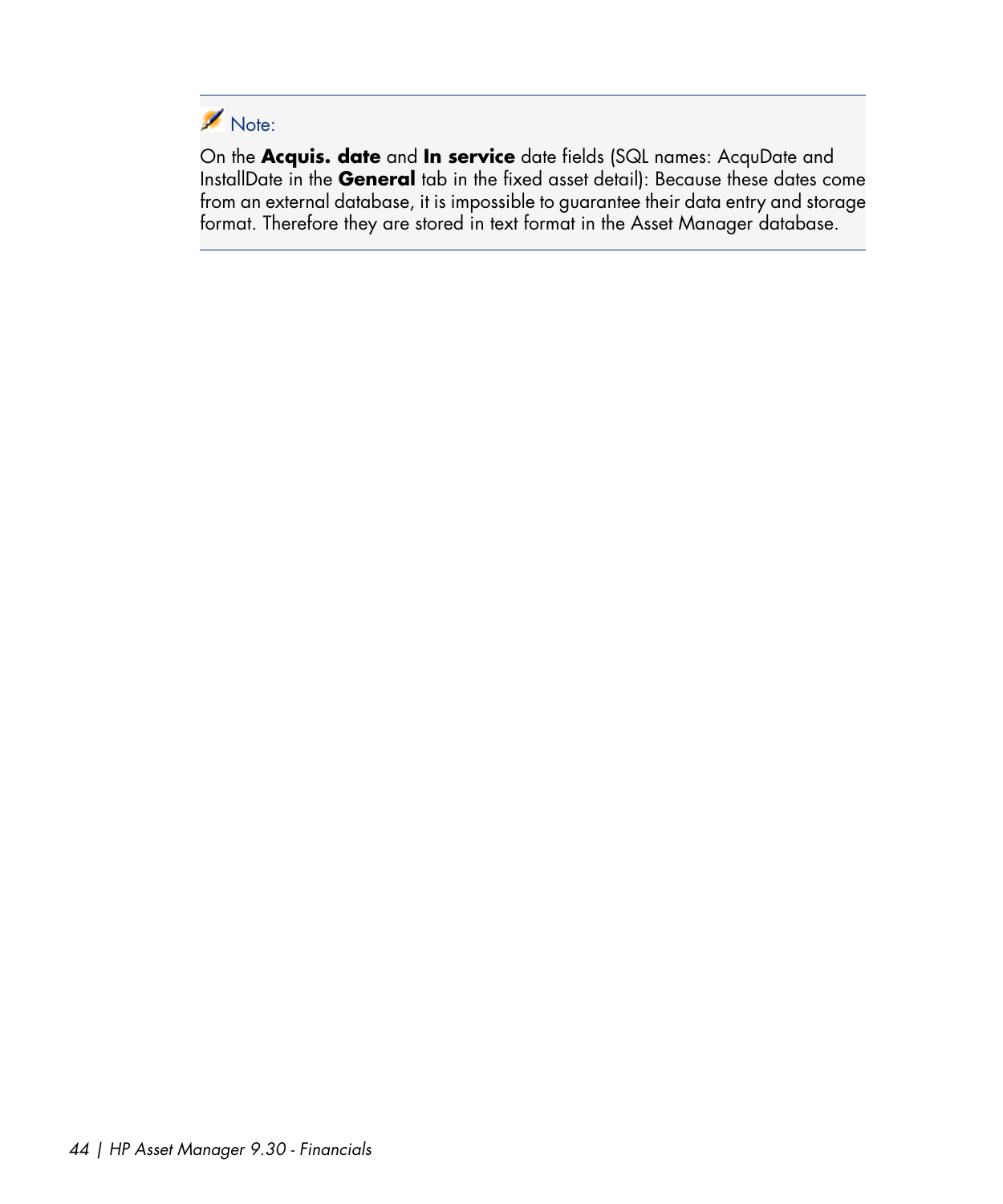> **Note:**
>
> On the **Acquis. date** and **In service** date fields (SQL names: AcquDate and InstallDate in the **General** tab in the fixed asset detail): Because these dates come from an external database, it is impossible to guarantee their data entry and storage format. Therefore they are stored in text format in the Asset Manager database.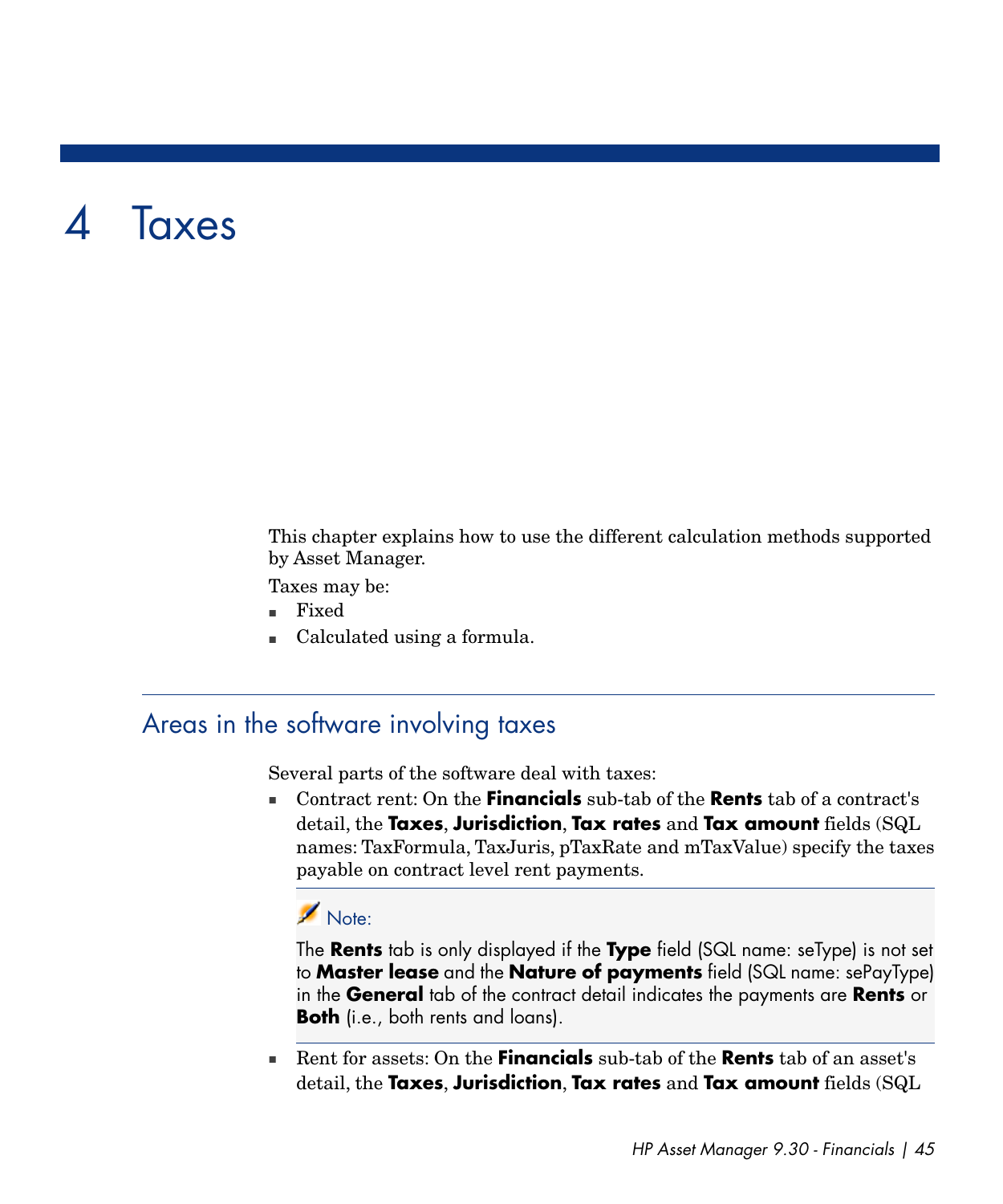# 4 Taxes

This chapter explains how to use the different calculation methods supported by Asset Manager.

Taxes may be:

- Fixed
- Calculated using a formula.

## Areas in the software involving taxes

Several parts of the software deal with taxes:

- Contract rent: On the **Financials** sub-tab of the **Rents** tab of a contract's detail, the **Taxes**, **Jurisdiction**, **Tax rates** and **Tax amount** fields (SQL names: TaxFormula, TaxJuris, pTaxRate and mTaxValue) specify the taxes payable on contract level rent payments.

  > Note:
  >
  > The **Rents** tab is only displayed if the **Type** field (SQL name: seType) is not set to **Master lease** and the **Nature of payments** field (SQL name: sePayType) in the **General** tab of the contract detail indicates the payments are **Rents** or **Both** (i.e., both rents and loans).

- Rent for assets: On the **Financials** sub-tab of the **Rents** tab of an asset's detail, the **Taxes**, **Jurisdiction**, **Tax rates** and **Tax amount** fields (SQL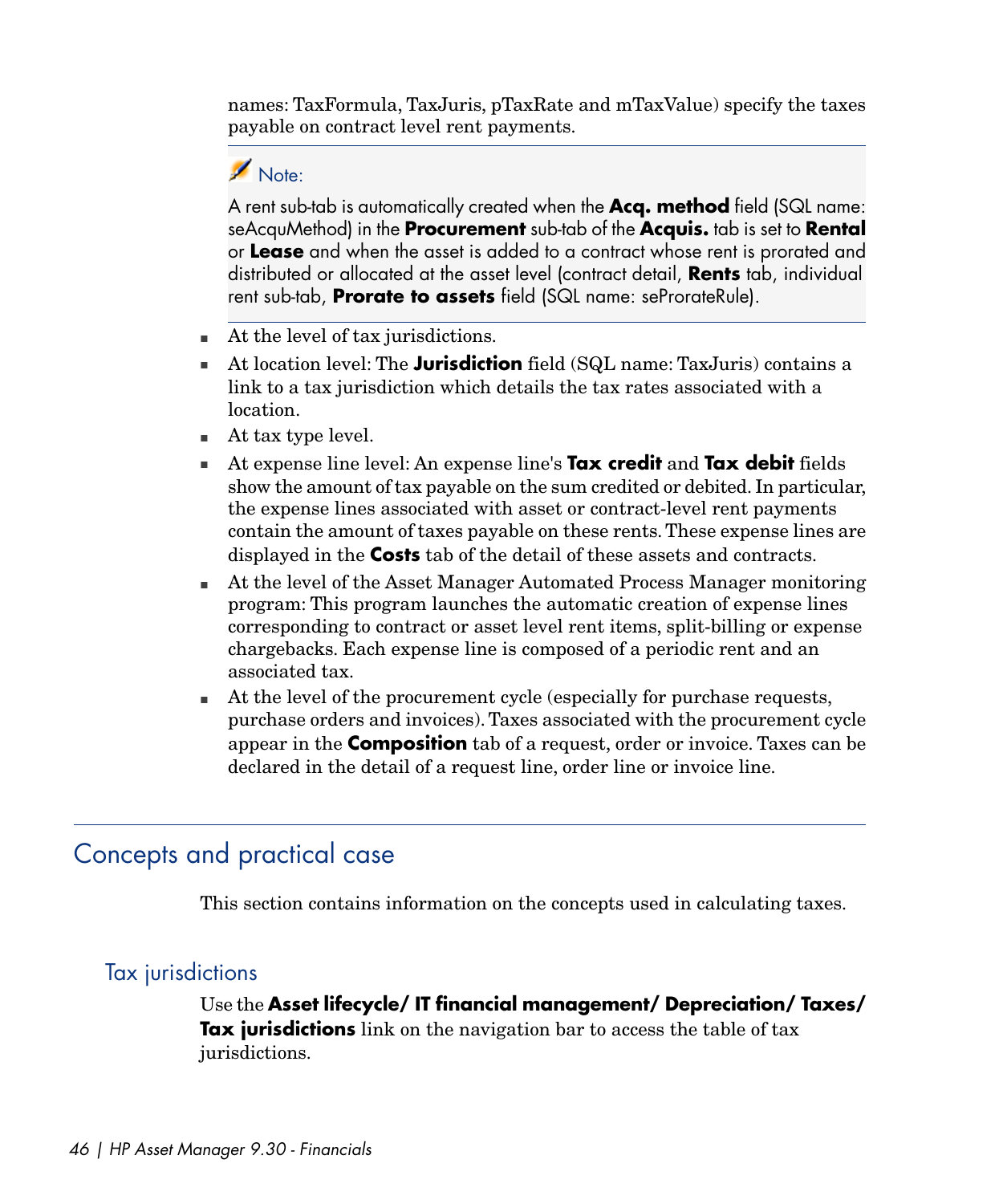names: TaxFormula, TaxJuris, pTaxRate and mTaxValue) specify the taxes payable on contract level rent payments.

> **Note:**
>
> A rent sub-tab is automatically created when the **Acq. method** field (SQL name: seAcquMethod) in the **Procurement** sub-tab of the **Acquis.** tab is set to **Rental** or **Lease** and when the asset is added to a contract whose rent is prorated and distributed or allocated at the asset level (contract detail, **Rents** tab, individual rent sub-tab, **Prorate to assets** field (SQL name: seProrateRule).

- At the level of tax jurisdictions.
- At location level: The **Jurisdiction** field (SQL name: TaxJuris) contains a link to a tax jurisdiction which details the tax rates associated with a location.
- At tax type level.
- At expense line level: An expense line's **Tax credit** and **Tax debit** fields show the amount of tax payable on the sum credited or debited. In particular, the expense lines associated with asset or contract-level rent payments contain the amount of taxes payable on these rents. These expense lines are displayed in the **Costs** tab of the detail of these assets and contracts.
- At the level of the Asset Manager Automated Process Manager monitoring program: This program launches the automatic creation of expense lines corresponding to contract or asset level rent items, split-billing or expense chargebacks. Each expense line is composed of a periodic rent and an associated tax.
- At the level of the procurement cycle (especially for purchase requests, purchase orders and invoices). Taxes associated with the procurement cycle appear in the **Composition** tab of a request, order or invoice. Taxes can be declared in the detail of a request line, order line or invoice line.

## Concepts and practical case

This section contains information on the concepts used in calculating taxes.

### Tax jurisdictions

Use the **Asset lifecycle/ IT financial management/ Depreciation/ Taxes/ Tax jurisdictions** link on the navigation bar to access the table of tax jurisdictions.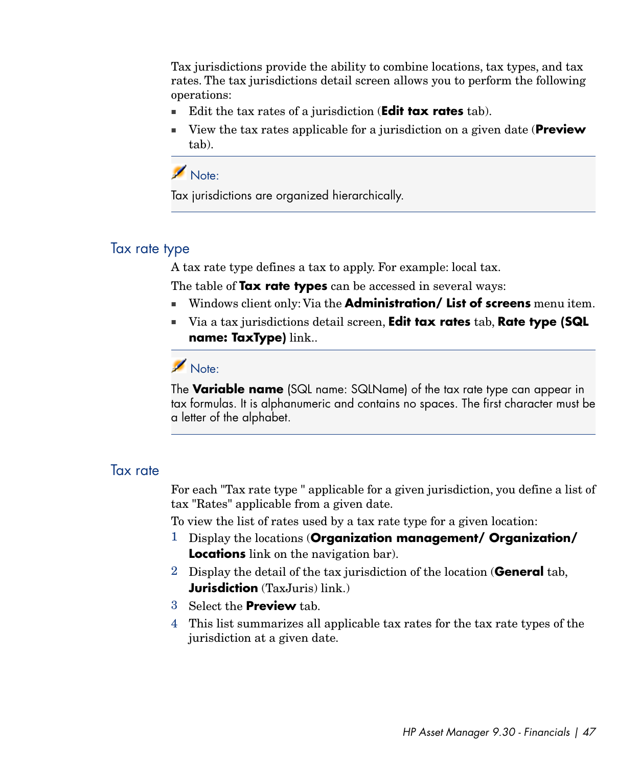Tax jurisdictions provide the ability to combine locations, tax types, and tax rates. The tax jurisdictions detail screen allows you to perform the following operations:

- Edit the tax rates of a jurisdiction (**Edit tax rates** tab).
- View the tax rates applicable for a jurisdiction on a given date (**Preview** tab).

> **Note:**
>
> Tax jurisdictions are organized hierarchically.

## Tax rate type

A tax rate type defines a tax to apply. For example: local tax.

The table of **Tax rate types** can be accessed in several ways:

- Windows client only: Via the **Administration/ List of screens** menu item.
- Via a tax jurisdictions detail screen, **Edit tax rates** tab, **Rate type (SQL name: TaxType)** link..

> **Note:**
>
> The **Variable name** (SQL name: SQLName) of the tax rate type can appear in tax formulas. It is alphanumeric and contains no spaces. The first character must be a letter of the alphabet.

## Tax rate

For each "Tax rate type " applicable for a given jurisdiction, you define a list of tax "Rates" applicable from a given date.

To view the list of rates used by a tax rate type for a given location:

1. Display the locations (**Organization management/ Organization/ Locations** link on the navigation bar).
2. Display the detail of the tax jurisdiction of the location (**General** tab, **Jurisdiction** (TaxJuris) link.)
3. Select the **Preview** tab.
4. This list summarizes all applicable tax rates for the tax rate types of the jurisdiction at a given date.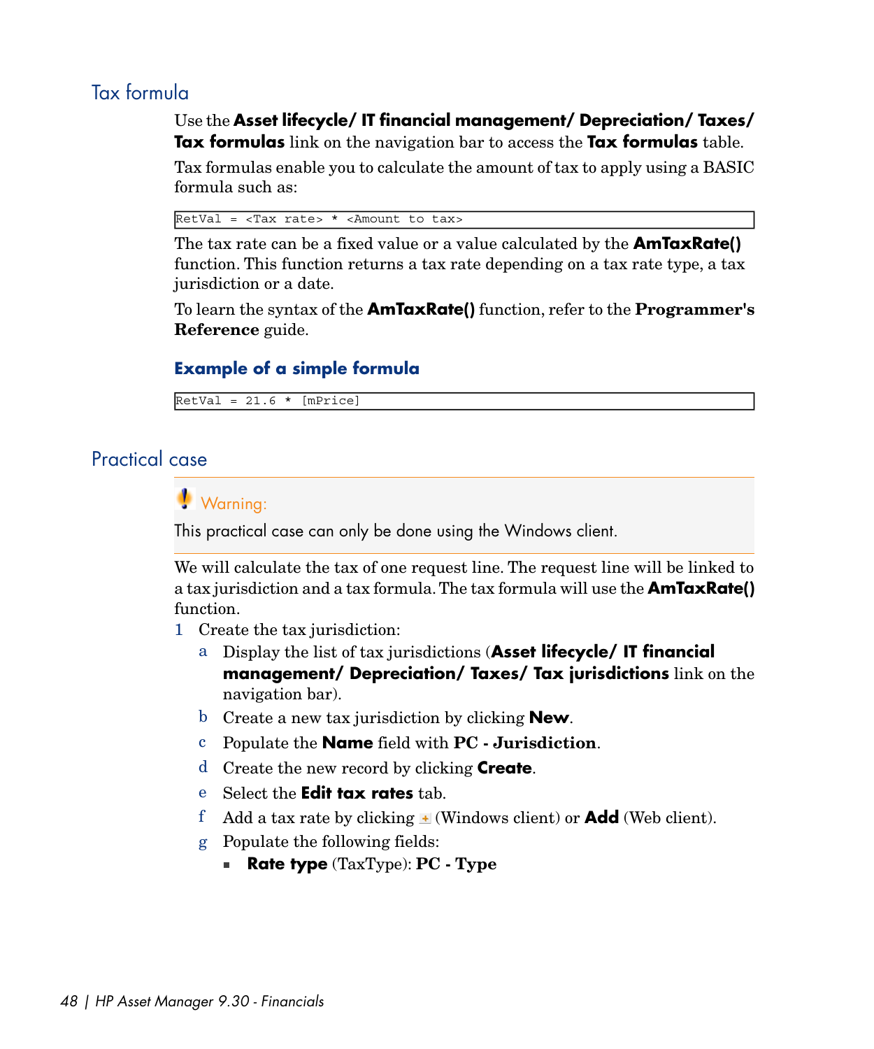## Tax formula

Use the **Asset lifecycle/ IT financial management/ Depreciation/ Taxes/ Tax formulas** link on the navigation bar to access the **Tax formulas** table.

Tax formulas enable you to calculate the amount of tax to apply using a BASIC formula such as:

```
RetVal = <Tax rate> * <Amount to tax>
```

The tax rate can be a fixed value or a value calculated by the **AmTaxRate()** function. This function returns a tax rate depending on a tax rate type, a tax jurisdiction or a date.

To learn the syntax of the **AmTaxRate()** function, refer to the **Programmer's Reference** guide.

### Example of a simple formula

```
RetVal = 21.6 * [mPrice]
```

## Practical case

> **Warning:**
>
> This practical case can only be done using the Windows client.

We will calculate the tax of one request line. The request line will be linked to a tax jurisdiction and a tax formula. The tax formula will use the **AmTaxRate()** function.

1. Create the tax jurisdiction:
   - a. Display the list of tax jurisdictions (**Asset lifecycle/ IT financial management/ Depreciation/ Taxes/ Tax jurisdictions** link on the navigation bar).
   - b. Create a new tax jurisdiction by clicking **New**.
   - c. Populate the **Name** field with **PC - Jurisdiction**.
   - d. Create the new record by clicking **Create**.
   - e. Select the **Edit tax rates** tab.
   - f. Add a tax rate by clicking + (Windows client) or **Add** (Web client).
   - g. Populate the following fields:
     - **Rate type** (TaxType): **PC - Type**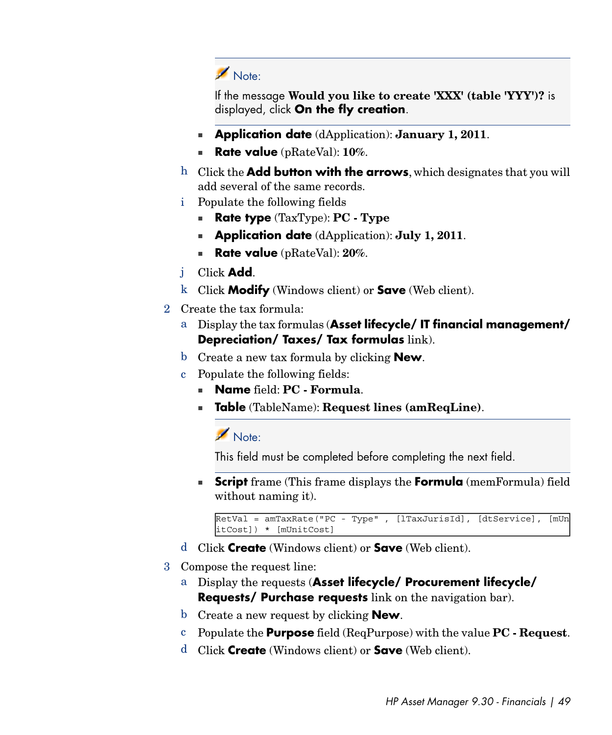> **Note:**
>
> If the message **Would you like to create 'XXX' (table 'YYY')?** is displayed, click **On the fly creation**.

- **Application date** (dApplication): **January 1, 2011**.
- **Rate value** (pRateVal): **10%**.

h. Click the **Add button with the arrows**, which designates that you will add several of the same records.

i. Populate the following fields

- **Rate type** (TaxType): **PC - Type**
- **Application date** (dApplication): **July 1, 2011**.
- **Rate value** (pRateVal): **20%**.

j. Click **Add**.

k. Click **Modify** (Windows client) or **Save** (Web client).

2. Create the tax formula:

   a. Display the tax formulas (**Asset lifecycle/ IT financial management/ Depreciation/ Taxes/ Tax formulas** link).

   b. Create a new tax formula by clicking **New**.

   c. Populate the following fields:

   - **Name** field: **PC - Formula**.
   - **Table** (TableName): **Request lines (amReqLine)**.

   > **Note:**
   >
   > This field must be completed before completing the next field.

   - **Script** frame (This frame displays the **Formula** (memFormula) field without naming it).

   ```
   RetVal = amTaxRate("PC - Type" , [lTaxJurisId], [dtService], [mUnitCost]) * [mUnitCost]
   ```

   d. Click **Create** (Windows client) or **Save** (Web client).

3. Compose the request line:

   a. Display the requests (**Asset lifecycle/ Procurement lifecycle/ Requests/ Purchase requests** link on the navigation bar).

   b. Create a new request by clicking **New**.

   c. Populate the **Purpose** field (ReqPurpose) with the value **PC - Request**.

   d. Click **Create** (Windows client) or **Save** (Web client).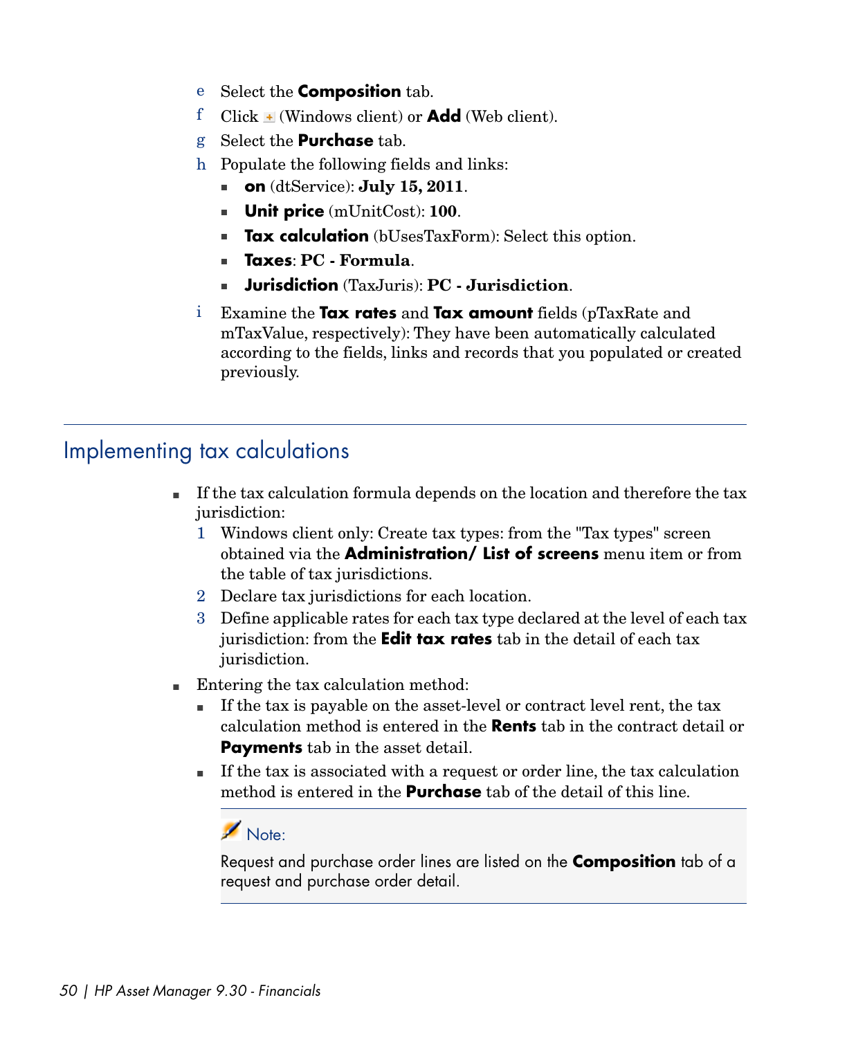e Select the **Composition** tab.

f Click + (Windows client) or **Add** (Web client).

g Select the **Purchase** tab.

h Populate the following fields and links:

- **on** (dtService): **July 15, 2011**.
- **Unit price** (mUnitCost): **100**.
- **Tax calculation** (bUsesTaxForm): Select this option.
- **Taxes**: **PC - Formula**.
- **Jurisdiction** (TaxJuris): **PC - Jurisdiction**.

i Examine the **Tax rates** and **Tax amount** fields (pTaxRate and mTaxValue, respectively): They have been automatically calculated according to the fields, links and records that you populated or created previously.

## Implementing tax calculations

- If the tax calculation formula depends on the location and therefore the tax jurisdiction:
  1. Windows client only: Create tax types: from the "Tax types" screen obtained via the **Administration/ List of screens** menu item or from the table of tax jurisdictions.
  2. Declare tax jurisdictions for each location.
  3. Define applicable rates for each tax type declared at the level of each tax jurisdiction: from the **Edit tax rates** tab in the detail of each tax jurisdiction.
- Entering the tax calculation method:
  - If the tax is payable on the asset-level or contract level rent, the tax calculation method is entered in the **Rents** tab in the contract detail or **Payments** tab in the asset detail.
  - If the tax is associated with a request or order line, the tax calculation method is entered in the **Purchase** tab of the detail of this line.

> Note:
>
> Request and purchase order lines are listed on the **Composition** tab of a request and purchase order detail.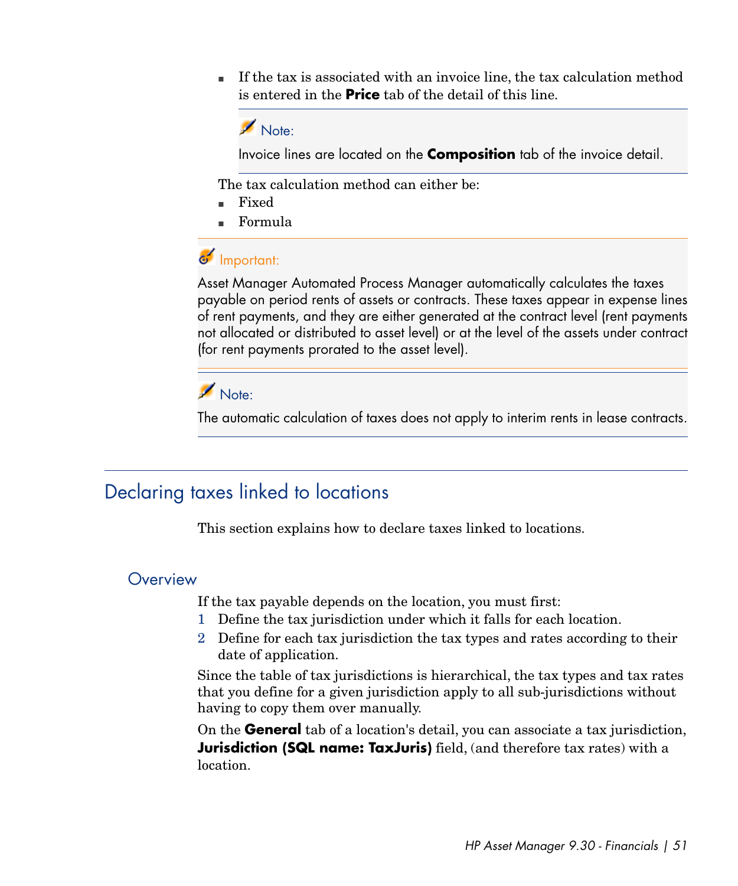- If the tax is associated with an invoice line, the tax calculation method is entered in the **Price** tab of the detail of this line.

> Note:
>
> Invoice lines are located on the **Composition** tab of the invoice detail.

The tax calculation method can either be:

- Fixed
- Formula

> Important:
>
> Asset Manager Automated Process Manager automatically calculates the taxes payable on period rents of assets or contracts. These taxes appear in expense lines of rent payments, and they are either generated at the contract level (rent payments not allocated or distributed to asset level) or at the level of the assets under contract (for rent payments prorated to the asset level).

> Note:
>
> The automatic calculation of taxes does not apply to interim rents in lease contracts.

## Declaring taxes linked to locations

This section explains how to declare taxes linked to locations.

### Overview

If the tax payable depends on the location, you must first:

1. Define the tax jurisdiction under which it falls for each location.
2. Define for each tax jurisdiction the tax types and rates according to their date of application.

Since the table of tax jurisdictions is hierarchical, the tax types and tax rates that you define for a given jurisdiction apply to all sub-jurisdictions without having to copy them over manually.

On the **General** tab of a location's detail, you can associate a tax jurisdiction, **Jurisdiction (SQL name: TaxJuris)** field, (and therefore tax rates) with a location.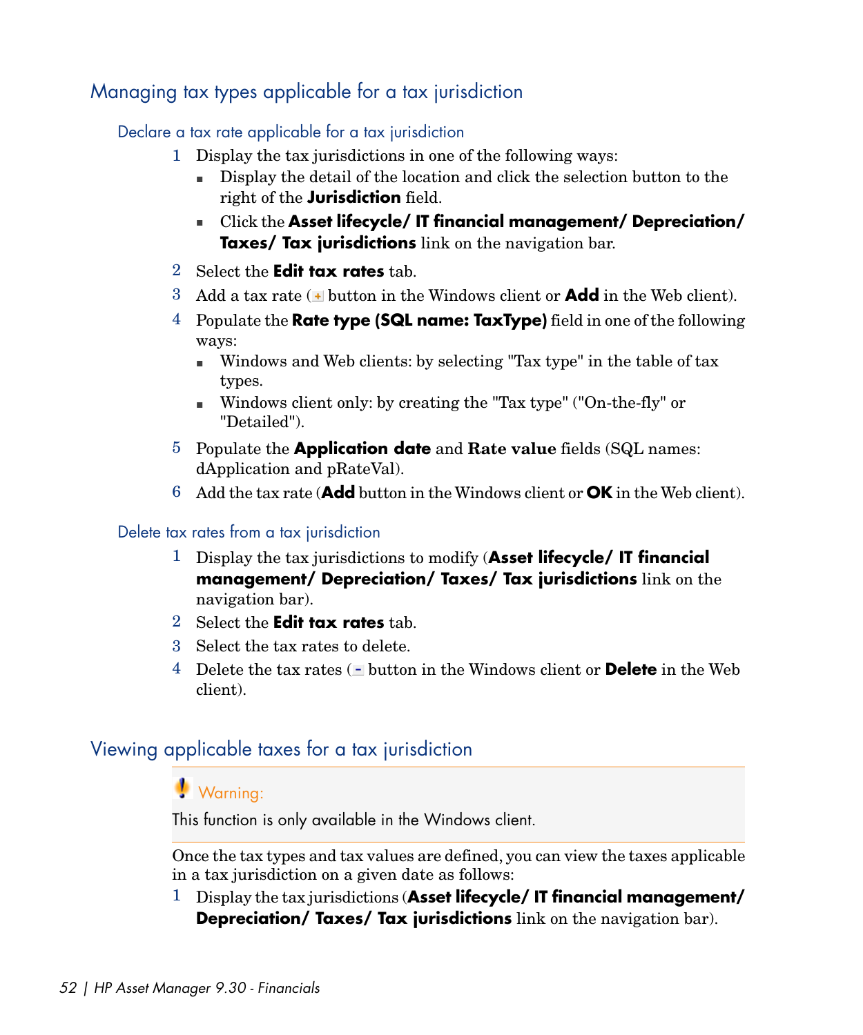## Managing tax types applicable for a tax jurisdiction

### Declare a tax rate applicable for a tax jurisdiction

1 Display the tax jurisdictions in one of the following ways:
   - Display the detail of the location and click the selection button to the right of the **Jurisdiction** field.
   - Click the **Asset lifecycle/ IT financial management/ Depreciation/ Taxes/ Tax jurisdictions** link on the navigation bar.

2 Select the **Edit tax rates** tab.

3 Add a tax rate (+ button in the Windows client or **Add** in the Web client).

4 Populate the **Rate type (SQL name: TaxType)** field in one of the following ways:
   - Windows and Web clients: by selecting "Tax type" in the table of tax types.
   - Windows client only: by creating the "Tax type" ("On-the-fly" or "Detailed").

5 Populate the **Application date** and **Rate value** fields (SQL names: dApplication and pRateVal).

6 Add the tax rate (**Add** button in the Windows client or **OK** in the Web client).

### Delete tax rates from a tax jurisdiction

1 Display the tax jurisdictions to modify (**Asset lifecycle/ IT financial management/ Depreciation/ Taxes/ Tax jurisdictions** link on the navigation bar).

2 Select the **Edit tax rates** tab.

3 Select the tax rates to delete.

4 Delete the tax rates (- button in the Windows client or **Delete** in the Web client).

## Viewing applicable taxes for a tax jurisdiction

> **Warning:**
>
> This function is only available in the Windows client.

Once the tax types and tax values are defined, you can view the taxes applicable in a tax jurisdiction on a given date as follows:

1 Display the tax jurisdictions (**Asset lifecycle/ IT financial management/ Depreciation/ Taxes/ Tax jurisdictions** link on the navigation bar).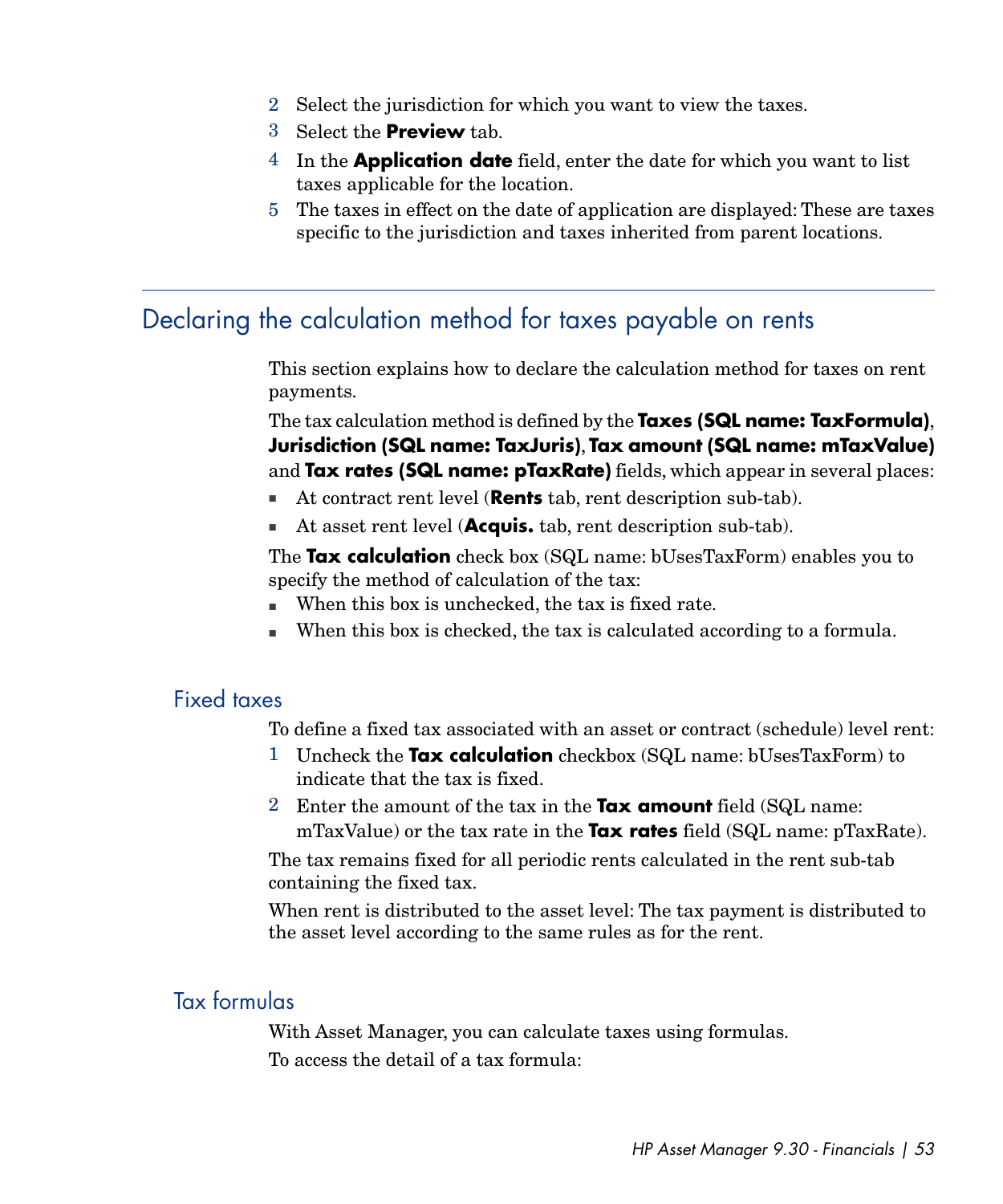2. Select the jurisdiction for which you want to view the taxes.
3. Select the **Preview** tab.
4. In the **Application date** field, enter the date for which you want to list taxes applicable for the location.
5. The taxes in effect on the date of application are displayed: These are taxes specific to the jurisdiction and taxes inherited from parent locations.

## Declaring the calculation method for taxes payable on rents

This section explains how to declare the calculation method for taxes on rent payments.

The tax calculation method is defined by the **Taxes (SQL name: TaxFormula)**, **Jurisdiction (SQL name: TaxJuris)**, **Tax amount (SQL name: mTaxValue)** and **Tax rates (SQL name: pTaxRate)** fields, which appear in several places:

- At contract rent level (**Rents** tab, rent description sub-tab).
- At asset rent level (**Acquis.** tab, rent description sub-tab).

The **Tax calculation** check box (SQL name: bUsesTaxForm) enables you to specify the method of calculation of the tax:

- When this box is unchecked, the tax is fixed rate.
- When this box is checked, the tax is calculated according to a formula.

### Fixed taxes

To define a fixed tax associated with an asset or contract (schedule) level rent:

1. Uncheck the **Tax calculation** checkbox (SQL name: bUsesTaxForm) to indicate that the tax is fixed.
2. Enter the amount of the tax in the **Tax amount** field (SQL name: mTaxValue) or the tax rate in the **Tax rates** field (SQL name: pTaxRate).

The tax remains fixed for all periodic rents calculated in the rent sub-tab containing the fixed tax.

When rent is distributed to the asset level: The tax payment is distributed to the asset level according to the same rules as for the rent.

### Tax formulas

With Asset Manager, you can calculate taxes using formulas.

To access the detail of a tax formula: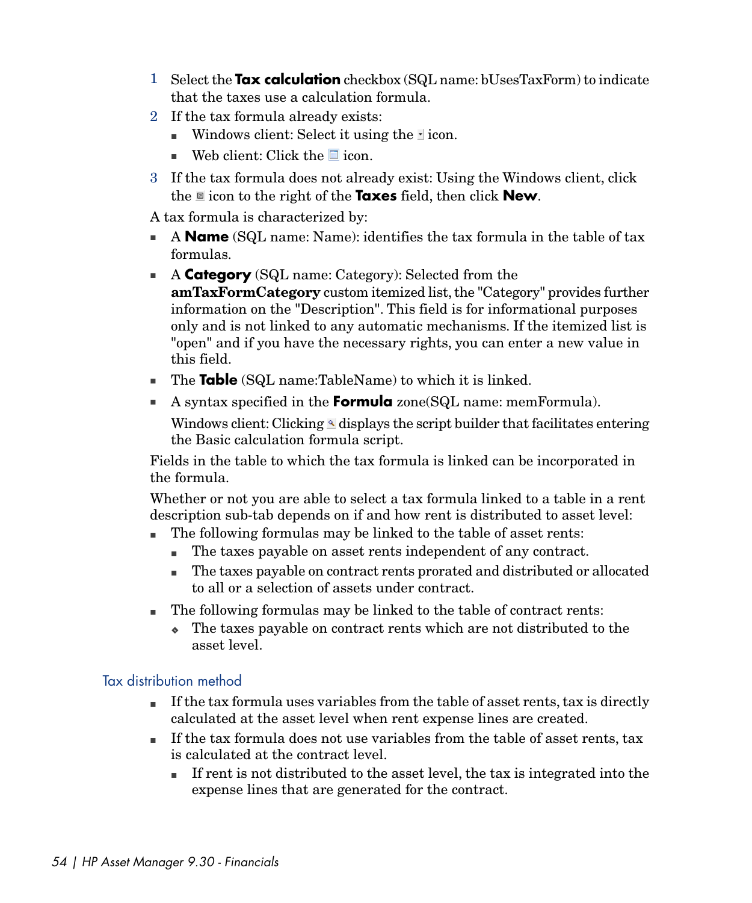1. Select the **Tax calculation** checkbox (SQL name: bUsesTaxForm) to indicate that the taxes use a calculation formula.
2. If the tax formula already exists:
   - Windows client: Select it using the icon.
   - Web client: Click the icon.
3. If the tax formula does not already exist: Using the Windows client, click the icon to the right of the **Taxes** field, then click **New**.

A tax formula is characterized by:

- A **Name** (SQL name: Name): identifies the tax formula in the table of tax formulas.
- A **Category** (SQL name: Category): Selected from the **amTaxFormCategory** custom itemized list, the "Category" provides further information on the "Description". This field is for informational purposes only and is not linked to any automatic mechanisms. If the itemized list is "open" and if you have the necessary rights, you can enter a new value in this field.
- The **Table** (SQL name:TableName) to which it is linked.
- A syntax specified in the **Formula** zone(SQL name: memFormula).

  Windows client: Clicking displays the script builder that facilitates entering the Basic calculation formula script.

Fields in the table to which the tax formula is linked can be incorporated in the formula.

Whether or not you are able to select a tax formula linked to a table in a rent description sub-tab depends on if and how rent is distributed to asset level:

- The following formulas may be linked to the table of asset rents:
  - The taxes payable on asset rents independent of any contract.
  - The taxes payable on contract rents prorated and distributed or allocated to all or a selection of assets under contract.
- The following formulas may be linked to the table of contract rents:
  - The taxes payable on contract rents which are not distributed to the asset level.

## Tax distribution method

- If the tax formula uses variables from the table of asset rents, tax is directly calculated at the asset level when rent expense lines are created.
- If the tax formula does not use variables from the table of asset rents, tax is calculated at the contract level.
  - If rent is not distributed to the asset level, the tax is integrated into the expense lines that are generated for the contract.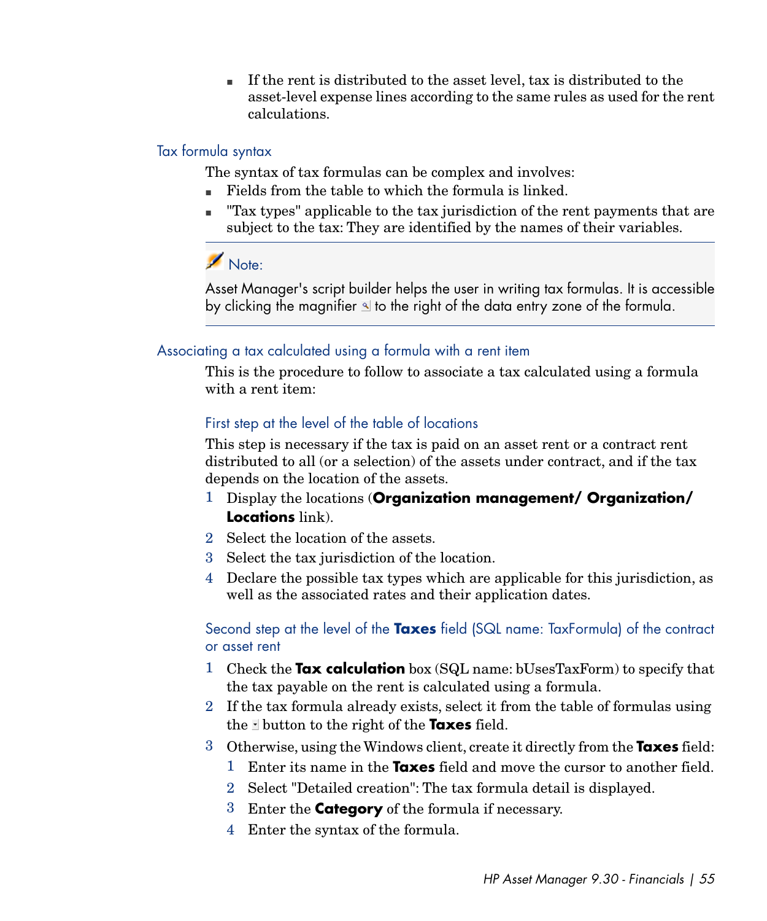- If the rent is distributed to the asset level, tax is distributed to the asset-level expense lines according to the same rules as used for the rent calculations.

### Tax formula syntax

The syntax of tax formulas can be complex and involves:

- Fields from the table to which the formula is linked.
- "Tax types" applicable to the tax jurisdiction of the rent payments that are subject to the tax: They are identified by the names of their variables.

> **Note:**
>
> Asset Manager's script builder helps the user in writing tax formulas. It is accessible by clicking the magnifier to the right of the data entry zone of the formula.

### Associating a tax calculated using a formula with a rent item

This is the procedure to follow to associate a tax calculated using a formula with a rent item:

#### First step at the level of the table of locations

This step is necessary if the tax is paid on an asset rent or a contract rent distributed to all (or a selection) of the assets under contract, and if the tax depends on the location of the assets.

1. Display the locations (**Organization management/ Organization/ Locations** link).
2. Select the location of the assets.
3. Select the tax jurisdiction of the location.
4. Declare the possible tax types which are applicable for this jurisdiction, as well as the associated rates and their application dates.

#### Second step at the level of the **Taxes** field (SQL name: TaxFormula) of the contract or asset rent

1. Check the **Tax calculation** box (SQL name: bUsesTaxForm) to specify that the tax payable on the rent is calculated using a formula.
2. If the tax formula already exists, select it from the table of formulas using the button to the right of the **Taxes** field.
3. Otherwise, using the Windows client, create it directly from the **Taxes** field:
   1. Enter its name in the **Taxes** field and move the cursor to another field.
   2. Select "Detailed creation": The tax formula detail is displayed.
   3. Enter the **Category** of the formula if necessary.
   4. Enter the syntax of the formula.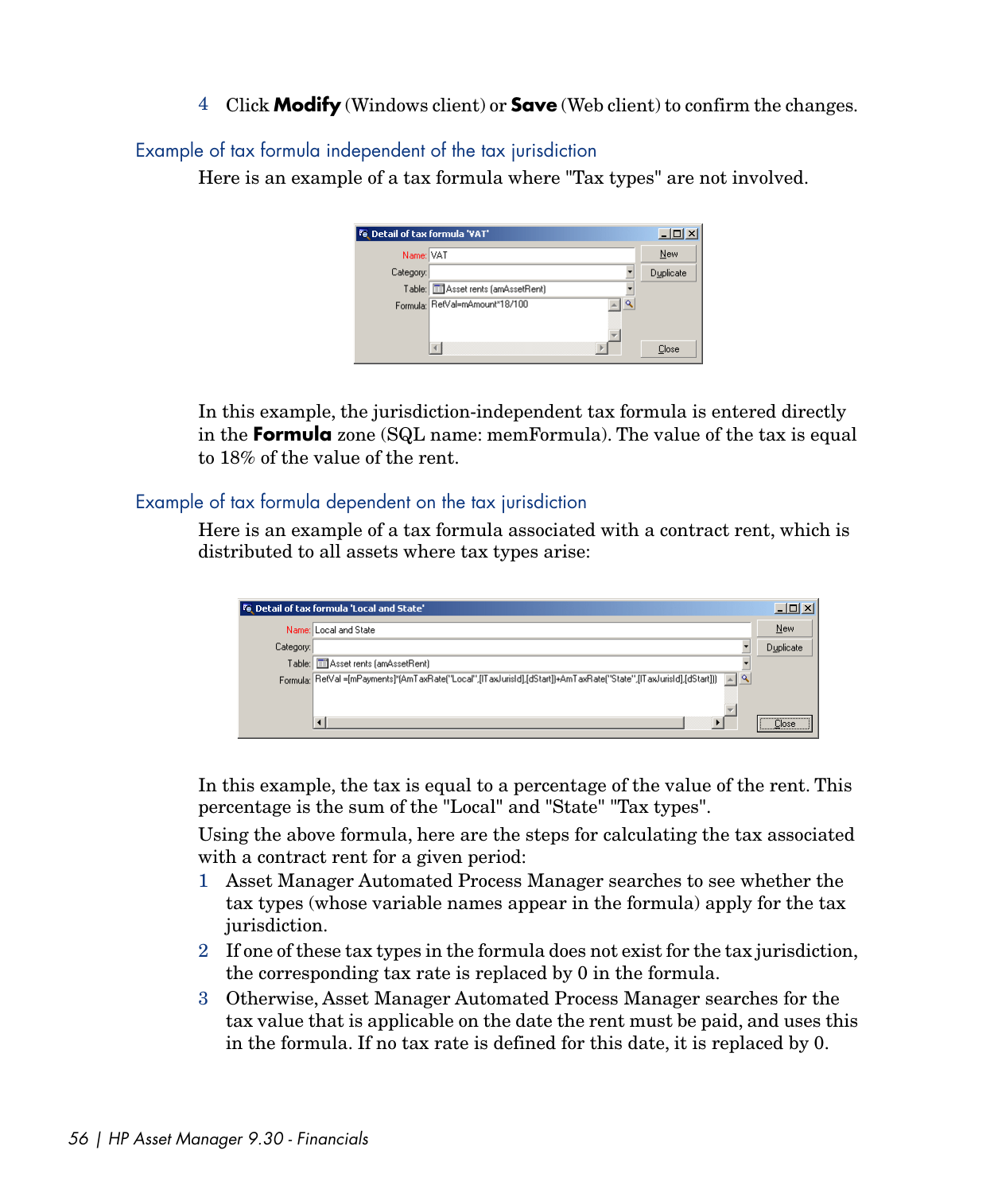4 Click **Modify** (Windows client) or **Save** (Web client) to confirm the changes.

## Example of tax formula independent of the tax jurisdiction

Here is an example of a tax formula where "Tax types" are not involved.

In this example, the jurisdiction-independent tax formula is entered directly in the **Formula** zone (SQL name: memFormula). The value of the tax is equal to 18% of the value of the rent.

## Example of tax formula dependent on the tax jurisdiction

Here is an example of a tax formula associated with a contract rent, which is distributed to all assets where tax types arise:

In this example, the tax is equal to a percentage of the value of the rent. This percentage is the sum of the "Local" and "State" "Tax types".

Using the above formula, here are the steps for calculating the tax associated with a contract rent for a given period:

1. Asset Manager Automated Process Manager searches to see whether the tax types (whose variable names appear in the formula) apply for the tax jurisdiction.
2. If one of these tax types in the formula does not exist for the tax jurisdiction, the corresponding tax rate is replaced by 0 in the formula.
3. Otherwise, Asset Manager Automated Process Manager searches for the tax value that is applicable on the date the rent must be paid, and uses this in the formula. If no tax rate is defined for this date, it is replaced by 0.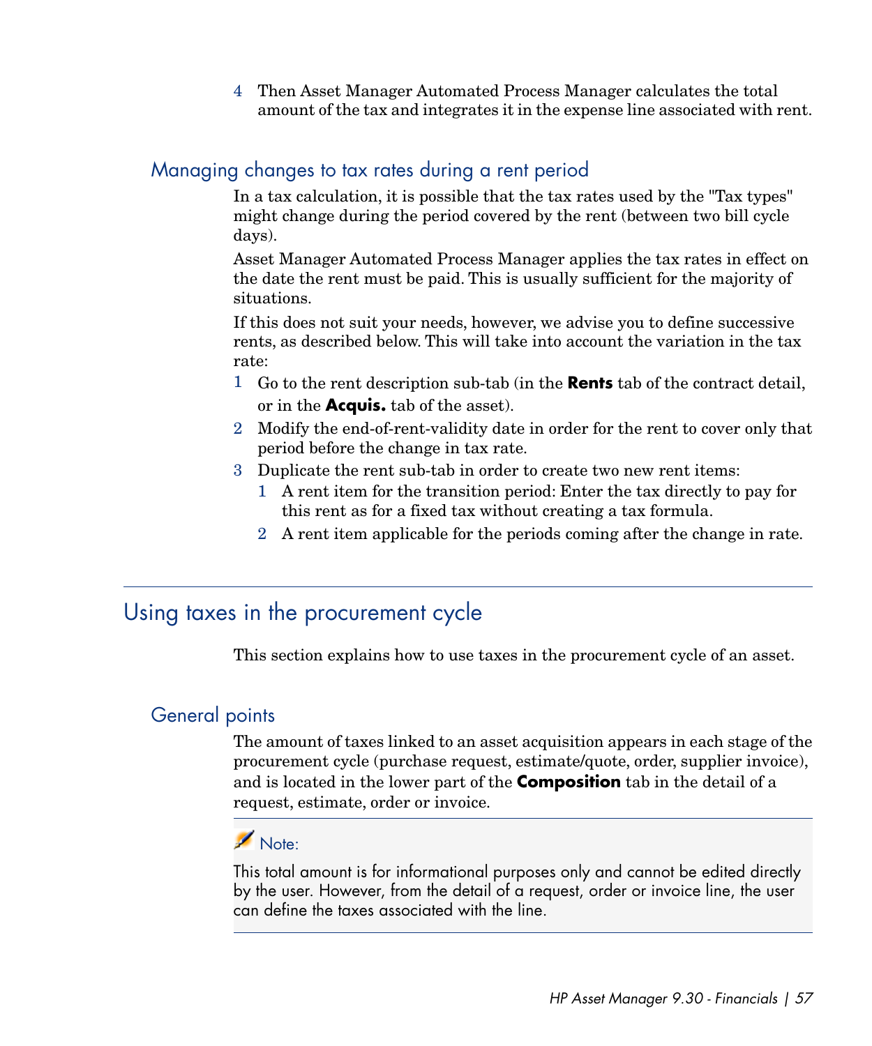4. Then Asset Manager Automated Process Manager calculates the total amount of the tax and integrates it in the expense line associated with rent.

### Managing changes to tax rates during a rent period

In a tax calculation, it is possible that the tax rates used by the "Tax types" might change during the period covered by the rent (between two bill cycle days).

Asset Manager Automated Process Manager applies the tax rates in effect on the date the rent must be paid. This is usually sufficient for the majority of situations.

If this does not suit your needs, however, we advise you to define successive rents, as described below. This will take into account the variation in the tax rate:

1. Go to the rent description sub-tab (in the **Rents** tab of the contract detail, or in the **Acquis.** tab of the asset).
2. Modify the end-of-rent-validity date in order for the rent to cover only that period before the change in tax rate.
3. Duplicate the rent sub-tab in order to create two new rent items:
   1. A rent item for the transition period: Enter the tax directly to pay for this rent as for a fixed tax without creating a tax formula.
   2. A rent item applicable for the periods coming after the change in rate.

## Using taxes in the procurement cycle

This section explains how to use taxes in the procurement cycle of an asset.

### General points

The amount of taxes linked to an asset acquisition appears in each stage of the procurement cycle (purchase request, estimate/quote, order, supplier invoice), and is located in the lower part of the **Composition** tab in the detail of a request, estimate, order or invoice.

> **Note:**
>
> This total amount is for informational purposes only and cannot be edited directly by the user. However, from the detail of a request, order or invoice line, the user can define the taxes associated with the line.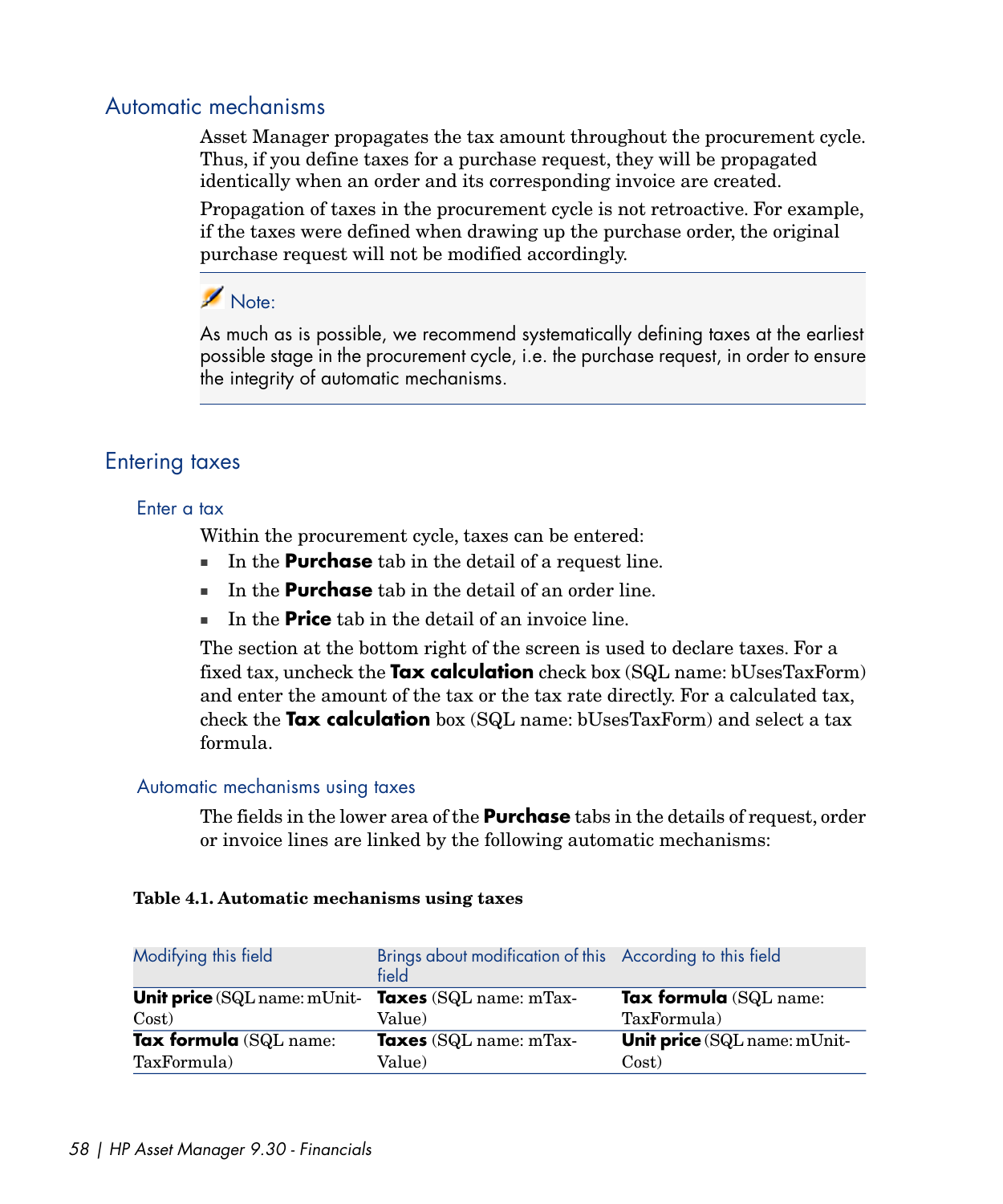## Automatic mechanisms

Asset Manager propagates the tax amount throughout the procurement cycle. Thus, if you define taxes for a purchase request, they will be propagated identically when an order and its corresponding invoice are created.

Propagation of taxes in the procurement cycle is not retroactive. For example, if the taxes were defined when drawing up the purchase order, the original purchase request will not be modified accordingly.

> **Note:**
>
> As much as is possible, we recommend systematically defining taxes at the earliest possible stage in the procurement cycle, i.e. the purchase request, in order to ensure the integrity of automatic mechanisms.

## Entering taxes

### Enter a tax

Within the procurement cycle, taxes can be entered:

- In the **Purchase** tab in the detail of a request line.
- In the **Purchase** tab in the detail of an order line.
- In the **Price** tab in the detail of an invoice line.

The section at the bottom right of the screen is used to declare taxes. For a fixed tax, uncheck the **Tax calculation** check box (SQL name: bUsesTaxForm) and enter the amount of the tax or the tax rate directly. For a calculated tax, check the **Tax calculation** box (SQL name: bUsesTaxForm) and select a tax formula.

### Automatic mechanisms using taxes

The fields in the lower area of the **Purchase** tabs in the details of request, order or invoice lines are linked by the following automatic mechanisms:

**Table 4.1. Automatic mechanisms using taxes**

| Modifying this field | Brings about modification of this field | According to this field |
|---|---|---|
| **Unit price** (SQL name: mUnitCost) | **Taxes** (SQL name: mTaxValue) | **Tax formula** (SQL name: TaxFormula) |
| **Tax formula** (SQL name: TaxFormula) | **Taxes** (SQL name: mTaxValue) | **Unit price** (SQL name: mUnitCost) |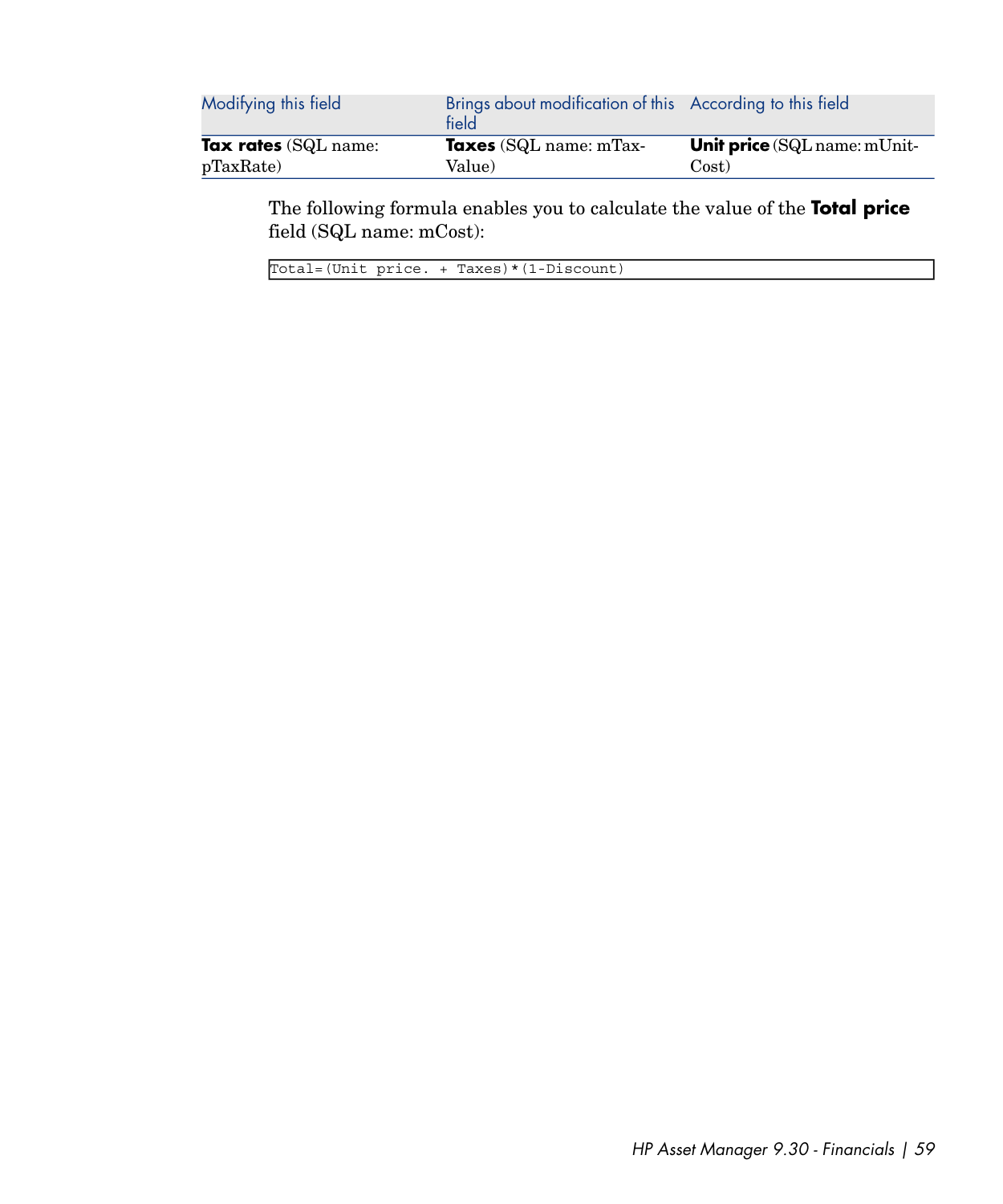| Modifying this field | Brings about modification of this field | According to this field |
|---|---|---|
| **Tax rates** (SQL name: pTaxRate) | **Taxes** (SQL name: mTaxValue) | **Unit price** (SQL name: mUnitCost) |

The following formula enables you to calculate the value of the **Total price** field (SQL name: mCost):

```
Total=(Unit price. + Taxes)*(1-Discount)
```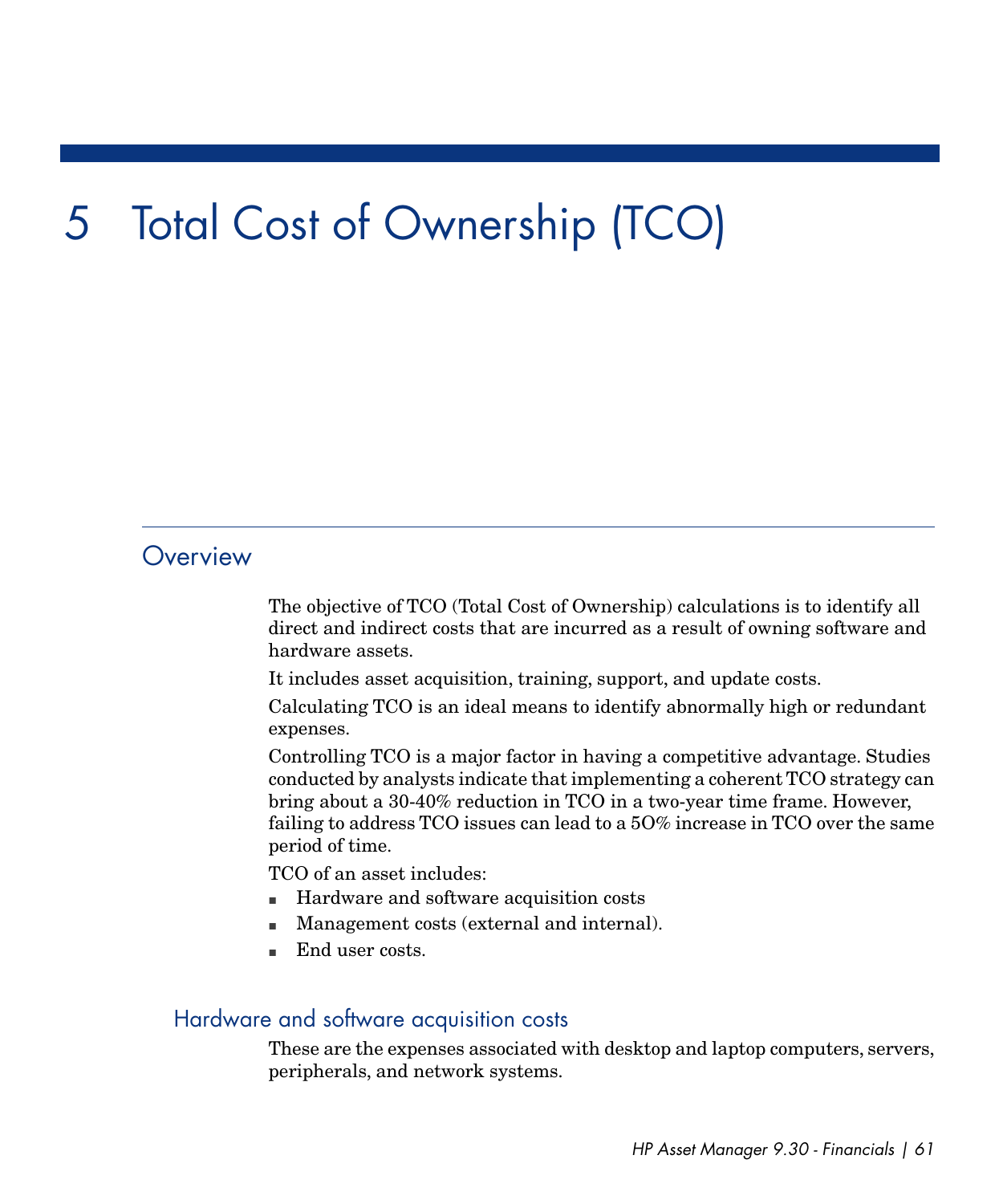# 5 Total Cost of Ownership (TCO)

## Overview

The objective of TCO (Total Cost of Ownership) calculations is to identify all direct and indirect costs that are incurred as a result of owning software and hardware assets.

It includes asset acquisition, training, support, and update costs.

Calculating TCO is an ideal means to identify abnormally high or redundant expenses.

Controlling TCO is a major factor in having a competitive advantage. Studies conducted by analysts indicate that implementing a coherent TCO strategy can bring about a 30-40% reduction in TCO in a two-year time frame. However, failing to address TCO issues can lead to a 5O% increase in TCO over the same period of time.

TCO of an asset includes:

- Hardware and software acquisition costs
- Management costs (external and internal).
- End user costs.

### Hardware and software acquisition costs

These are the expenses associated with desktop and laptop computers, servers, peripherals, and network systems.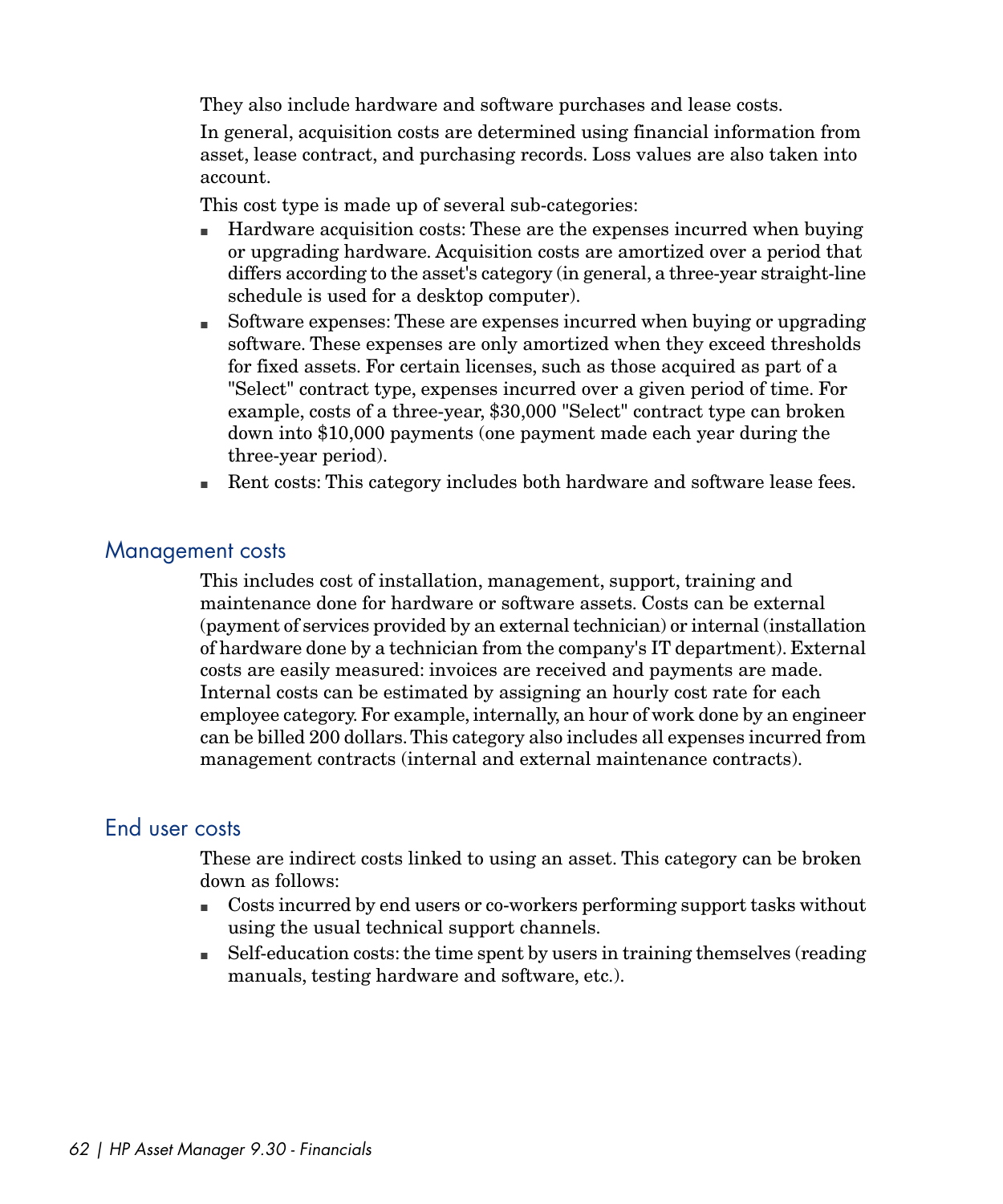They also include hardware and software purchases and lease costs.

In general, acquisition costs are determined using financial information from asset, lease contract, and purchasing records. Loss values are also taken into account.

This cost type is made up of several sub-categories:

- Hardware acquisition costs: These are the expenses incurred when buying or upgrading hardware. Acquisition costs are amortized over a period that differs according to the asset's category (in general, a three-year straight-line schedule is used for a desktop computer).
- Software expenses: These are expenses incurred when buying or upgrading software. These expenses are only amortized when they exceed thresholds for fixed assets. For certain licenses, such as those acquired as part of a "Select" contract type, expenses incurred over a given period of time. For example, costs of a three-year, $30,000 "Select" contract type can broken down into $10,000 payments (one payment made each year during the three-year period).
- Rent costs: This category includes both hardware and software lease fees.

## Management costs

This includes cost of installation, management, support, training and maintenance done for hardware or software assets. Costs can be external (payment of services provided by an external technician) or internal (installation of hardware done by a technician from the company's IT department). External costs are easily measured: invoices are received and payments are made. Internal costs can be estimated by assigning an hourly cost rate for each employee category. For example, internally, an hour of work done by an engineer can be billed 200 dollars. This category also includes all expenses incurred from management contracts (internal and external maintenance contracts).

## End user costs

These are indirect costs linked to using an asset. This category can be broken down as follows:

- Costs incurred by end users or co-workers performing support tasks without using the usual technical support channels.
- Self-education costs: the time spent by users in training themselves (reading manuals, testing hardware and software, etc.).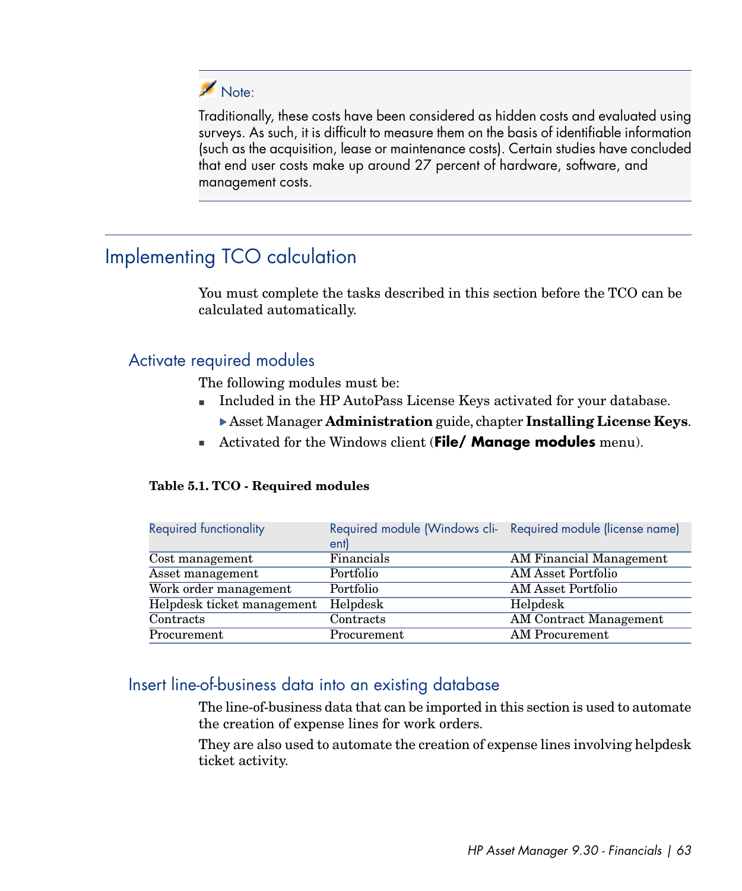> **Note:**
>
> Traditionally, these costs have been considered as hidden costs and evaluated using surveys. As such, it is difficult to measure them on the basis of identifiable information (such as the acquisition, lease or maintenance costs). Certain studies have concluded that end user costs make up around 27 percent of hardware, software, and management costs.

## Implementing TCO calculation

You must complete the tasks described in this section before the TCO can be calculated automatically.

### Activate required modules

The following modules must be:

- Included in the HP AutoPass License Keys activated for your database.

  ▶ Asset Manager **Administration** guide, chapter **Installing License Keys**.

- Activated for the Windows client (**File/ Manage modules** menu).

**Table 5.1. TCO - Required modules**

| Required functionality | Required module (Windows client) | Required module (license name) |
|---|---|---|
| Cost management | Financials | AM Financial Management |
| Asset management | Portfolio | AM Asset Portfolio |
| Work order management | Portfolio | AM Asset Portfolio |
| Helpdesk ticket management | Helpdesk | Helpdesk |
| Contracts | Contracts | AM Contract Management |
| Procurement | Procurement | AM Procurement |

### Insert line-of-business data into an existing database

The line-of-business data that can be imported in this section is used to automate the creation of expense lines for work orders.

They are also used to automate the creation of expense lines involving helpdesk ticket activity.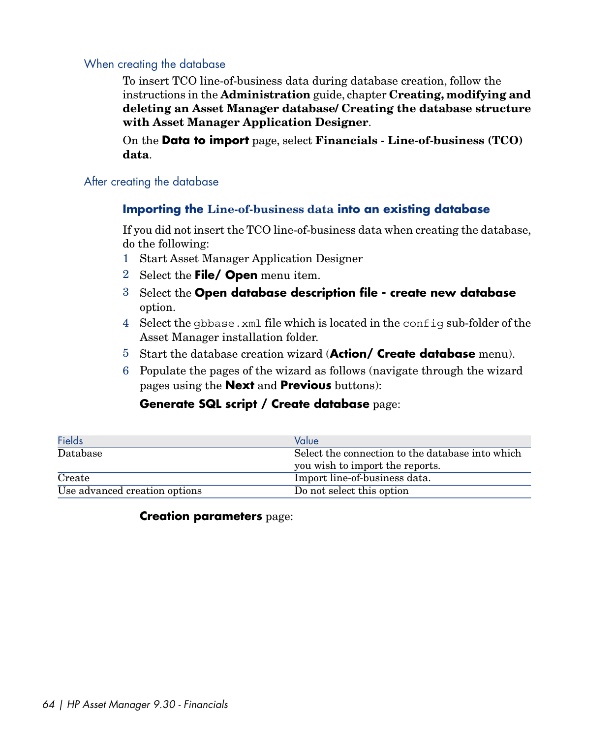#### When creating the database

To insert TCO line-of-business data during database creation, follow the instructions in the **Administration** guide, chapter **Creating, modifying and deleting an Asset Manager database/ Creating the database structure with Asset Manager Application Designer**.

On the **Data to import** page, select **Financials - Line-of-business (TCO) data**.

#### After creating the database

##### Importing the Line-of-business data into an existing database

If you did not insert the TCO line-of-business data when creating the database, do the following:

1 Start Asset Manager Application Designer

2 Select the **File/ Open** menu item.

3 Select the **Open database description file - create new database** option.

4 Select the `gbbase.xml` file which is located in the `config` sub-folder of the Asset Manager installation folder.

5 Start the database creation wizard (**Action/ Create database** menu).

6 Populate the pages of the wizard as follows (navigate through the wizard pages using the **Next** and **Previous** buttons):

**Generate SQL script / Create database** page:

| Fields | Value |
| --- | --- |
| Database | Select the connection to the database into which you wish to import the reports. |
| Create | Import line-of-business data. |
| Use advanced creation options | Do not select this option |

**Creation parameters** page: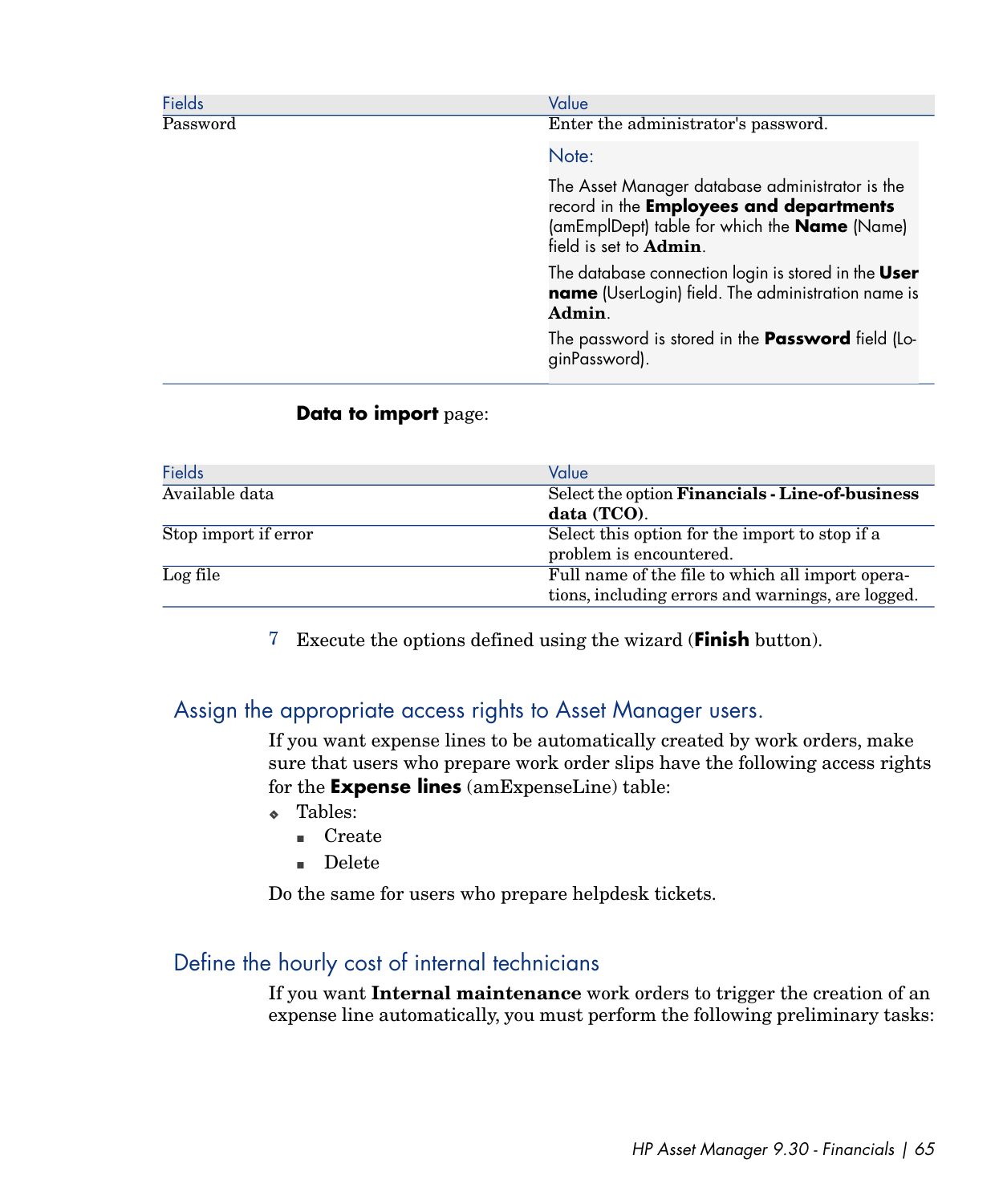| Fields | Value |
|---|---|
| Password | Enter the administrator's password.<br><br>Note:<br><br>The Asset Manager database administrator is the record in the **Employees and departments** (amEmplDept) table for which the **Name** (Name) field is set to **Admin**.<br><br>The database connection login is stored in the **User name** (UserLogin) field. The administration name is **Admin**.<br><br>The password is stored in the **Password** field (LoginPassword). |

**Data to import** page:

| Fields | Value |
|---|---|
| Available data | Select the option **Financials - Line-of-business data (TCO)**. |
| Stop import if error | Select this option for the import to stop if a problem is encountered. |
| Log file | Full name of the file to which all import operations, including errors and warnings, are logged. |

7 Execute the options defined using the wizard (**Finish** button).

## Assign the appropriate access rights to Asset Manager users.

If you want expense lines to be automatically created by work orders, make sure that users who prepare work order slips have the following access rights for the **Expense lines** (amExpenseLine) table:

- Tables:
  - Create
  - Delete

Do the same for users who prepare helpdesk tickets.

## Define the hourly cost of internal technicians

If you want **Internal maintenance** work orders to trigger the creation of an expense line automatically, you must perform the following preliminary tasks: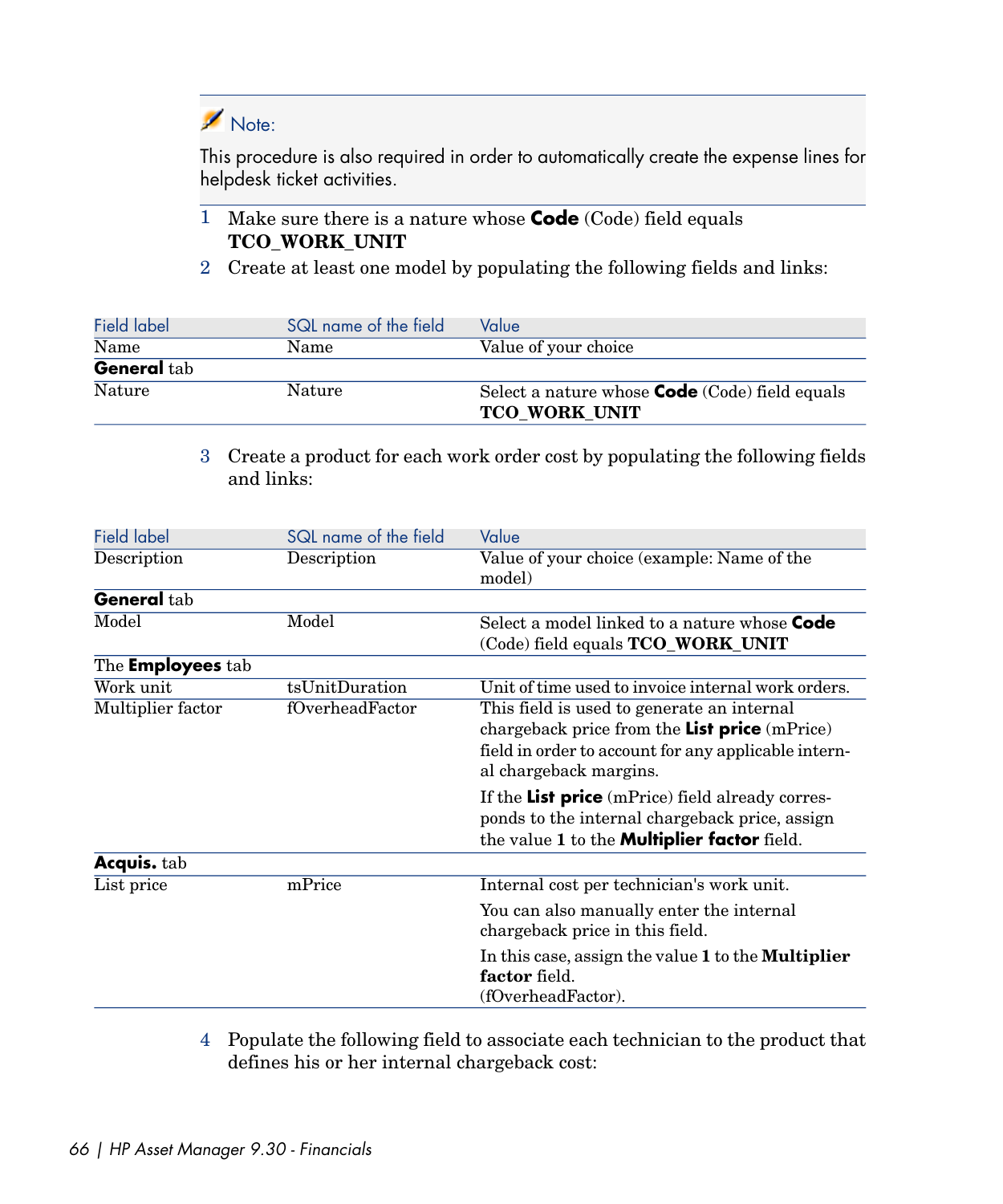> **Note:**
>
> This procedure is also required in order to automatically create the expense lines for helpdesk ticket activities.

1. Make sure there is a nature whose **Code** (Code) field equals **TCO_WORK_UNIT**
2. Create at least one model by populating the following fields and links:

| Field label | SQL name of the field | Value |
|---|---|---|
| Name | Name | Value of your choice |
| **General** tab | | |
| Nature | Nature | Select a nature whose **Code** (Code) field equals **TCO_WORK_UNIT** |

3. Create a product for each work order cost by populating the following fields and links:

| Field label | SQL name of the field | Value |
|---|---|---|
| Description | Description | Value of your choice (example: Name of the model) |
| **General** tab | | |
| Model | Model | Select a model linked to a nature whose **Code** (Code) field equals **TCO_WORK_UNIT** |
| The **Employees** tab | | |
| Work unit | tsUnitDuration | Unit of time used to invoice internal work orders. |
| Multiplier factor | fOverheadFactor | This field is used to generate an internal chargeback price from the **List price** (mPrice) field in order to account for any applicable internal chargeback margins.<br><br>If the **List price** (mPrice) field already corresponds to the internal chargeback price, assign the value **1** to the **Multiplier factor** field. |
| **Acquis.** tab | | |
| List price | mPrice | Internal cost per technician's work unit.<br><br>You can also manually enter the internal chargeback price in this field.<br><br>In this case, assign the value **1** to the **Multiplier factor** field.<br>(fOverheadFactor). |

4. Populate the following field to associate each technician to the product that defines his or her internal chargeback cost: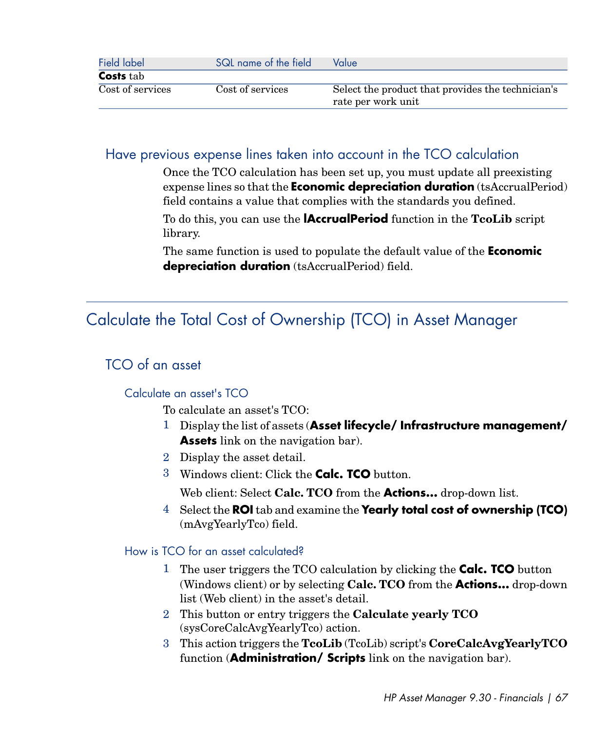| Field label | SQL name of the field | Value |
|---|---|---|
| **Costs** tab | | |
| Cost of services | Cost of services | Select the product that provides the technician's rate per work unit |

### Have previous expense lines taken into account in the TCO calculation

Once the TCO calculation has been set up, you must update all preexisting expense lines so that the **Economic depreciation duration** (tsAccrualPeriod) field contains a value that complies with the standards you defined.

To do this, you can use the **lAccrualPeriod** function in the **TcoLib** script library.

The same function is used to populate the default value of the **Economic depreciation duration** (tsAccrualPeriod) field.

## Calculate the Total Cost of Ownership (TCO) in Asset Manager

### TCO of an asset

#### Calculate an asset's TCO

To calculate an asset's TCO:

1. Display the list of assets (**Asset lifecycle/ Infrastructure management/ Assets** link on the navigation bar).
2. Display the asset detail.
3. Windows client: Click the **Calc. TCO** button.

   Web client: Select **Calc. TCO** from the **Actions...** drop-down list.
4. Select the **ROI** tab and examine the **Yearly total cost of ownership (TCO)** (mAvgYearlyTco) field.

#### How is TCO for an asset calculated?

1. The user triggers the TCO calculation by clicking the **Calc. TCO** button (Windows client) or by selecting **Calc. TCO** from the **Actions...** drop-down list (Web client) in the asset's detail.
2. This button or entry triggers the **Calculate yearly TCO** (sysCoreCalcAvgYearlyTco) action.
3. This action triggers the **TcoLib** (TcoLib) script's **CoreCalcAvgYearlyTCO** function (**Administration/ Scripts** link on the navigation bar).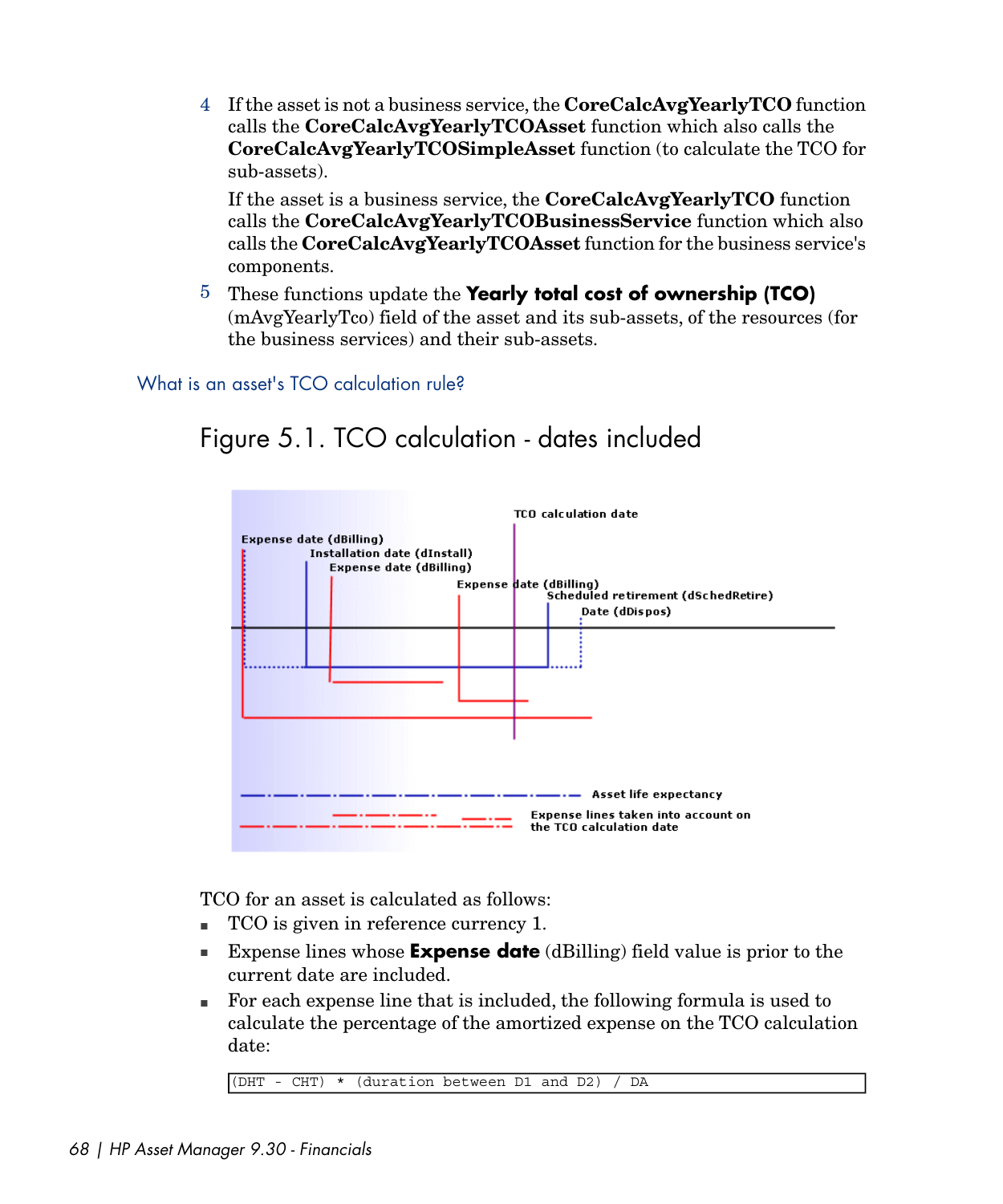4 If the asset is not a business service, the **CoreCalcAvgYearlyTCO** function calls the **CoreCalcAvgYearlyTCOAsset** function which also calls the **CoreCalcAvgYearlyTCOSimpleAsset** function (to calculate the TCO for sub-assets).

   If the asset is a business service, the **CoreCalcAvgYearlyTCO** function calls the **CoreCalcAvgYearlyTCOBusinessService** function which also calls the **CoreCalcAvgYearlyTCOAsset** function for the business service's components.

5 These functions update the **Yearly total cost of ownership (TCO)** (mAvgYearlyTco) field of the asset and its sub-assets, of the resources (for the business services) and their sub-assets.

## What is an asset's TCO calculation rule?

Figure 5.1. TCO calculation - dates included

TCO for an asset is calculated as follows:

- TCO is given in reference currency 1.
- Expense lines whose **Expense date** (dBilling) field value is prior to the current date are included.
- For each expense line that is included, the following formula is used to calculate the percentage of the amortized expense on the TCO calculation date:

```
(DHT - CHT) * (duration between D1 and D2) / DA
```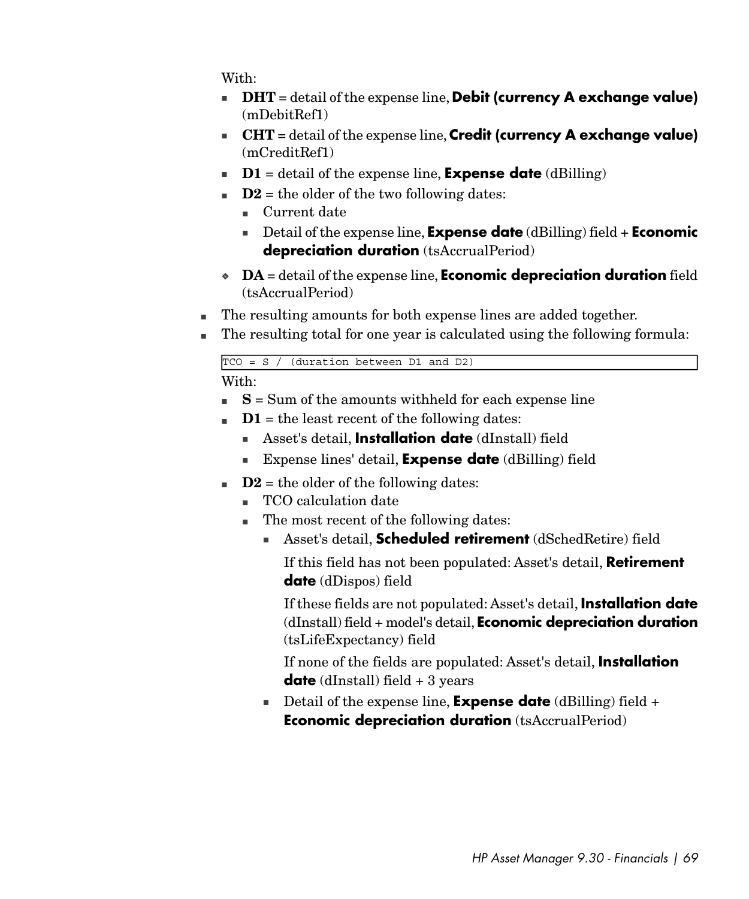With:

- **DHT** = detail of the expense line, **Debit (currency A exchange value)** (mDebitRef1)
- **CHT** = detail of the expense line, **Credit (currency A exchange value)** (mCreditRef1)
- **D1** = detail of the expense line, **Expense date** (dBilling)
- **D2** = the older of the two following dates:
  - Current date
  - Detail of the expense line, **Expense date** (dBilling) field + **Economic depreciation duration** (tsAccrualPeriod)
- **DA** = detail of the expense line, **Economic depreciation duration** field (tsAccrualPeriod)

- The resulting amounts for both expense lines are added together.
- The resulting total for one year is calculated using the following formula:

```
TCO = S / (duration between D1 and D2)
```

With:

- **S** = Sum of the amounts withheld for each expense line
- **D1** = the least recent of the following dates:
  - Asset's detail, **Installation date** (dInstall) field
  - Expense lines' detail, **Expense date** (dBilling) field
- **D2** = the older of the following dates:
  - TCO calculation date
  - The most recent of the following dates:
    - Asset's detail, **Scheduled retirement** (dSchedRetire) field

      If this field has not been populated: Asset's detail, **Retirement date** (dDispos) field

      If these fields are not populated: Asset's detail, **Installation date** (dInstall) field + model's detail, **Economic depreciation duration** (tsLifeExpectancy) field

      If none of the fields are populated: Asset's detail, **Installation date** (dInstall) field + 3 years
    - Detail of the expense line, **Expense date** (dBilling) field + **Economic depreciation duration** (tsAccrualPeriod)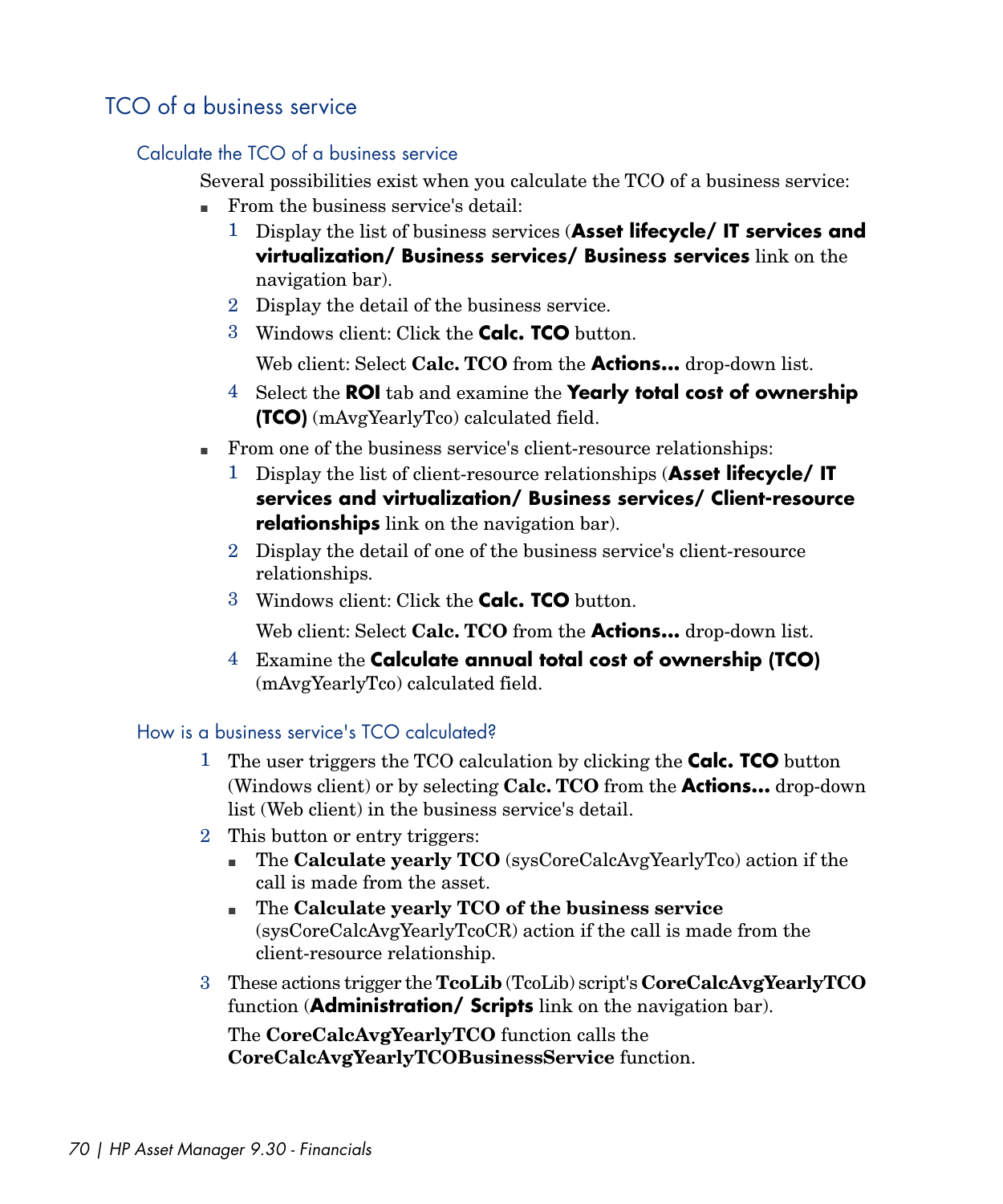## TCO of a business service

### Calculate the TCO of a business service

Several possibilities exist when you calculate the TCO of a business service:

- From the business service's detail:
  1. Display the list of business services (**Asset lifecycle/ IT services and virtualization/ Business services/ Business services** link on the navigation bar).
  2. Display the detail of the business service.
  3. Windows client: Click the **Calc. TCO** button.

     Web client: Select **Calc. TCO** from the **Actions...** drop-down list.
  4. Select the **ROI** tab and examine the **Yearly total cost of ownership (TCO)** (mAvgYearlyTco) calculated field.
- From one of the business service's client-resource relationships:
  1. Display the list of client-resource relationships (**Asset lifecycle/ IT services and virtualization/ Business services/ Client-resource relationships** link on the navigation bar).
  2. Display the detail of one of the business service's client-resource relationships.
  3. Windows client: Click the **Calc. TCO** button.

     Web client: Select **Calc. TCO** from the **Actions...** drop-down list.
  4. Examine the **Calculate annual total cost of ownership (TCO)** (mAvgYearlyTco) calculated field.

### How is a business service's TCO calculated?

1. The user triggers the TCO calculation by clicking the **Calc. TCO** button (Windows client) or by selecting **Calc. TCO** from the **Actions...** drop-down list (Web client) in the business service's detail.
2. This button or entry triggers:
   - The **Calculate yearly TCO** (sysCoreCalcAvgYearlyTco) action if the call is made from the asset.
   - The **Calculate yearly TCO of the business service** (sysCoreCalcAvgYearlyTcoCR) action if the call is made from the client-resource relationship.
3. These actions trigger the **TcoLib** (TcoLib) script's **CoreCalcAvgYearlyTCO** function (**Administration/ Scripts** link on the navigation bar).

   The **CoreCalcAvgYearlyTCO** function calls the **CoreCalcAvgYearlyTCOBusinessService** function.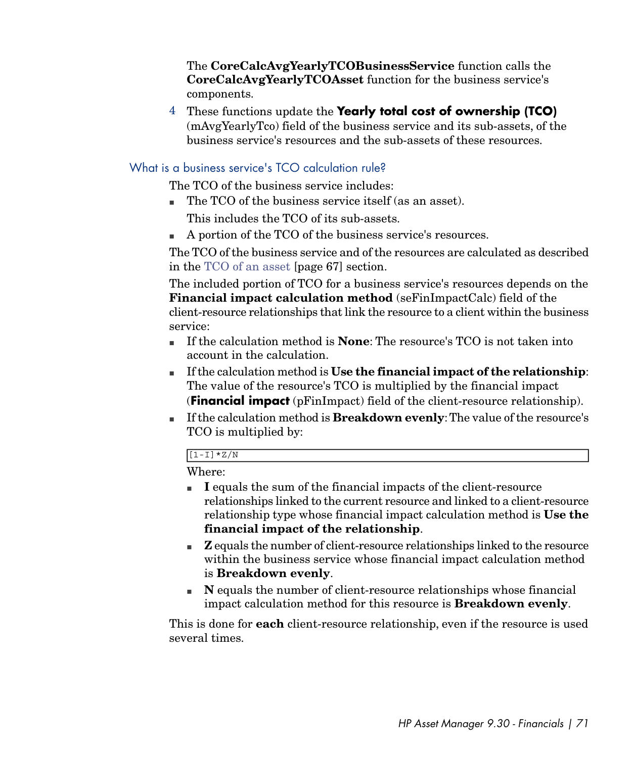The **CoreCalcAvgYearlyTCOBusinessService** function calls the **CoreCalcAvgYearlyTCOAsset** function for the business service's components.

4 These functions update the **Yearly total cost of ownership (TCO)** (mAvgYearlyTco) field of the business service and its sub-assets, of the business service's resources and the sub-assets of these resources.

### What is a business service's TCO calculation rule?

The TCO of the business service includes:

- The TCO of the business service itself (as an asset).

  This includes the TCO of its sub-assets.

- A portion of the TCO of the business service's resources.

The TCO of the business service and of the resources are calculated as described in the TCO of an asset [page 67] section.

The included portion of TCO for a business service's resources depends on the **Financial impact calculation method** (seFinImpactCalc) field of the client-resource relationships that link the resource to a client within the business service:

- If the calculation method is **None**: The resource's TCO is not taken into account in the calculation.
- If the calculation method is **Use the financial impact of the relationship**: The value of the resource's TCO is multiplied by the financial impact (**Financial impact** (pFinImpact) field of the client-resource relationship).
- If the calculation method is **Breakdown evenly**: The value of the resource's TCO is multiplied by:

  ```
  [1-I]*Z/N
  ```

  Where:

  - **I** equals the sum of the financial impacts of the client-resource relationships linked to the current resource and linked to a client-resource relationship type whose financial impact calculation method is **Use the financial impact of the relationship**.
  - **Z** equals the number of client-resource relationships linked to the resource within the business service whose financial impact calculation method is **Breakdown evenly**.
  - **N** equals the number of client-resource relationships whose financial impact calculation method for this resource is **Breakdown evenly**.

This is done for **each** client-resource relationship, even if the resource is used several times.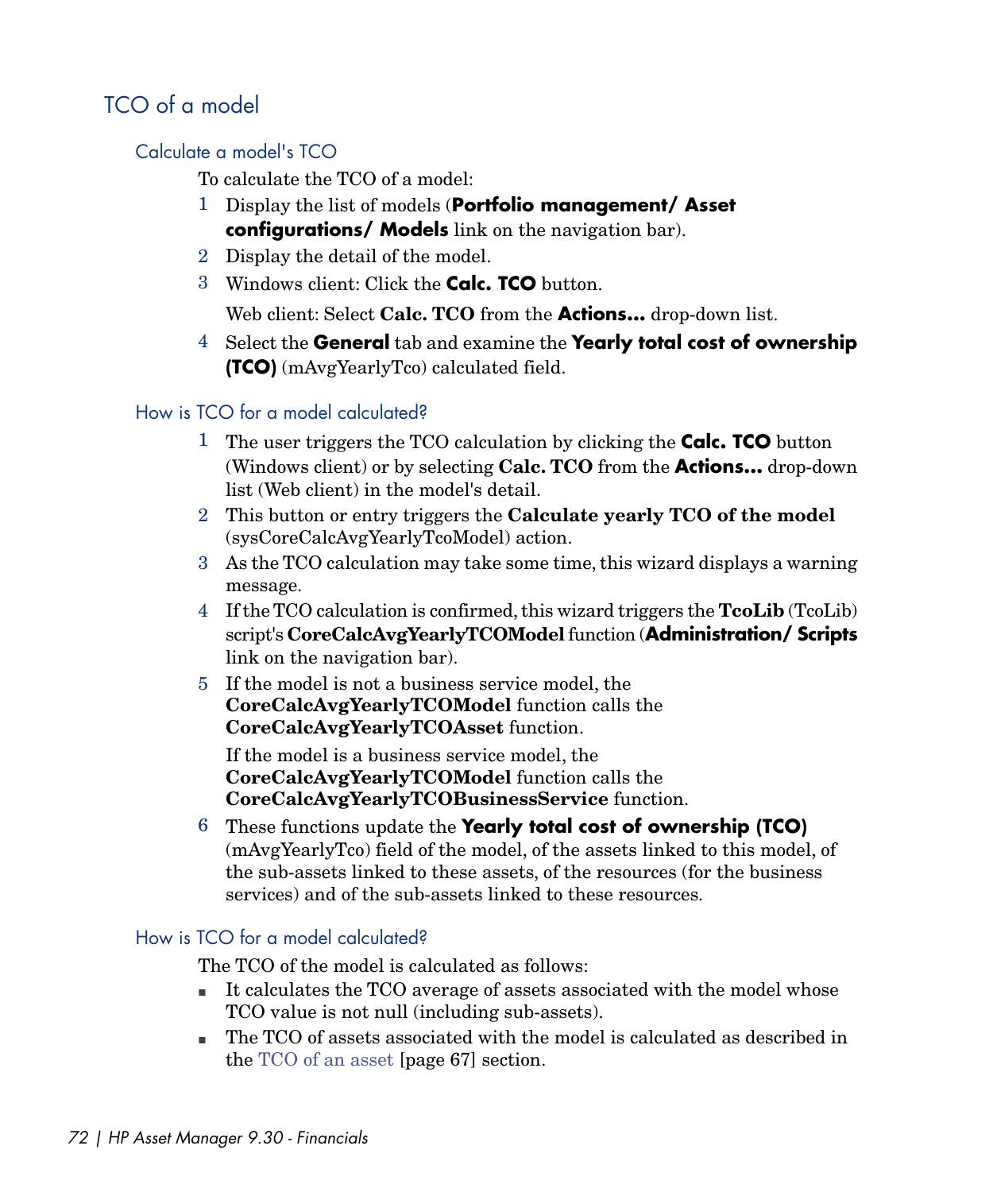## TCO of a model

### Calculate a model's TCO

To calculate the TCO of a model:

1. Display the list of models (**Portfolio management/ Asset configurations/ Models** link on the navigation bar).
2. Display the detail of the model.
3. Windows client: Click the **Calc. TCO** button.

   Web client: Select **Calc. TCO** from the **Actions...** drop-down list.
4. Select the **General** tab and examine the **Yearly total cost of ownership (TCO)** (mAvgYearlyTco) calculated field.

### How is TCO for a model calculated?

1. The user triggers the TCO calculation by clicking the **Calc. TCO** button (Windows client) or by selecting **Calc. TCO** from the **Actions...** drop-down list (Web client) in the model's detail.
2. This button or entry triggers the **Calculate yearly TCO of the model** (sysCoreCalcAvgYearlyTcoModel) action.
3. As the TCO calculation may take some time, this wizard displays a warning message.
4. If the TCO calculation is confirmed, this wizard triggers the **TcoLib** (TcoLib) script's **CoreCalcAvgYearlyTCOModel** function (**Administration/ Scripts** link on the navigation bar).
5. If the model is not a business service model, the **CoreCalcAvgYearlyTCOModel** function calls the **CoreCalcAvgYearlyTCOAsset** function.

   If the model is a business service model, the **CoreCalcAvgYearlyTCOModel** function calls the **CoreCalcAvgYearlyTCOBusinessService** function.
6. These functions update the **Yearly total cost of ownership (TCO)** (mAvgYearlyTco) field of the model, of the assets linked to this model, of the sub-assets linked to these assets, of the resources (for the business services) and of the sub-assets linked to these resources.

### How is TCO for a model calculated?

The TCO of the model is calculated as follows:

- It calculates the TCO average of assets associated with the model whose TCO value is not null (including sub-assets).
- The TCO of assets associated with the model is calculated as described in the TCO of an asset [page 67] section.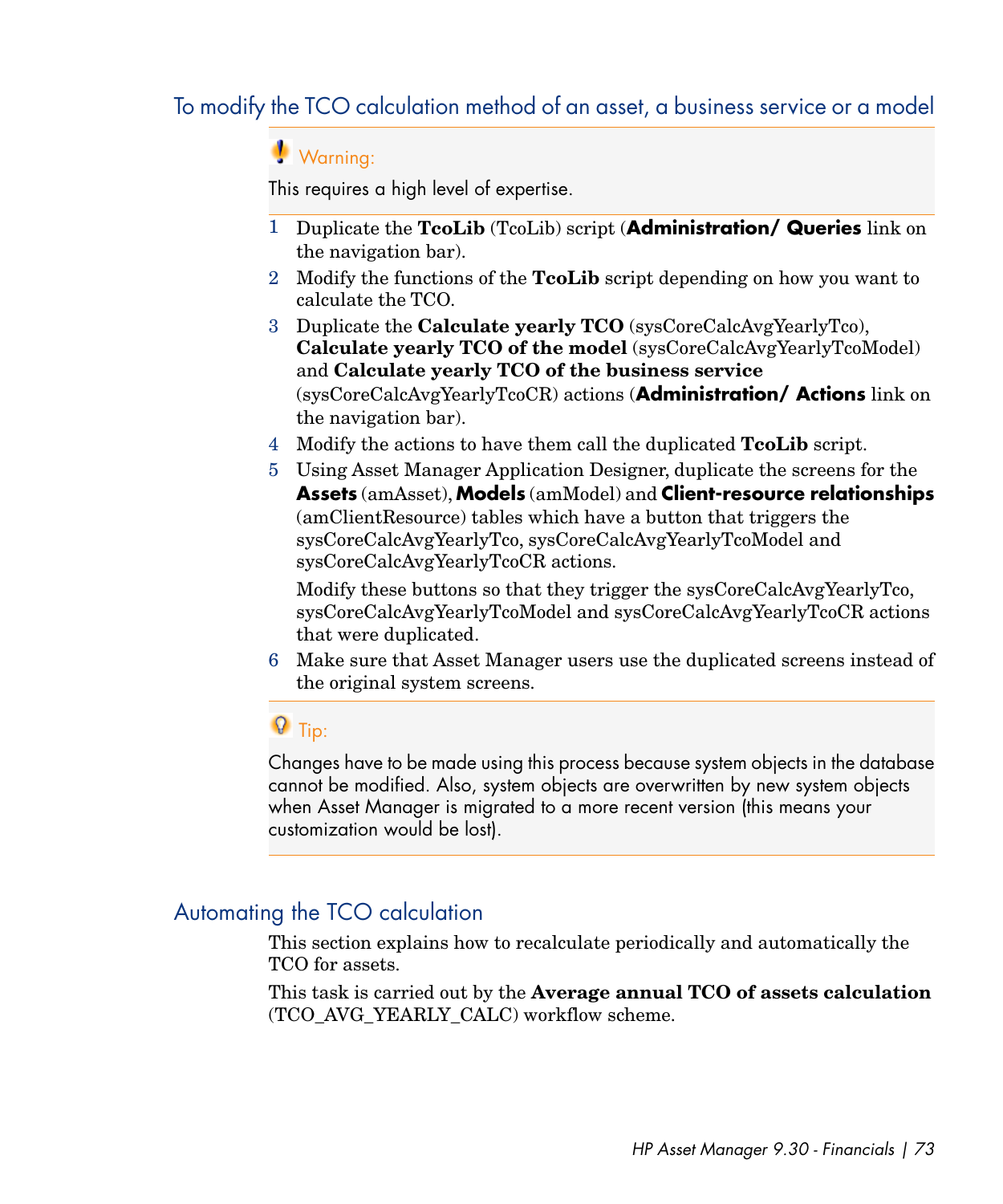### To modify the TCO calculation method of an asset, a business service or a model

> Warning:
>
> This requires a high level of expertise.

1. Duplicate the **TcoLib** (TcoLib) script (**Administration/ Queries** link on the navigation bar).
2. Modify the functions of the **TcoLib** script depending on how you want to calculate the TCO.
3. Duplicate the **Calculate yearly TCO** (sysCoreCalcAvgYearlyTco), **Calculate yearly TCO of the model** (sysCoreCalcAvgYearlyTcoModel) and **Calculate yearly TCO of the business service** (sysCoreCalcAvgYearlyTcoCR) actions (**Administration/ Actions** link on the navigation bar).
4. Modify the actions to have them call the duplicated **TcoLib** script.
5. Using Asset Manager Application Designer, duplicate the screens for the **Assets** (amAsset), **Models** (amModel) and **Client-resource relationships** (amClientResource) tables which have a button that triggers the sysCoreCalcAvgYearlyTco, sysCoreCalcAvgYearlyTcoModel and sysCoreCalcAvgYearlyTcoCR actions.

   Modify these buttons so that they trigger the sysCoreCalcAvgYearlyTco, sysCoreCalcAvgYearlyTcoModel and sysCoreCalcAvgYearlyTcoCR actions that were duplicated.
6. Make sure that Asset Manager users use the duplicated screens instead of the original system screens.

> Tip:
>
> Changes have to be made using this process because system objects in the database cannot be modified. Also, system objects are overwritten by new system objects when Asset Manager is migrated to a more recent version (this means your customization would be lost).

## Automating the TCO calculation

This section explains how to recalculate periodically and automatically the TCO for assets.

This task is carried out by the **Average annual TCO of assets calculation** (TCO_AVG_YEARLY_CALC) workflow scheme.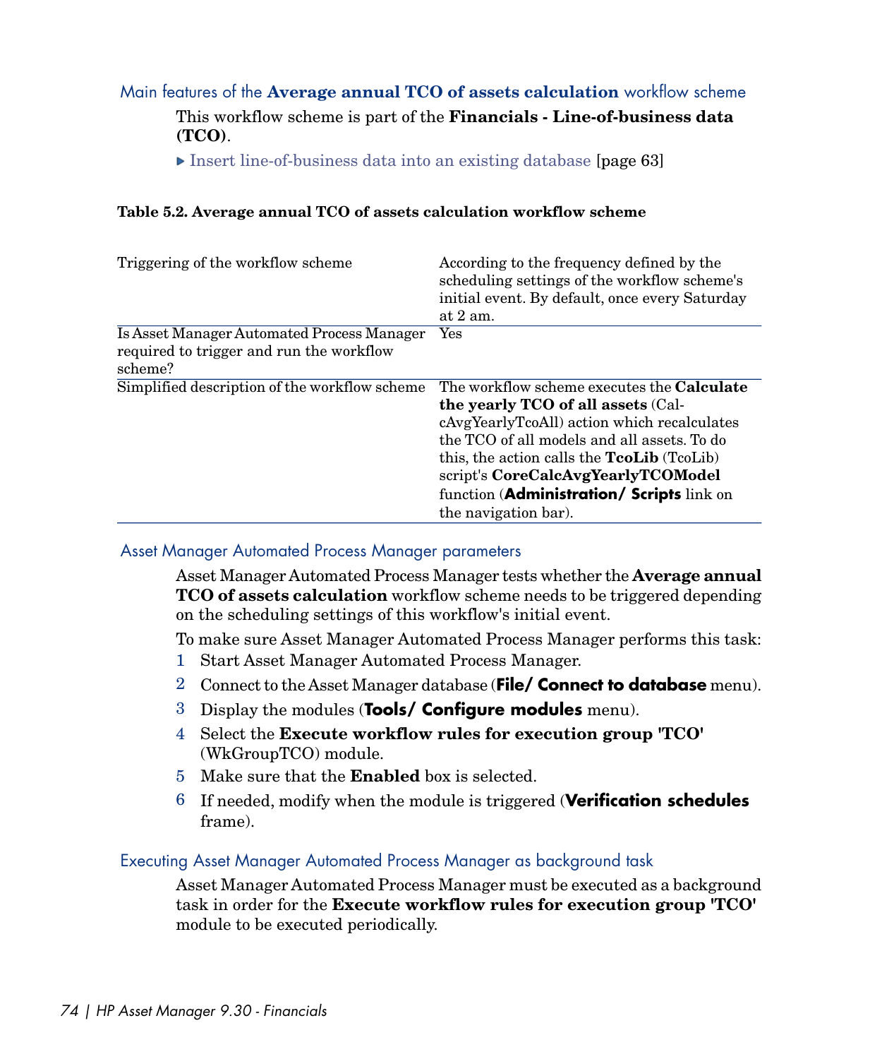### Main features of the **Average annual TCO of assets calculation** workflow scheme

This workflow scheme is part of the **Financials - Line-of-business data (TCO)**.

▶ Insert line-of-business data into an existing database [page 63]

**Table 5.2. Average annual TCO of assets calculation workflow scheme**

| | |
|---|---|
| Triggering of the workflow scheme | According to the frequency defined by the scheduling settings of the workflow scheme's initial event. By default, once every Saturday at 2 am. |
| Is Asset Manager Automated Process Manager required to trigger and run the workflow scheme? | Yes |
| Simplified description of the workflow scheme | The workflow scheme executes the **Calculate the yearly TCO of all assets** (CalcAvgYearlyTcoAll) action which recalculates the TCO of all models and all assets. To do this, the action calls the **TcoLib** (TcoLib) script's **CoreCalcAvgYearlyTCOModel** function (**Administration/ Scripts** link on the navigation bar). |

#### Asset Manager Automated Process Manager parameters

Asset Manager Automated Process Manager tests whether the **Average annual TCO of assets calculation** workflow scheme needs to be triggered depending on the scheduling settings of this workflow's initial event.

To make sure Asset Manager Automated Process Manager performs this task:

1. Start Asset Manager Automated Process Manager.
2. Connect to the Asset Manager database (**File/ Connect to database** menu).
3. Display the modules (**Tools/ Configure modules** menu).
4. Select the **Execute workflow rules for execution group 'TCO'** (WkGroupTCO) module.
5. Make sure that the **Enabled** box is selected.
6. If needed, modify when the module is triggered (**Verification schedules** frame).

#### Executing Asset Manager Automated Process Manager as background task

Asset Manager Automated Process Manager must be executed as a background task in order for the **Execute workflow rules for execution group 'TCO'** module to be executed periodically.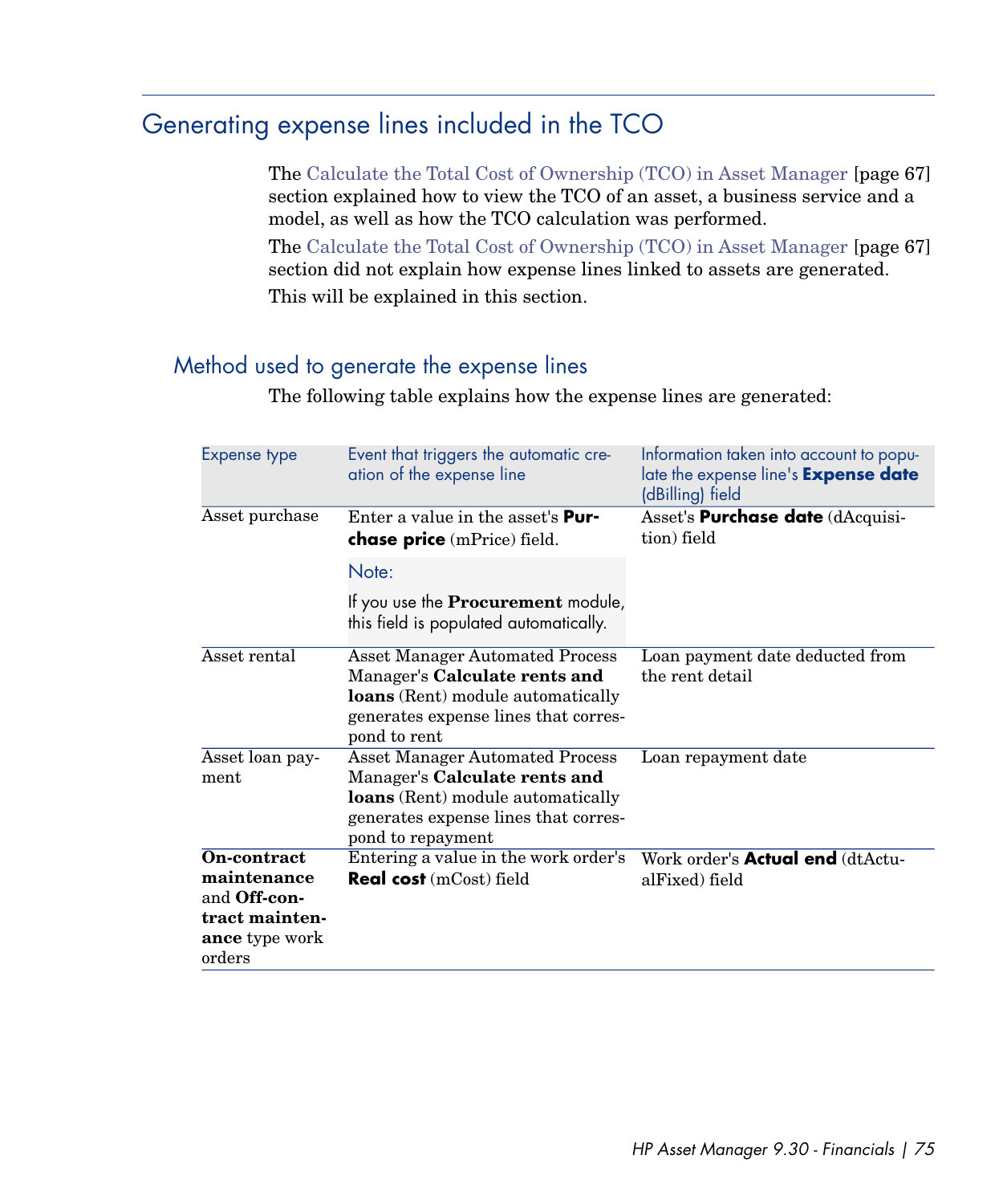# Generating expense lines included in the TCO

The Calculate the Total Cost of Ownership (TCO) in Asset Manager [page 67] section explained how to view the TCO of an asset, a business service and a model, as well as how the TCO calculation was performed.

The Calculate the Total Cost of Ownership (TCO) in Asset Manager [page 67] section did not explain how expense lines linked to assets are generated.

This will be explained in this section.

## Method used to generate the expense lines

The following table explains how the expense lines are generated:

| Expense type | Event that triggers the automatic creation of the expense line | Information taken into account to populate the expense line's **Expense date** (dBilling) field |
|---|---|---|
| Asset purchase | Enter a value in the asset's **Purchase price** (mPrice) field. <br><br> Note: <br><br> If you use the **Procurement** module, this field is populated automatically. | Asset's **Purchase date** (dAcquisition) field |
| Asset rental | Asset Manager Automated Process Manager's **Calculate rents and loans** (Rent) module automatically generates expense lines that correspond to rent | Loan payment date deducted from the rent detail |
| Asset loan payment | Asset Manager Automated Process Manager's **Calculate rents and loans** (Rent) module automatically generates expense lines that correspond to repayment | Loan repayment date |
| **On-contract maintenance** and **Off-contract maintenance** type work orders | Entering a value in the work order's **Real cost** (mCost) field | Work order's **Actual end** (dtActualFixed) field |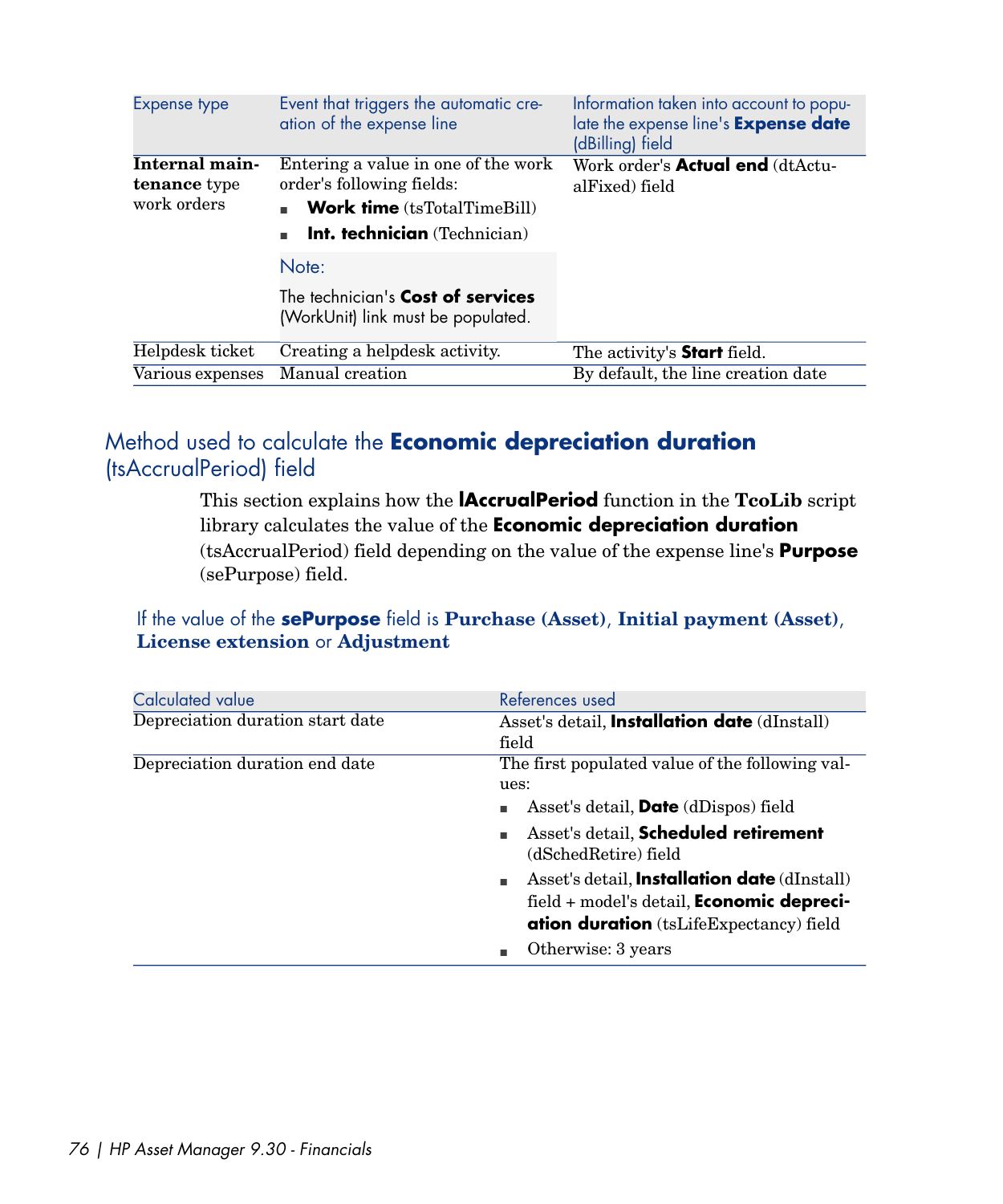| Expense type | Event that triggers the automatic creation of the expense line | Information taken into account to populate the expense line's **Expense date** (dBilling) field |
|---|---|---|
| **Internal maintenance** type work orders | Entering a value in one of the work order's following fields:<br>■ **Work time** (tsTotalTimeBill)<br>■ **Int. technician** (Technician)<br><br>Note:<br>The technician's **Cost of services** (WorkUnit) link must be populated. | Work order's **Actual end** (dtActualFixed) field |
| Helpdesk ticket | Creating a helpdesk activity. | The activity's **Start** field. |
| Various expenses | Manual creation | By default, the line creation date |

## Method used to calculate the **Economic depreciation duration** (tsAccrualPeriod) field

This section explains how the **lAccrualPeriod** function in the **TcoLib** script library calculates the value of the **Economic depreciation duration** (tsAccrualPeriod) field depending on the value of the expense line's **Purpose** (sePurpose) field.

### If the value of the **sePurpose** field is **Purchase (Asset)**, **Initial payment (Asset)**, **License extension** or **Adjustment**

| Calculated value | References used |
|---|---|
| Depreciation duration start date | Asset's detail, **Installation date** (dInstall) field |
| Depreciation duration end date | The first populated value of the following values:<br>■ Asset's detail, **Date** (dDispos) field<br>■ Asset's detail, **Scheduled retirement** (dSchedRetire) field<br>■ Asset's detail, **Installation date** (dInstall) field + model's detail, **Economic depreciation duration** (tsLifeExpectancy) field<br>■ Otherwise: 3 years |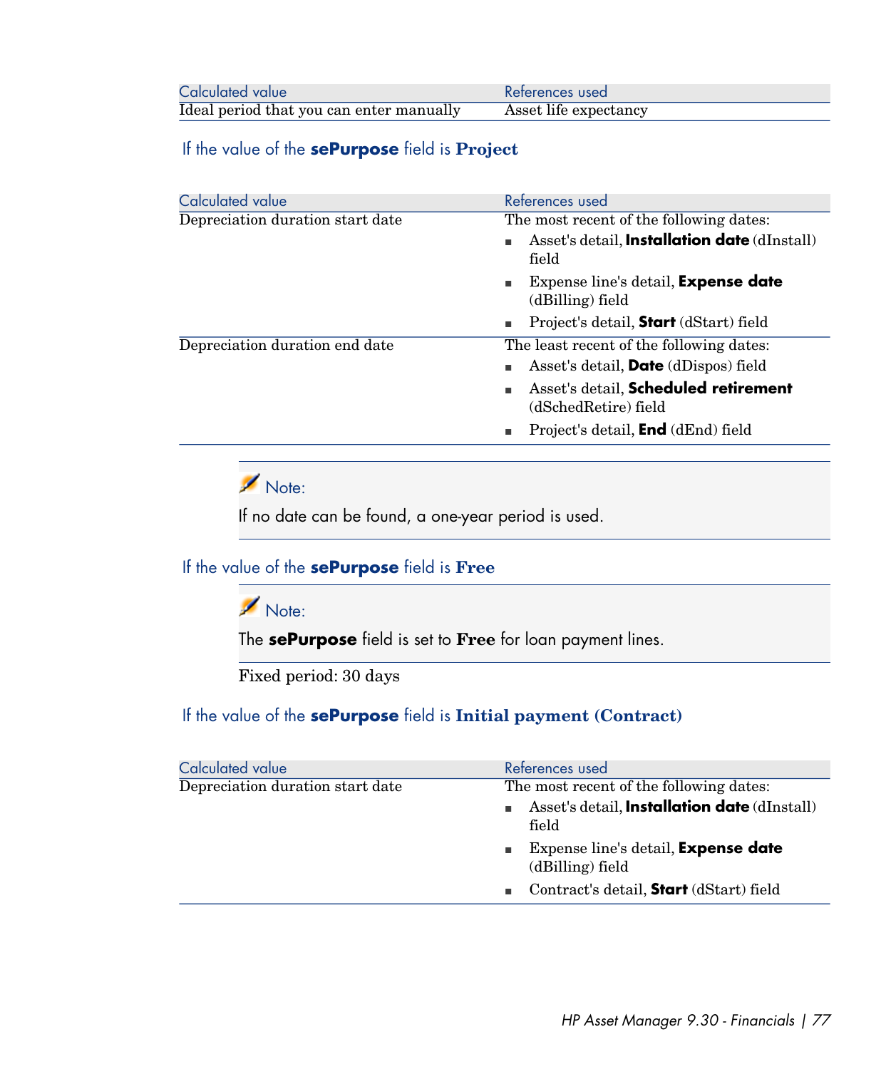| Calculated value | References used |
|---|---|
| Ideal period that you can enter manually | Asset life expectancy |

### If the value of the **sePurpose** field is **Project**

| Calculated value | References used |
|---|---|
| Depreciation duration start date | The most recent of the following dates:<br>▪ Asset's detail, **Installation date** (dInstall) field<br>▪ Expense line's detail, **Expense date** (dBilling) field<br>▪ Project's detail, **Start** (dStart) field |
| Depreciation duration end date | The least recent of the following dates:<br>▪ Asset's detail, **Date** (dDispos) field<br>▪ Asset's detail, **Scheduled retirement** (dSchedRetire) field<br>▪ Project's detail, **End** (dEnd) field |

> Note:
>
> If no date can be found, a one-year period is used.

### If the value of the **sePurpose** field is **Free**

> Note:
>
> The **sePurpose** field is set to **Free** for loan payment lines.

Fixed period: 30 days

### If the value of the **sePurpose** field is **Initial payment (Contract)**

| Calculated value | References used |
|---|---|
| Depreciation duration start date | The most recent of the following dates:<br>▪ Asset's detail, **Installation date** (dInstall) field<br>▪ Expense line's detail, **Expense date** (dBilling) field<br>▪ Contract's detail, **Start** (dStart) field |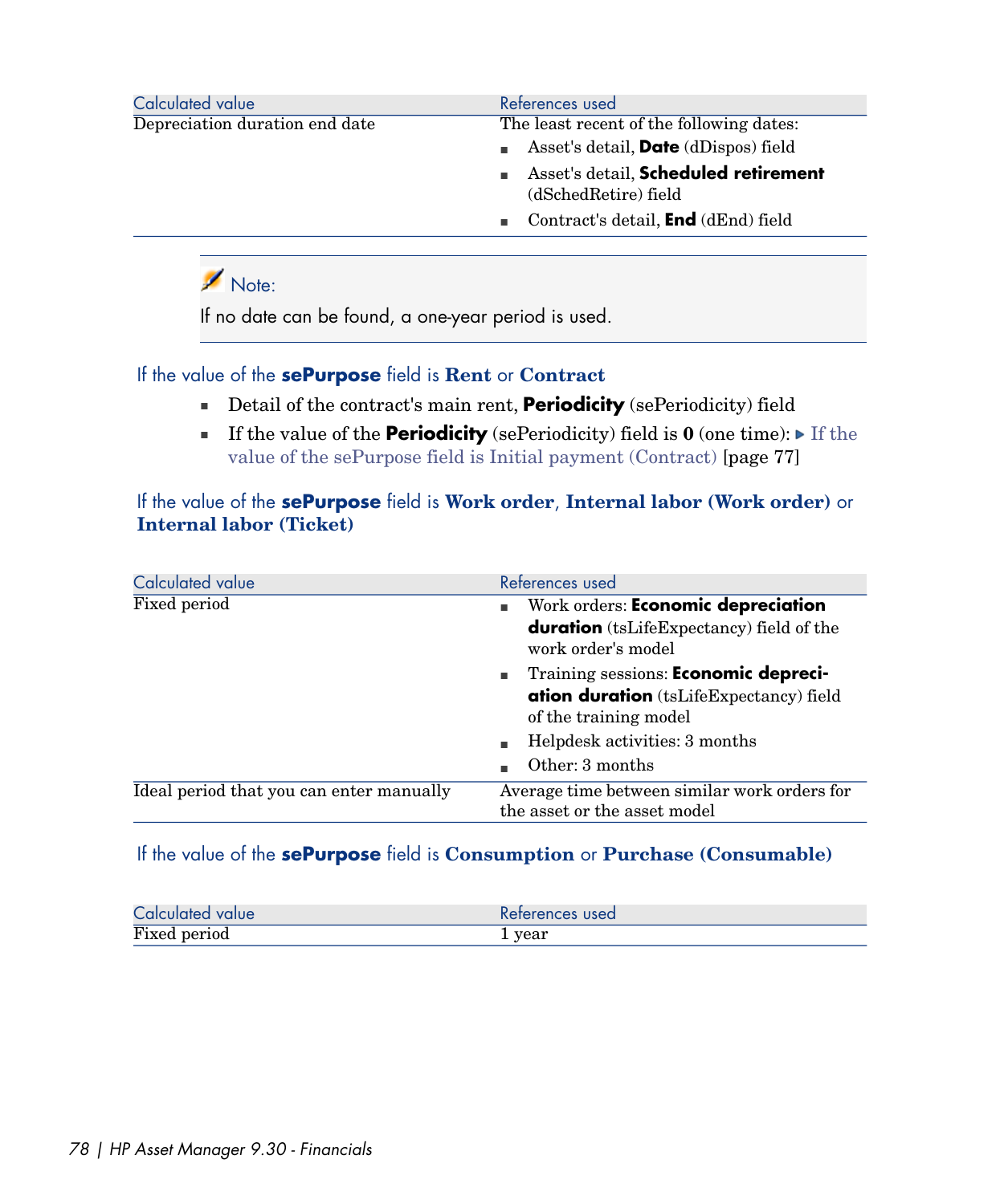| Calculated value | References used |
| --- | --- |
| Depreciation duration end date | The least recent of the following dates:<br>▪ Asset's detail, **Date** (dDispos) field<br>▪ Asset's detail, **Scheduled retirement** (dSchedRetire) field<br>▪ Contract's detail, **End** (dEnd) field |

> **Note:**
>
> If no date can be found, a one-year period is used.

#### If the value of the **sePurpose** field is **Rent** or **Contract**

- Detail of the contract's main rent, **Periodicity** (sePeriodicity) field
- If the value of the **Periodicity** (sePeriodicity) field is **0** (one time): ▸ If the value of the sePurpose field is Initial payment (Contract) [page 77]

#### If the value of the **sePurpose** field is **Work order**, **Internal labor (Work order)** or **Internal labor (Ticket)**

| Calculated value | References used |
| --- | --- |
| Fixed period | ▪ Work orders: **Economic depreciation duration** (tsLifeExpectancy) field of the work order's model<br>▪ Training sessions: **Economic depreciation duration** (tsLifeExpectancy) field of the training model<br>▪ Helpdesk activities: 3 months<br>▪ Other: 3 months |
| Ideal period that you can enter manually | Average time between similar work orders for the asset or the asset model |

#### If the value of the **sePurpose** field is **Consumption** or **Purchase (Consumable)**

| Calculated value | References used |
| --- | --- |
| Fixed period | 1 year |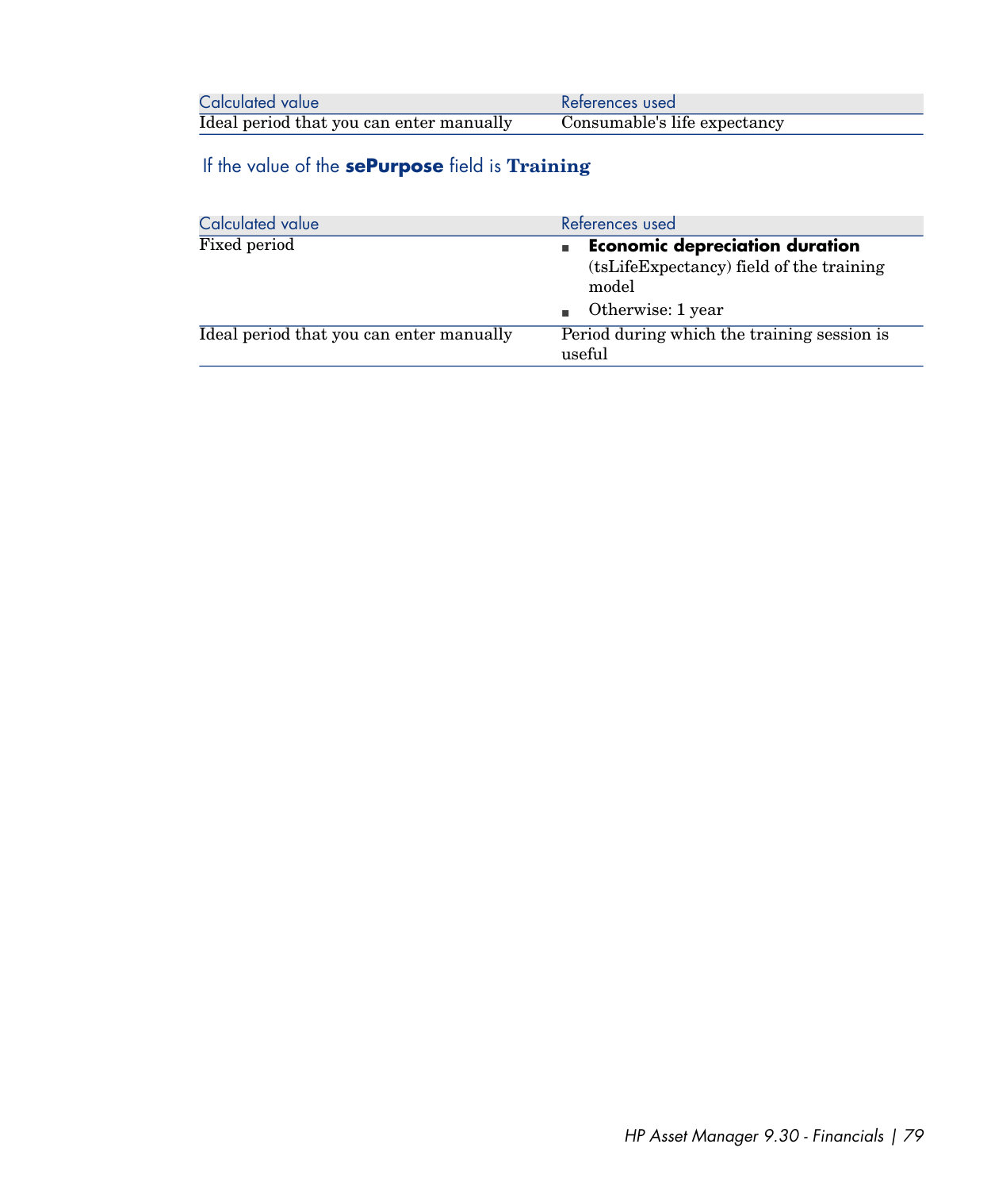| Calculated value | References used |
| --- | --- |
| Ideal period that you can enter manually | Consumable's life expectancy |

#### If the value of the **sePurpose** field is **Training**

| Calculated value | References used |
| --- | --- |
| Fixed period | ■ **Economic depreciation duration** (tsLifeExpectancy) field of the training model<br>■ Otherwise: 1 year |
| Ideal period that you can enter manually | Period during which the training session is useful |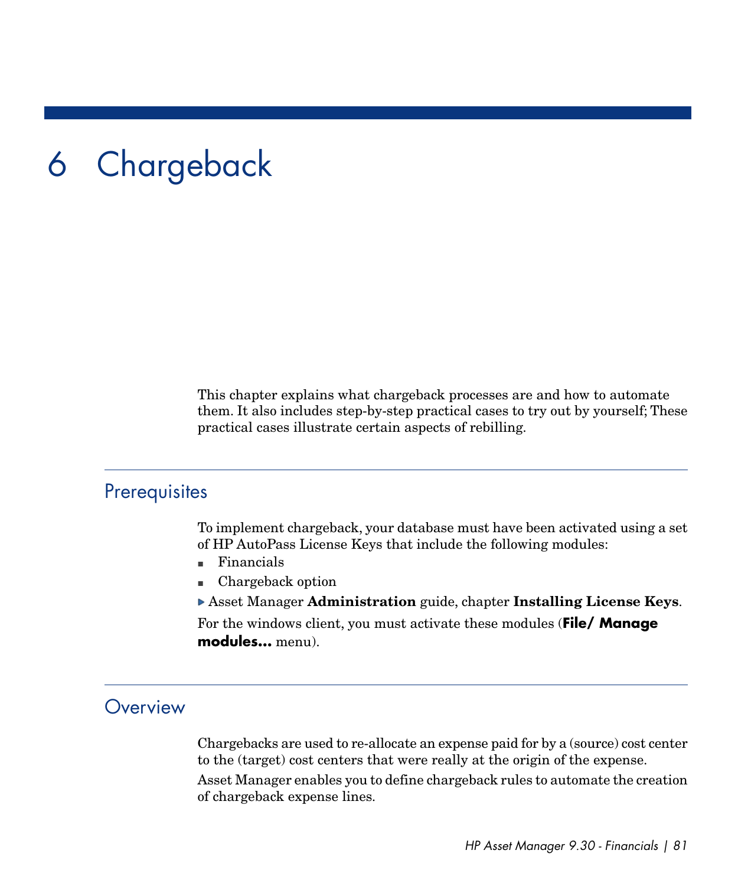# 6 Chargeback

This chapter explains what chargeback processes are and how to automate them. It also includes step-by-step practical cases to try out by yourself; These practical cases illustrate certain aspects of rebilling.

## Prerequisites

To implement chargeback, your database must have been activated using a set of HP AutoPass License Keys that include the following modules:

- Financials
- Chargeback option

▶ Asset Manager **Administration** guide, chapter **Installing License Keys**.

For the windows client, you must activate these modules (**File/ Manage modules...** menu).

## Overview

Chargebacks are used to re-allocate an expense paid for by a (source) cost center to the (target) cost centers that were really at the origin of the expense.

Asset Manager enables you to define chargeback rules to automate the creation of chargeback expense lines.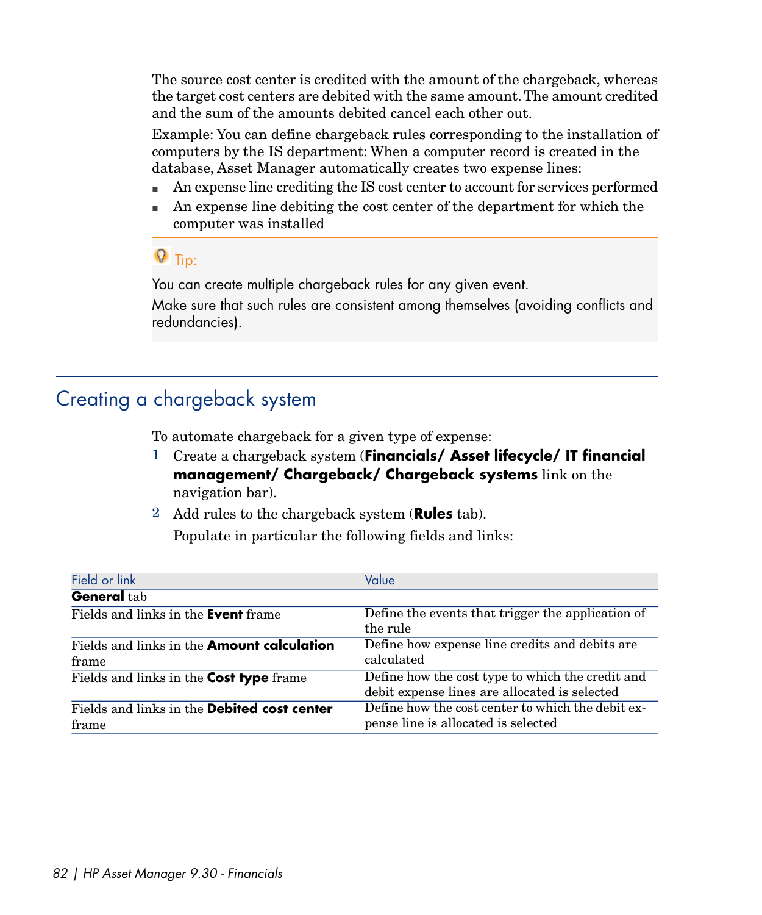The source cost center is credited with the amount of the chargeback, whereas the target cost centers are debited with the same amount. The amount credited and the sum of the amounts debited cancel each other out.

Example: You can define chargeback rules corresponding to the installation of computers by the IS department: When a computer record is created in the database, Asset Manager automatically creates two expense lines:

- An expense line crediting the IS cost center to account for services performed
- An expense line debiting the cost center of the department for which the computer was installed

> **Tip:**
>
> You can create multiple chargeback rules for any given event.
>
> Make sure that such rules are consistent among themselves (avoiding conflicts and redundancies).

## Creating a chargeback system

To automate chargeback for a given type of expense:

1. Create a chargeback system (**Financials/ Asset lifecycle/ IT financial management/ Chargeback/ Chargeback systems** link on the navigation bar).
2. Add rules to the chargeback system (**Rules** tab).

   Populate in particular the following fields and links:

| Field or link | Value |
|---|---|
| **General** tab | |
| Fields and links in the **Event** frame | Define the events that trigger the application of the rule |
| Fields and links in the **Amount calculation** frame | Define how expense line credits and debits are calculated |
| Fields and links in the **Cost type** frame | Define how the cost type to which the credit and debit expense lines are allocated is selected |
| Fields and links in the **Debited cost center** frame | Define how the cost center to which the debit expense line is allocated is selected |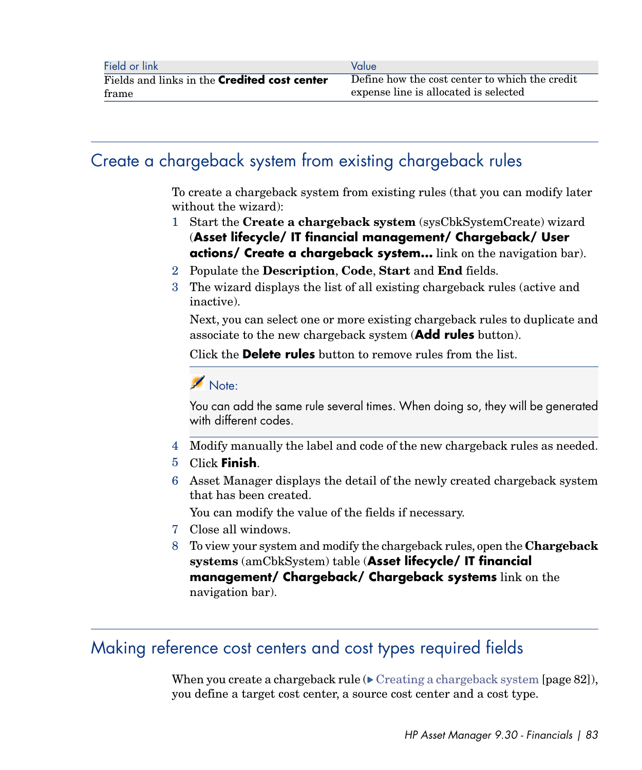| Field or link | Value |
|---|---|
| Fields and links in the **Credited cost center** frame | Define how the cost center to which the credit expense line is allocated is selected |

## Create a chargeback system from existing chargeback rules

To create a chargeback system from existing rules (that you can modify later without the wizard):

1. Start the **Create a chargeback system** (sysCbkSystemCreate) wizard (**Asset lifecycle/ IT financial management/ Chargeback/ User actions/ Create a chargeback system...** link on the navigation bar).
2. Populate the **Description**, **Code**, **Start** and **End** fields.
3. The wizard displays the list of all existing chargeback rules (active and inactive).

   Next, you can select one or more existing chargeback rules to duplicate and associate to the new chargeback system (**Add rules** button).

   Click the **Delete rules** button to remove rules from the list.

   > Note:
   >
   > You can add the same rule several times. When doing so, they will be generated with different codes.

4. Modify manually the label and code of the new chargeback rules as needed.
5. Click **Finish**.
6. Asset Manager displays the detail of the newly created chargeback system that has been created.

   You can modify the value of the fields if necessary.

7. Close all windows.
8. To view your system and modify the chargeback rules, open the **Chargeback systems** (amCbkSystem) table (**Asset lifecycle/ IT financial management/ Chargeback/ Chargeback systems** link on the navigation bar).

## Making reference cost centers and cost types required fields

When you create a chargeback rule (▶ Creating a chargeback system [page 82]), you define a target cost center, a source cost center and a cost type.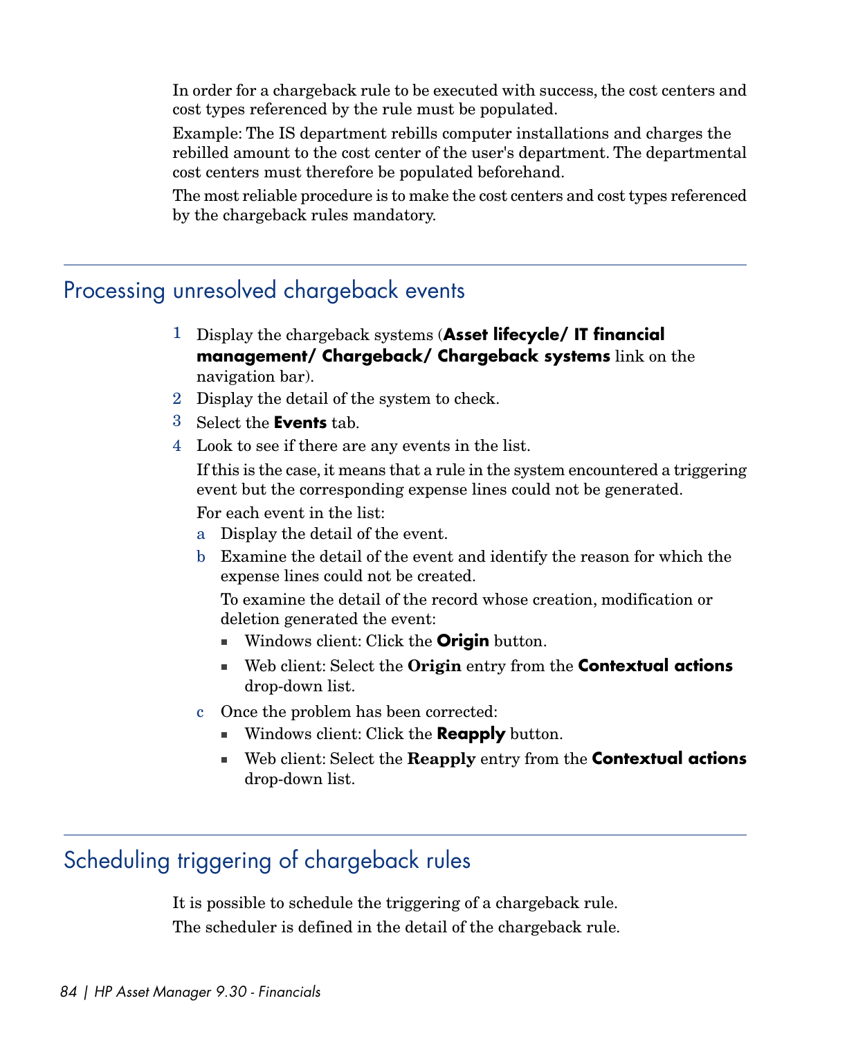In order for a chargeback rule to be executed with success, the cost centers and cost types referenced by the rule must be populated.

Example: The IS department rebills computer installations and charges the rebilled amount to the cost center of the user's department. The departmental cost centers must therefore be populated beforehand.

The most reliable procedure is to make the cost centers and cost types referenced by the chargeback rules mandatory.

## Processing unresolved chargeback events

1. Display the chargeback systems (**Asset lifecycle/ IT financial management/ Chargeback/ Chargeback systems** link on the navigation bar).
2. Display the detail of the system to check.
3. Select the **Events** tab.
4. Look to see if there are any events in the list.

   If this is the case, it means that a rule in the system encountered a triggering event but the corresponding expense lines could not be generated.

   For each event in the list:

   a. Display the detail of the event.
   b. Examine the detail of the event and identify the reason for which the expense lines could not be created.

      To examine the detail of the record whose creation, modification or deletion generated the event:

      - Windows client: Click the **Origin** button.
      - Web client: Select the **Origin** entry from the **Contextual actions** drop-down list.

   c. Once the problem has been corrected:

      - Windows client: Click the **Reapply** button.
      - Web client: Select the **Reapply** entry from the **Contextual actions** drop-down list.

## Scheduling triggering of chargeback rules

It is possible to schedule the triggering of a chargeback rule.

The scheduler is defined in the detail of the chargeback rule.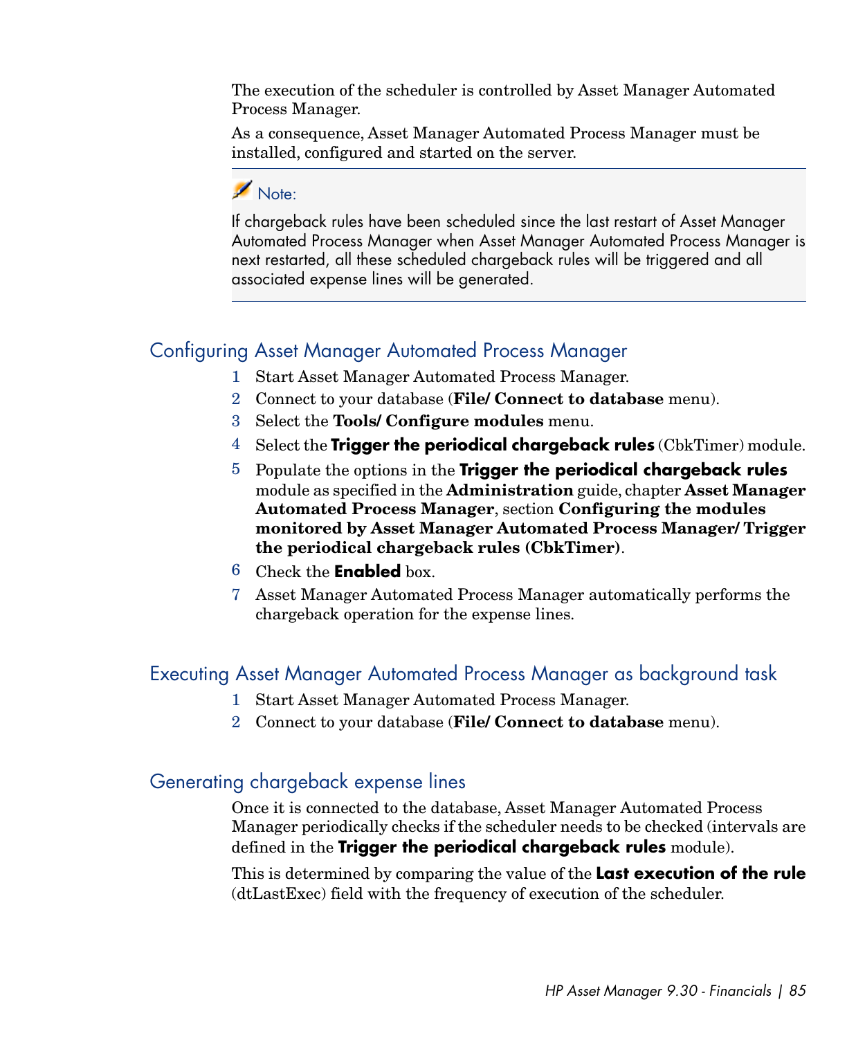The execution of the scheduler is controlled by Asset Manager Automated Process Manager.

As a consequence, Asset Manager Automated Process Manager must be installed, configured and started on the server.

> Note:
>
> If chargeback rules have been scheduled since the last restart of Asset Manager Automated Process Manager when Asset Manager Automated Process Manager is next restarted, all these scheduled chargeback rules will be triggered and all associated expense lines will be generated.

## Configuring Asset Manager Automated Process Manager

1. Start Asset Manager Automated Process Manager.
2. Connect to your database (**File/ Connect to database** menu).
3. Select the **Tools/ Configure modules** menu.
4. Select the **Trigger the periodical chargeback rules** (CbkTimer) module.
5. Populate the options in the **Trigger the periodical chargeback rules** module as specified in the **Administration** guide, chapter **Asset Manager Automated Process Manager**, section **Configuring the modules monitored by Asset Manager Automated Process Manager/ Trigger the periodical chargeback rules (CbkTimer)**.
6. Check the **Enabled** box.
7. Asset Manager Automated Process Manager automatically performs the chargeback operation for the expense lines.

## Executing Asset Manager Automated Process Manager as background task

1. Start Asset Manager Automated Process Manager.
2. Connect to your database (**File/ Connect to database** menu).

## Generating chargeback expense lines

Once it is connected to the database, Asset Manager Automated Process Manager periodically checks if the scheduler needs to be checked (intervals are defined in the **Trigger the periodical chargeback rules** module).

This is determined by comparing the value of the **Last execution of the rule** (dtLastExec) field with the frequency of execution of the scheduler.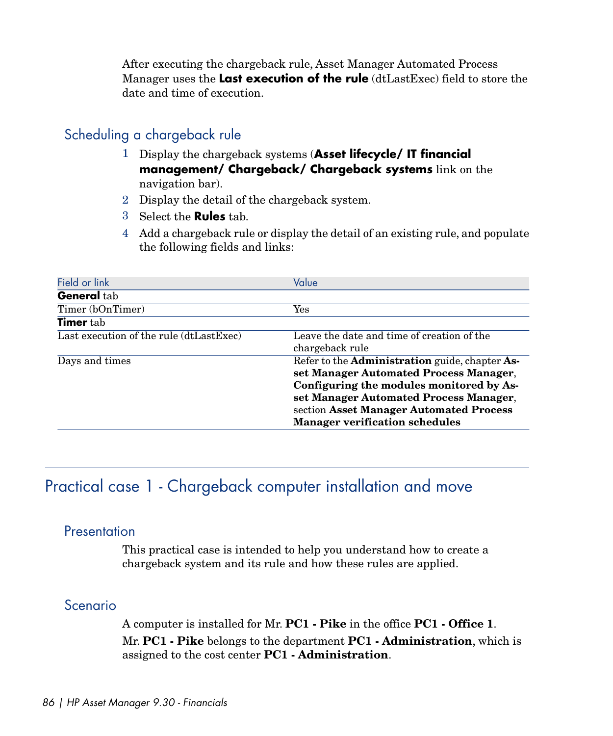After executing the chargeback rule, Asset Manager Automated Process Manager uses the **Last execution of the rule** (dtLastExec) field to store the date and time of execution.

### Scheduling a chargeback rule

1. Display the chargeback systems (**Asset lifecycle/ IT financial management/ Chargeback/ Chargeback systems** link on the navigation bar).
2. Display the detail of the chargeback system.
3. Select the **Rules** tab.
4. Add a chargeback rule or display the detail of an existing rule, and populate the following fields and links:

| Field or link | Value |
|---|---|
| **General** tab | |
| Timer (bOnTimer) | Yes |
| **Timer** tab | |
| Last execution of the rule (dtLastExec) | Leave the date and time of creation of the chargeback rule |
| Days and times | Refer to the **Administration** guide, chapter **Asset Manager Automated Process Manager**, **Configuring the modules monitored by Asset Manager Automated Process Manager**, section **Asset Manager Automated Process Manager verification schedules** |

## Practical case 1 - Chargeback computer installation and move

### Presentation

This practical case is intended to help you understand how to create a chargeback system and its rule and how these rules are applied.

### Scenario

A computer is installed for Mr. **PC1 - Pike** in the office **PC1 - Office 1**.

Mr. **PC1 - Pike** belongs to the department **PC1 - Administration**, which is assigned to the cost center **PC1 - Administration**.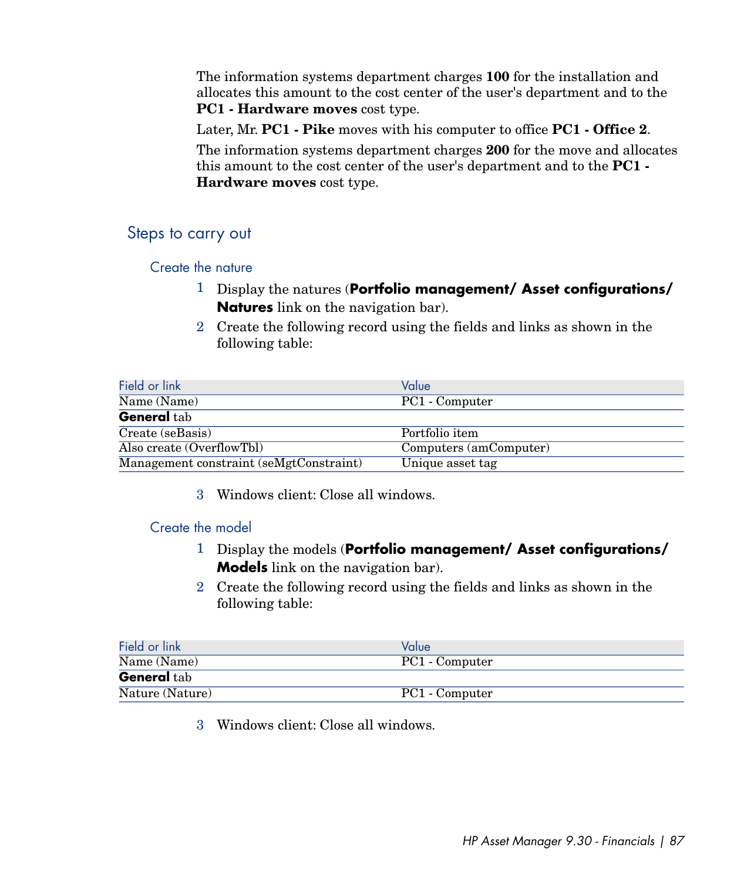The information systems department charges **100** for the installation and allocates this amount to the cost center of the user's department and to the **PC1 - Hardware moves** cost type.

Later, Mr. **PC1 - Pike** moves with his computer to office **PC1 - Office 2**.

The information systems department charges **200** for the move and allocates this amount to the cost center of the user's department and to the **PC1 - Hardware moves** cost type.

## Steps to carry out

### Create the nature

1. Display the natures (**Portfolio management/ Asset configurations/ Natures** link on the navigation bar).
2. Create the following record using the fields and links as shown in the following table:

| Field or link | Value |
|---|---|
| Name (Name) | PC1 - Computer |
| **General** tab | |
| Create (seBasis) | Portfolio item |
| Also create (OverflowTbl) | Computers (amComputer) |
| Management constraint (seMgtConstraint) | Unique asset tag |

3. Windows client: Close all windows.

### Create the model

1. Display the models (**Portfolio management/ Asset configurations/ Models** link on the navigation bar).
2. Create the following record using the fields and links as shown in the following table:

| Field or link | Value |
|---|---|
| Name (Name) | PC1 - Computer |
| **General** tab | |
| Nature (Nature) | PC1 - Computer |

3. Windows client: Close all windows.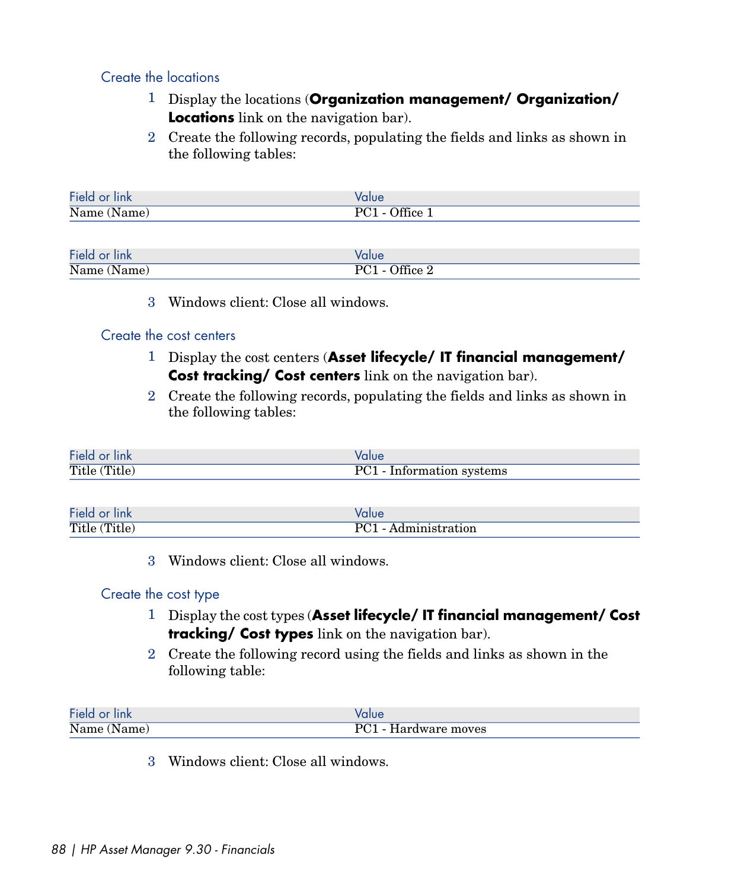### Create the locations

1. Display the locations (**Organization management/ Organization/ Locations** link on the navigation bar).
2. Create the following records, populating the fields and links as shown in the following tables:

| Field or link | Value |
| --- | --- |
| Name (Name) | PC1 - Office 1 |

| Field or link | Value |
| --- | --- |
| Name (Name) | PC1 - Office 2 |

3. Windows client: Close all windows.

### Create the cost centers

1. Display the cost centers (**Asset lifecycle/ IT financial management/ Cost tracking/ Cost centers** link on the navigation bar).
2. Create the following records, populating the fields and links as shown in the following tables:

| Field or link | Value |
| --- | --- |
| Title (Title) | PC1 - Information systems |

| Field or link | Value |
| --- | --- |
| Title (Title) | PC1 - Administration |

3. Windows client: Close all windows.

### Create the cost type

1. Display the cost types (**Asset lifecycle/ IT financial management/ Cost tracking/ Cost types** link on the navigation bar).
2. Create the following record using the fields and links as shown in the following table:

| Field or link | Value |
| --- | --- |
| Name (Name) | PC1 - Hardware moves |

3. Windows client: Close all windows.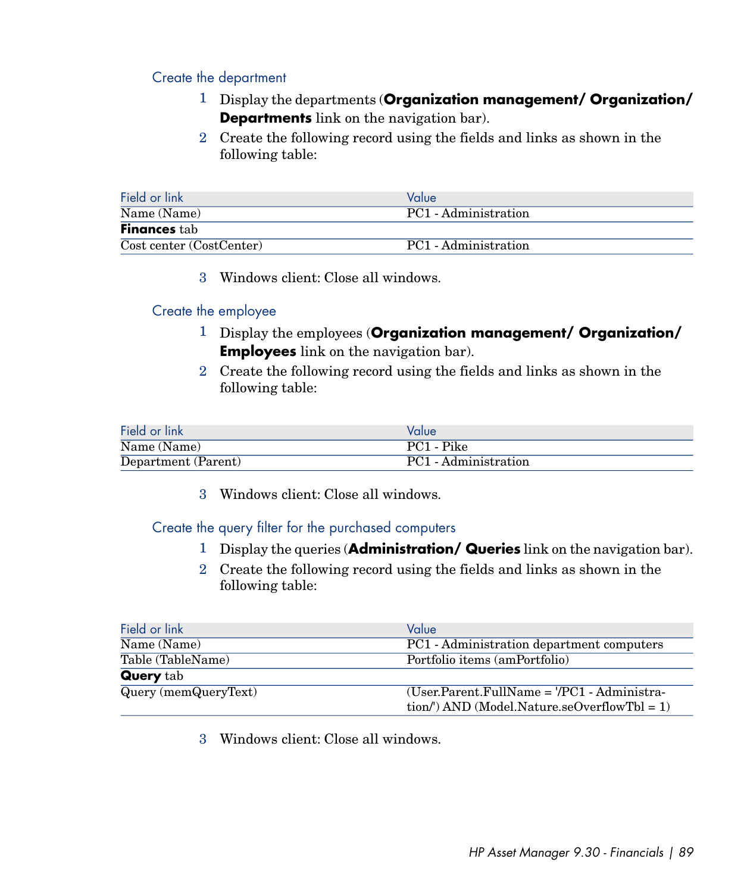### Create the department

1. Display the departments (**Organization management/ Organization/ Departments** link on the navigation bar).
2. Create the following record using the fields and links as shown in the following table:

| Field or link | Value |
| --- | --- |
| Name (Name) | PC1 - Administration |
| **Finances** tab | |
| Cost center (CostCenter) | PC1 - Administration |

3. Windows client: Close all windows.

### Create the employee

1. Display the employees (**Organization management/ Organization/ Employees** link on the navigation bar).
2. Create the following record using the fields and links as shown in the following table:

| Field or link | Value |
| --- | --- |
| Name (Name) | PC1 - Pike |
| Department (Parent) | PC1 - Administration |

3. Windows client: Close all windows.

### Create the query filter for the purchased computers

1. Display the queries (**Administration/ Queries** link on the navigation bar).
2. Create the following record using the fields and links as shown in the following table:

| Field or link | Value |
| --- | --- |
| Name (Name) | PC1 - Administration department computers |
| Table (TableName) | Portfolio items (amPortfolio) |
| **Query** tab | |
| Query (memQueryText) | (User.Parent.FullName = '/PC1 - Administration/') AND (Model.Nature.seOverflowTbl = 1) |

3. Windows client: Close all windows.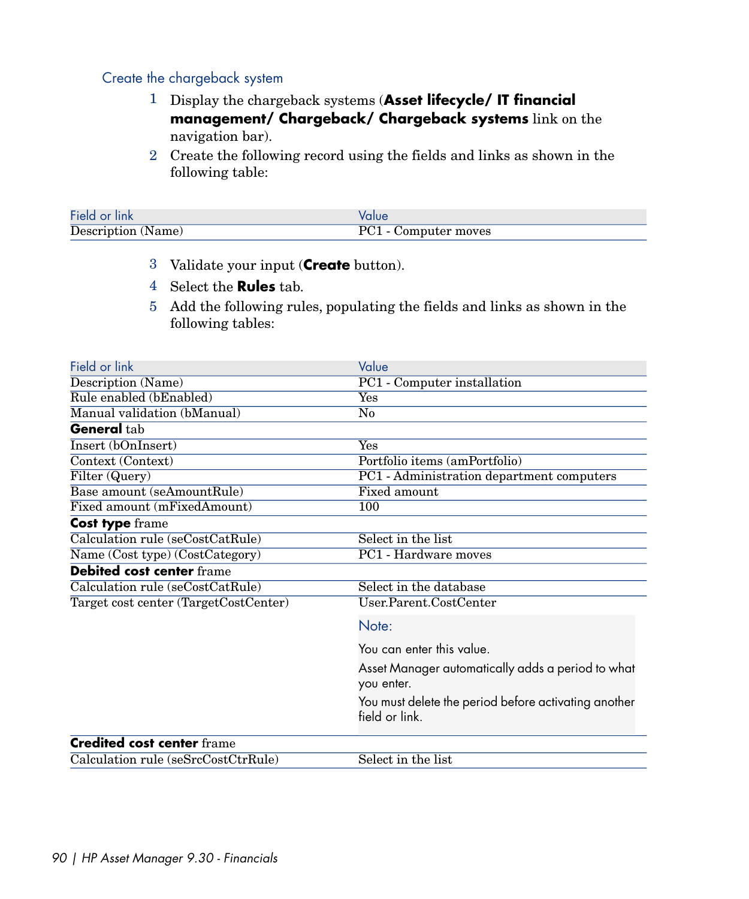### Create the chargeback system

1 Display the chargeback systems (**Asset lifecycle/ IT financial management/ Chargeback/ Chargeback systems** link on the navigation bar).

2 Create the following record using the fields and links as shown in the following table:

| Field or link | Value |
|---|---|
| Description (Name) | PC1 - Computer moves |

3 Validate your input (**Create** button).

4 Select the **Rules** tab.

5 Add the following rules, populating the fields and links as shown in the following tables:

| Field or link | Value |
|---|---|
| Description (Name) | PC1 - Computer installation |
| Rule enabled (bEnabled) | Yes |
| Manual validation (bManual) | No |
| **General** tab | |
| Insert (bOnInsert) | Yes |
| Context (Context) | Portfolio items (amPortfolio) |
| Filter (Query) | PC1 - Administration department computers |
| Base amount (seAmountRule) | Fixed amount |
| Fixed amount (mFixedAmount) | 100 |
| **Cost type** frame | |
| Calculation rule (seCostCatRule) | Select in the list |
| Name (Cost type) (CostCategory) | PC1 - Hardware moves |
| **Debited cost center** frame | |
| Calculation rule (seCostCatRule) | Select in the database |
| Target cost center (TargetCostCenter) | User.Parent.CostCenter<br><br>Note:<br><br>You can enter this value.<br><br>Asset Manager automatically adds a period to what you enter.<br><br>You must delete the period before activating another field or link. |
| **Credited cost center** frame | |
| Calculation rule (seSrcCostCtrRule) | Select in the list |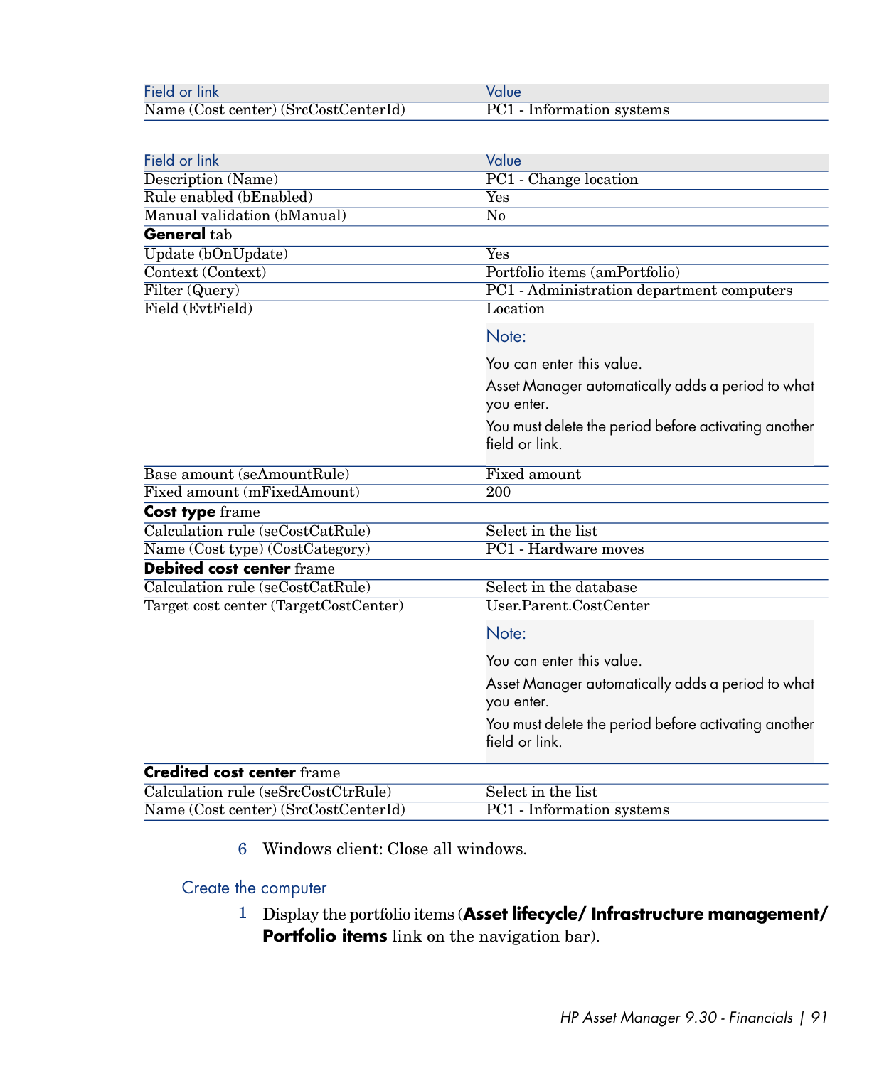| Field or link | Value |
| --- | --- |
| Name (Cost center) (SrcCostCenterId) | PC1 - Information systems |

| Field or link | Value |
| --- | --- |
| Description (Name) | PC1 - Change location |
| Rule enabled (bEnabled) | Yes |
| Manual validation (bManual) | No |
| **General** tab | |
| Update (bOnUpdate) | Yes |
| Context (Context) | Portfolio items (amPortfolio) |
| Filter (Query) | PC1 - Administration department computers |
| Field (EvtField) | Location<br><br>Note:<br><br>You can enter this value.<br><br>Asset Manager automatically adds a period to what you enter.<br><br>You must delete the period before activating another field or link. |
| Base amount (seAmountRule) | Fixed amount |
| Fixed amount (mFixedAmount) | 200 |
| **Cost type** frame | |
| Calculation rule (seCostCatRule) | Select in the list |
| Name (Cost type) (CostCategory) | PC1 - Hardware moves |
| **Debited cost center** frame | |
| Calculation rule (seCostCatRule) | Select in the database |
| Target cost center (TargetCostCenter) | User.Parent.CostCenter<br><br>Note:<br><br>You can enter this value.<br><br>Asset Manager automatically adds a period to what you enter.<br><br>You must delete the period before activating another field or link. |
| **Credited cost center** frame | |
| Calculation rule (seSrcCostCtrRule) | Select in the list |
| Name (Cost center) (SrcCostCenterId) | PC1 - Information systems |

6 Windows client: Close all windows.

### Create the computer

1 Display the portfolio items (**Asset lifecycle/ Infrastructure management/ Portfolio items** link on the navigation bar).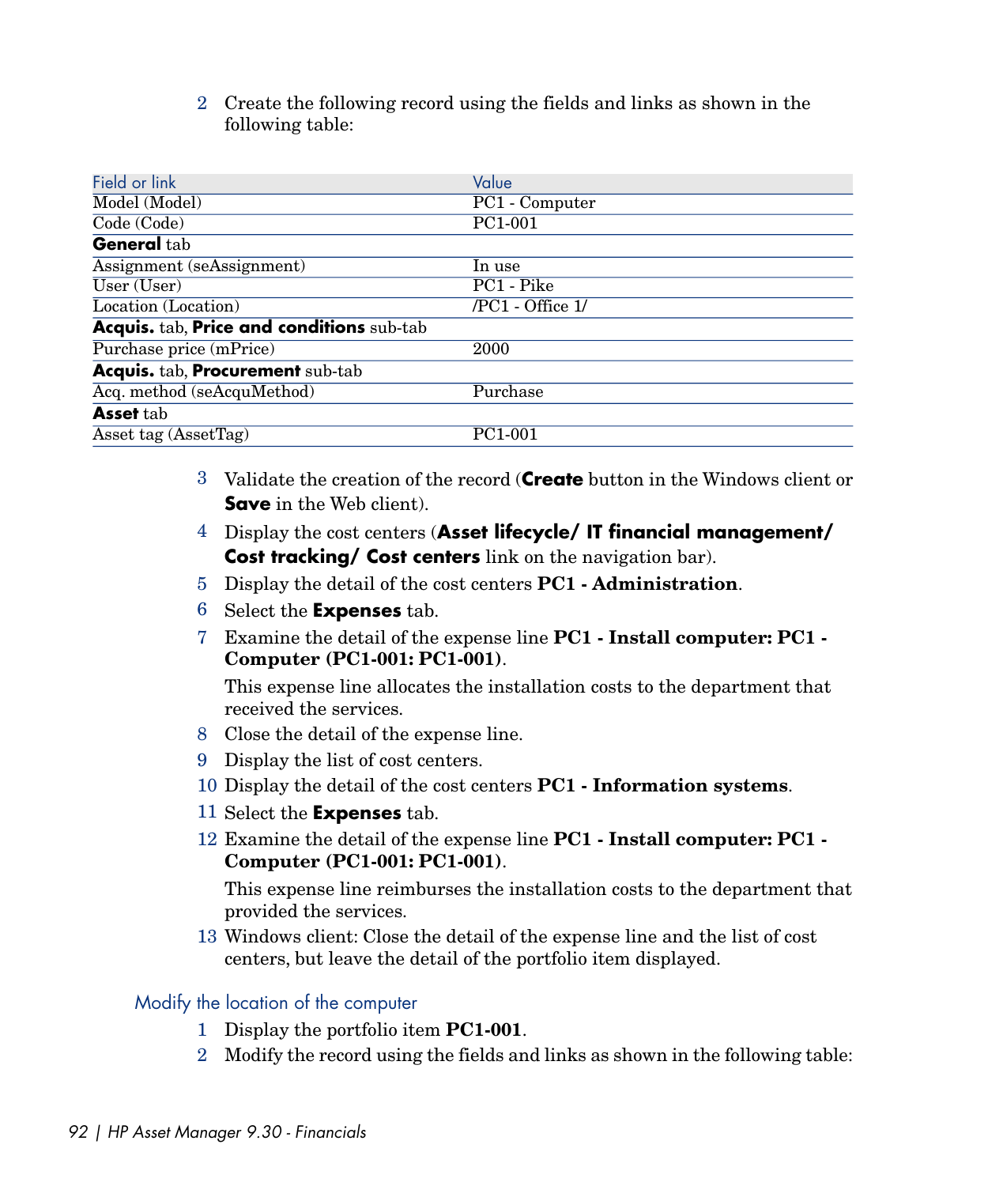2 Create the following record using the fields and links as shown in the following table:

| Field or link | Value |
| --- | --- |
| Model (Model) | PC1 - Computer |
| Code (Code) | PC1-001 |
| **General** tab | |
| Assignment (seAssignment) | In use |
| User (User) | PC1 - Pike |
| Location (Location) | /PC1 - Office 1/ |
| **Acquis.** tab, **Price and conditions** sub-tab | |
| Purchase price (mPrice) | 2000 |
| **Acquis.** tab, **Procurement** sub-tab | |
| Acq. method (seAcquMethod) | Purchase |
| **Asset** tab | |
| Asset tag (AssetTag) | PC1-001 |

3 Validate the creation of the record (**Create** button in the Windows client or **Save** in the Web client).

4 Display the cost centers (**Asset lifecycle/ IT financial management/ Cost tracking/ Cost centers** link on the navigation bar).

5 Display the detail of the cost centers **PC1 - Administration**.

6 Select the **Expenses** tab.

7 Examine the detail of the expense line **PC1 - Install computer: PC1 - Computer (PC1-001: PC1-001)**.

   This expense line allocates the installation costs to the department that received the services.

8 Close the detail of the expense line.

9 Display the list of cost centers.

10 Display the detail of the cost centers **PC1 - Information systems**.

11 Select the **Expenses** tab.

12 Examine the detail of the expense line **PC1 - Install computer: PC1 - Computer (PC1-001: PC1-001)**.

   This expense line reimburses the installation costs to the department that provided the services.

13 Windows client: Close the detail of the expense line and the list of cost centers, but leave the detail of the portfolio item displayed.

### Modify the location of the computer

1 Display the portfolio item **PC1-001**.

2 Modify the record using the fields and links as shown in the following table: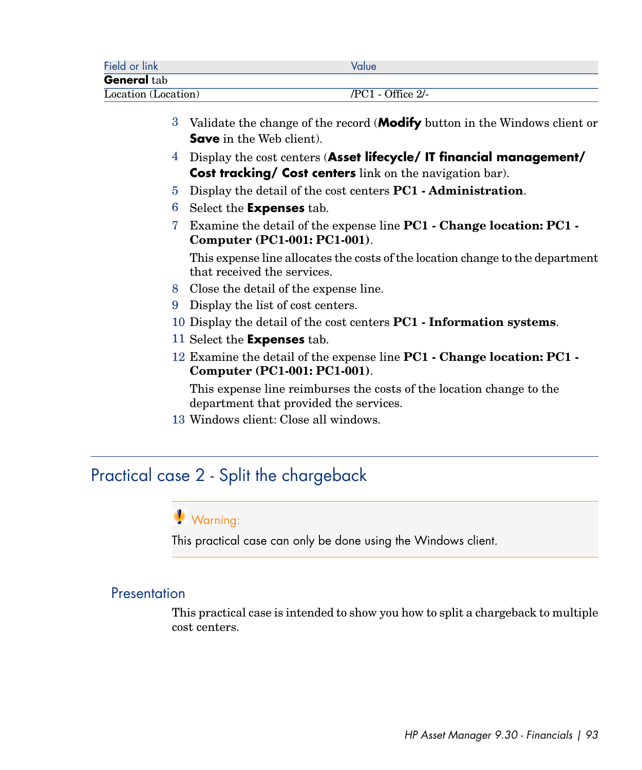| Field or link | Value |
| --- | --- |
| **General** tab | |
| Location (Location) | /PC1 - Office 2/- |

3. Validate the change of the record (**Modify** button in the Windows client or **Save** in the Web client).
4. Display the cost centers (**Asset lifecycle/ IT financial management/ Cost tracking/ Cost centers** link on the navigation bar).
5. Display the detail of the cost centers **PC1 - Administration**.
6. Select the **Expenses** tab.
7. Examine the detail of the expense line **PC1 - Change location: PC1 - Computer (PC1-001: PC1-001)**.

   This expense line allocates the costs of the location change to the department that received the services.
8. Close the detail of the expense line.
9. Display the list of cost centers.
10. Display the detail of the cost centers **PC1 - Information systems**.
11. Select the **Expenses** tab.
12. Examine the detail of the expense line **PC1 - Change location: PC1 - Computer (PC1-001: PC1-001)**.

    This expense line reimburses the costs of the location change to the department that provided the services.
13. Windows client: Close all windows.

## Practical case 2 - Split the chargeback

> **Warning:**
>
> This practical case can only be done using the Windows client.

### Presentation

This practical case is intended to show you how to split a chargeback to multiple cost centers.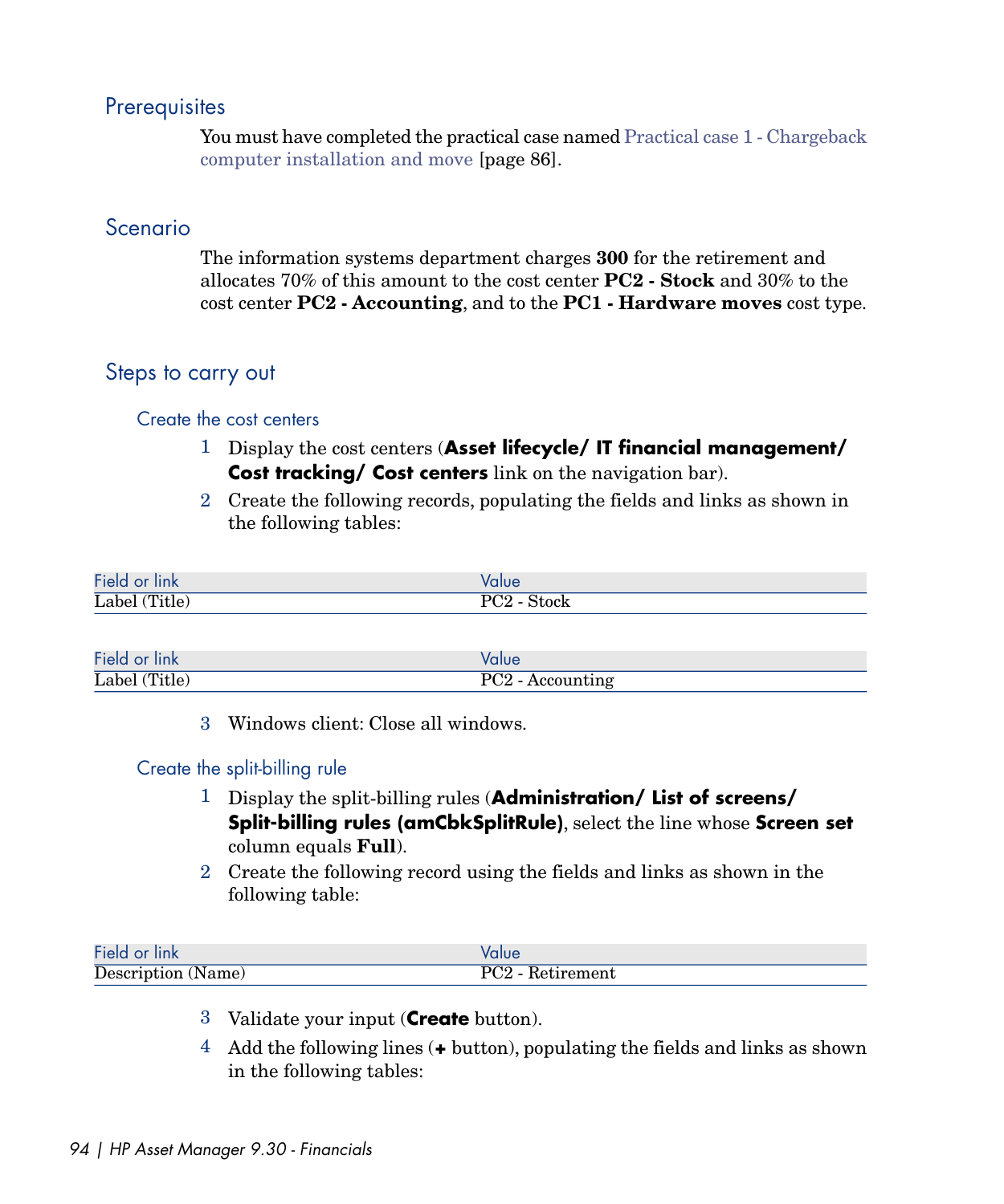## Prerequisites

You must have completed the practical case named Practical case 1 - Chargeback computer installation and move [page 86].

## Scenario

The information systems department charges **300** for the retirement and allocates 70% of this amount to the cost center **PC2 - Stock** and 30% to the cost center **PC2 - Accounting**, and to the **PC1 - Hardware moves** cost type.

## Steps to carry out

### Create the cost centers

1. Display the cost centers (**Asset lifecycle/ IT financial management/ Cost tracking/ Cost centers** link on the navigation bar).
2. Create the following records, populating the fields and links as shown in the following tables:

| Field or link | Value |
|---|---|
| Label (Title) | PC2 - Stock |

| Field or link | Value |
|---|---|
| Label (Title) | PC2 - Accounting |

3. Windows client: Close all windows.

### Create the split-billing rule

1. Display the split-billing rules (**Administration/ List of screens/ Split-billing rules (amCbkSplitRule)**, select the line whose **Screen set** column equals **Full**).
2. Create the following record using the fields and links as shown in the following table:

| Field or link | Value |
|---|---|
| Description (Name) | PC2 - Retirement |

3. Validate your input (**Create** button).
4. Add the following lines (**+** button), populating the fields and links as shown in the following tables: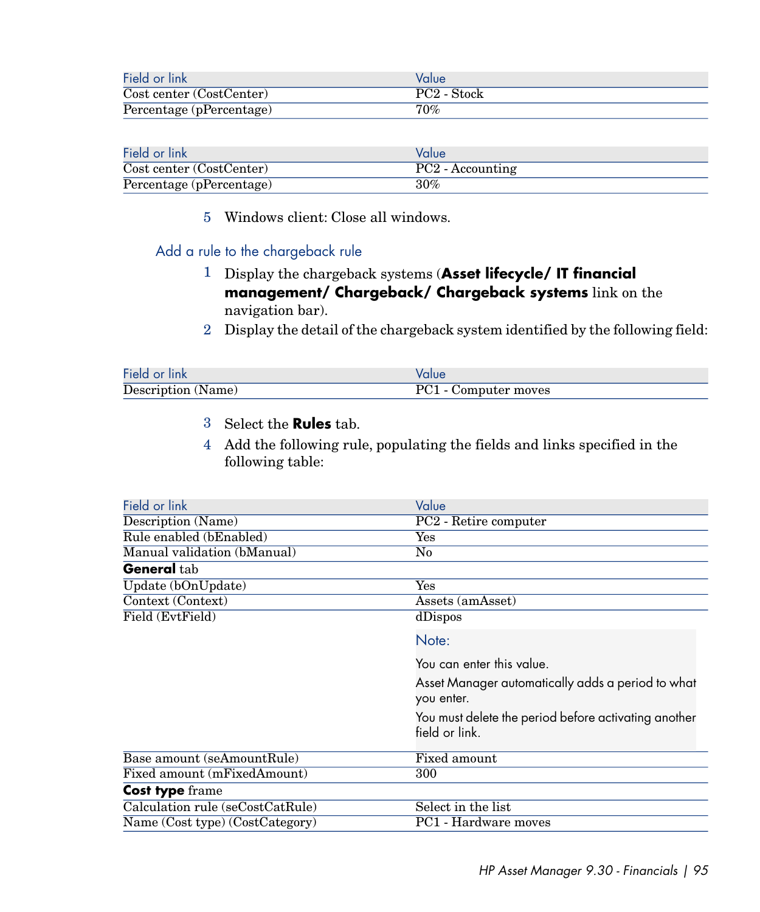| Field or link | Value |
| --- | --- |
| Cost center (CostCenter) | PC2 - Stock |
| Percentage (pPercentage) | 70% |

| Field or link | Value |
| --- | --- |
| Cost center (CostCenter) | PC2 - Accounting |
| Percentage (pPercentage) | 30% |

5 Windows client: Close all windows.

## Add a rule to the chargeback rule

1 Display the chargeback systems (**Asset lifecycle/ IT financial management/ Chargeback/ Chargeback systems** link on the navigation bar).

2 Display the detail of the chargeback system identified by the following field:

| Field or link | Value |
| --- | --- |
| Description (Name) | PC1 - Computer moves |

3 Select the **Rules** tab.

4 Add the following rule, populating the fields and links specified in the following table:

| Field or link | Value |
| --- | --- |
| Description (Name) | PC2 - Retire computer |
| Rule enabled (bEnabled) | Yes |
| Manual validation (bManual) | No |
| **General** tab | |
| Update (bOnUpdate) | Yes |
| Context (Context) | Assets (amAsset) |
| Field (EvtField) | dDispos<br><br>Note:<br><br>You can enter this value.<br><br>Asset Manager automatically adds a period to what you enter.<br><br>You must delete the period before activating another field or link. |
| Base amount (seAmountRule) | Fixed amount |
| Fixed amount (mFixedAmount) | 300 |
| **Cost type** frame | |
| Calculation rule (seCostCatRule) | Select in the list |
| Name (Cost type) (CostCategory) | PC1 - Hardware moves |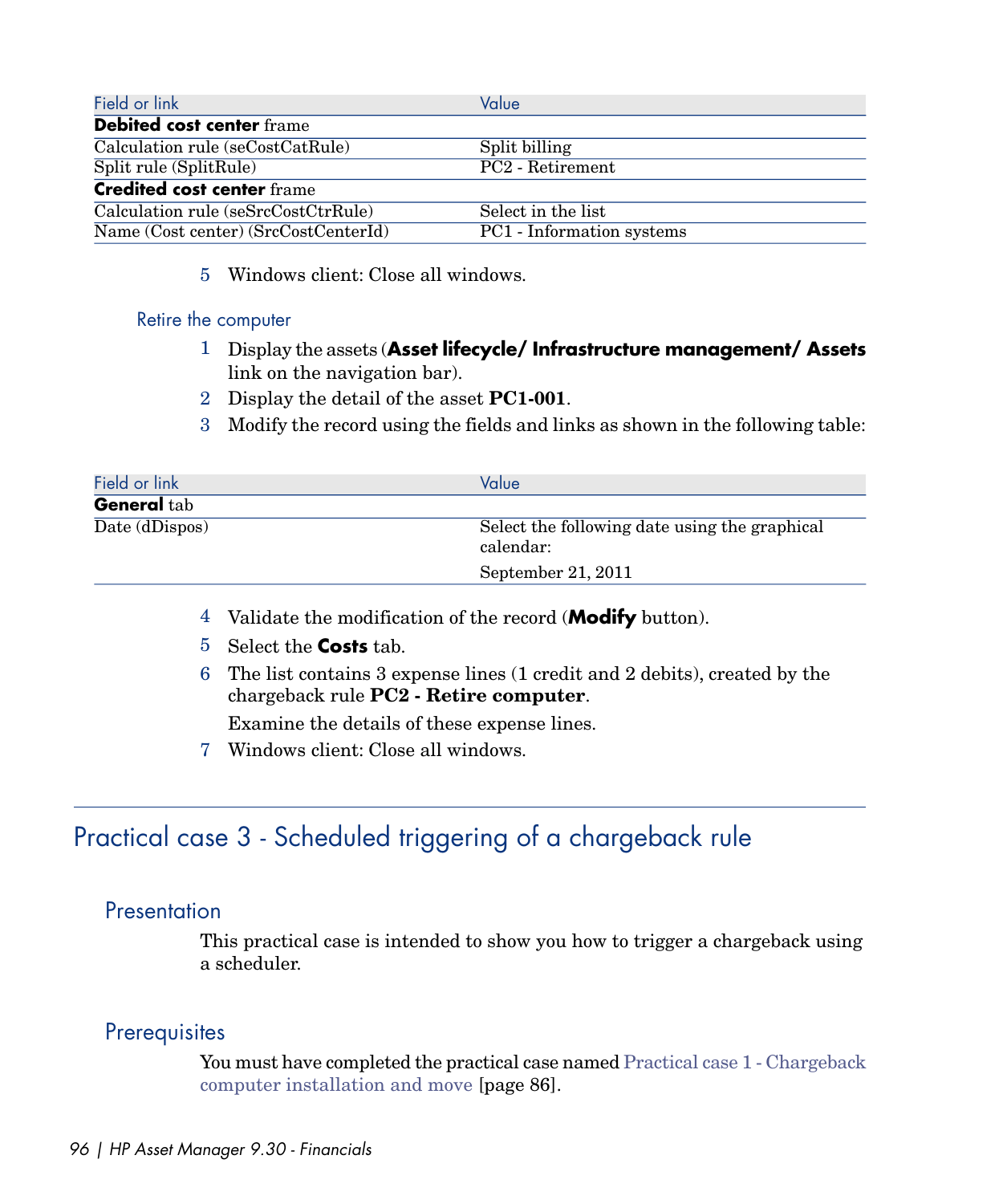| Field or link | Value |
| --- | --- |
| **Debited cost center** frame | |
| Calculation rule (seCostCatRule) | Split billing |
| Split rule (SplitRule) | PC2 - Retirement |
| **Credited cost center** frame | |
| Calculation rule (seSrcCostCtrRule) | Select in the list |
| Name (Cost center) (SrcCostCenterId) | PC1 - Information systems |

5 Windows client: Close all windows.

### Retire the computer

1 Display the assets (**Asset lifecycle/ Infrastructure management/ Assets** link on the navigation bar).

2 Display the detail of the asset **PC1-001**.

3 Modify the record using the fields and links as shown in the following table:

| Field or link | Value |
| --- | --- |
| **General** tab | |
| Date (dDispos) | Select the following date using the graphical calendar:<br>September 21, 2011 |

4 Validate the modification of the record (**Modify** button).

5 Select the **Costs** tab.

6 The list contains 3 expense lines (1 credit and 2 debits), created by the chargeback rule **PC2 - Retire computer**.

Examine the details of these expense lines.

7 Windows client: Close all windows.

# Practical case 3 - Scheduled triggering of a chargeback rule

## Presentation

This practical case is intended to show you how to trigger a chargeback using a scheduler.

## Prerequisites

You must have completed the practical case named Practical case 1 - Chargeback computer installation and move [page 86].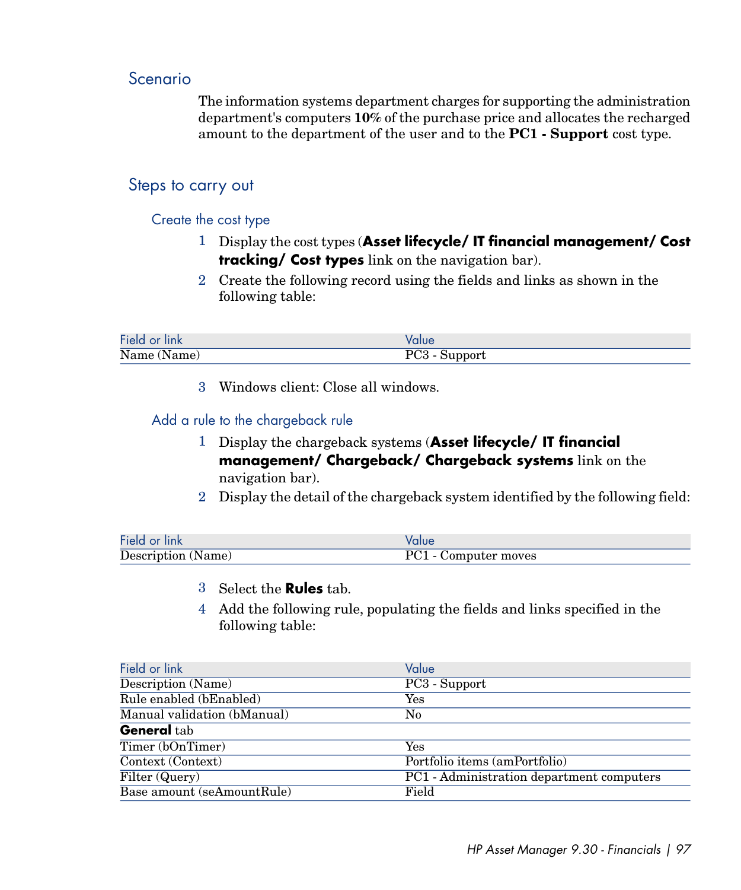## Scenario

The information systems department charges for supporting the administration department's computers **10%** of the purchase price and allocates the recharged amount to the department of the user and to the **PC1 - Support** cost type.

## Steps to carry out

### Create the cost type

1. Display the cost types (**Asset lifecycle/ IT financial management/ Cost tracking/ Cost types** link on the navigation bar).
2. Create the following record using the fields and links as shown in the following table:

| Field or link | Value |
|---|---|
| Name (Name) | PC3 - Support |

3. Windows client: Close all windows.

### Add a rule to the chargeback rule

1. Display the chargeback systems (**Asset lifecycle/ IT financial management/ Chargeback/ Chargeback systems** link on the navigation bar).
2. Display the detail of the chargeback system identified by the following field:

| Field or link | Value |
|---|---|
| Description (Name) | PC1 - Computer moves |

3. Select the **Rules** tab.
4. Add the following rule, populating the fields and links specified in the following table:

| Field or link | Value |
|---|---|
| Description (Name) | PC3 - Support |
| Rule enabled (bEnabled) | Yes |
| Manual validation (bManual) | No |
| **General** tab | |
| Timer (bOnTimer) | Yes |
| Context (Context) | Portfolio items (amPortfolio) |
| Filter (Query) | PC1 - Administration department computers |
| Base amount (seAmountRule) | Field |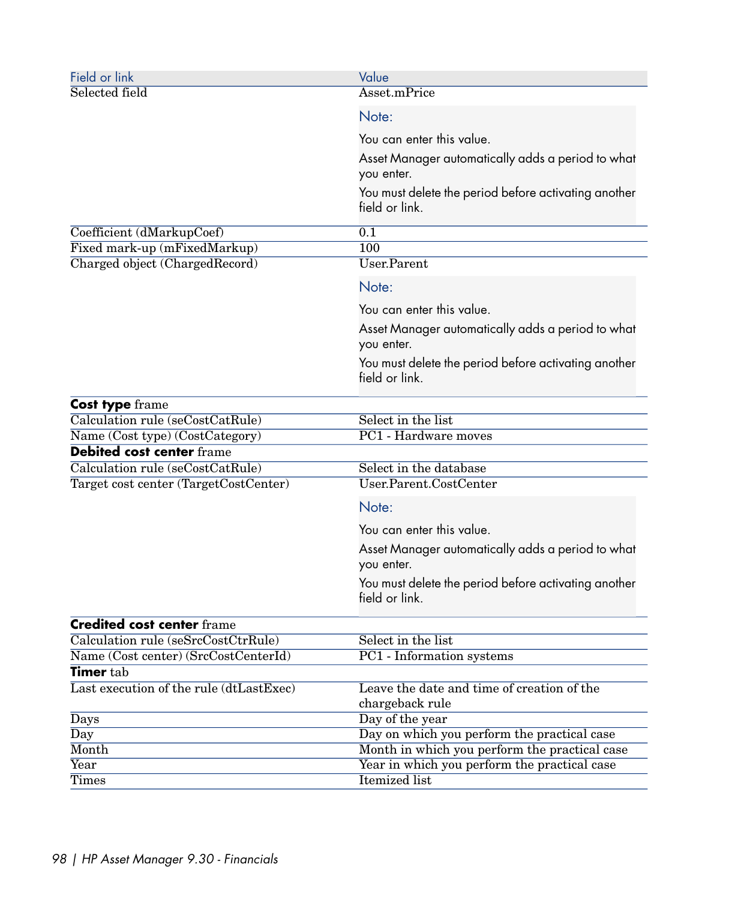| Field or link | Value |
|---|---|
| Selected field | Asset.mPrice<br><br>**Note:**<br><br>You can enter this value.<br><br>Asset Manager automatically adds a period to what you enter.<br><br>You must delete the period before activating another field or link. |
| Coefficient (dMarkupCoef) | 0.1 |
| Fixed mark-up (mFixedMarkup) | 100 |
| Charged object (ChargedRecord) | User.Parent<br><br>**Note:**<br><br>You can enter this value.<br><br>Asset Manager automatically adds a period to what you enter.<br><br>You must delete the period before activating another field or link. |
| **Cost type** frame | |
| Calculation rule (seCostCatRule) | Select in the list |
| Name (Cost type) (CostCategory) | PC1 - Hardware moves |
| **Debited cost center** frame | |
| Calculation rule (seCostCatRule) | Select in the database |
| Target cost center (TargetCostCenter) | User.Parent.CostCenter<br><br>**Note:**<br><br>You can enter this value.<br><br>Asset Manager automatically adds a period to what you enter.<br><br>You must delete the period before activating another field or link. |
| **Credited cost center** frame | |
| Calculation rule (seSrcCostCtrRule) | Select in the list |
| Name (Cost center) (SrcCostCenterId) | PC1 - Information systems |
| **Timer** tab | |
| Last execution of the rule (dtLastExec) | Leave the date and time of creation of the chargeback rule |
| Days | Day of the year |
| Day | Day on which you perform the practical case |
| Month | Month in which you perform the practical case |
| Year | Year in which you perform the practical case |
| Times | Itemized list |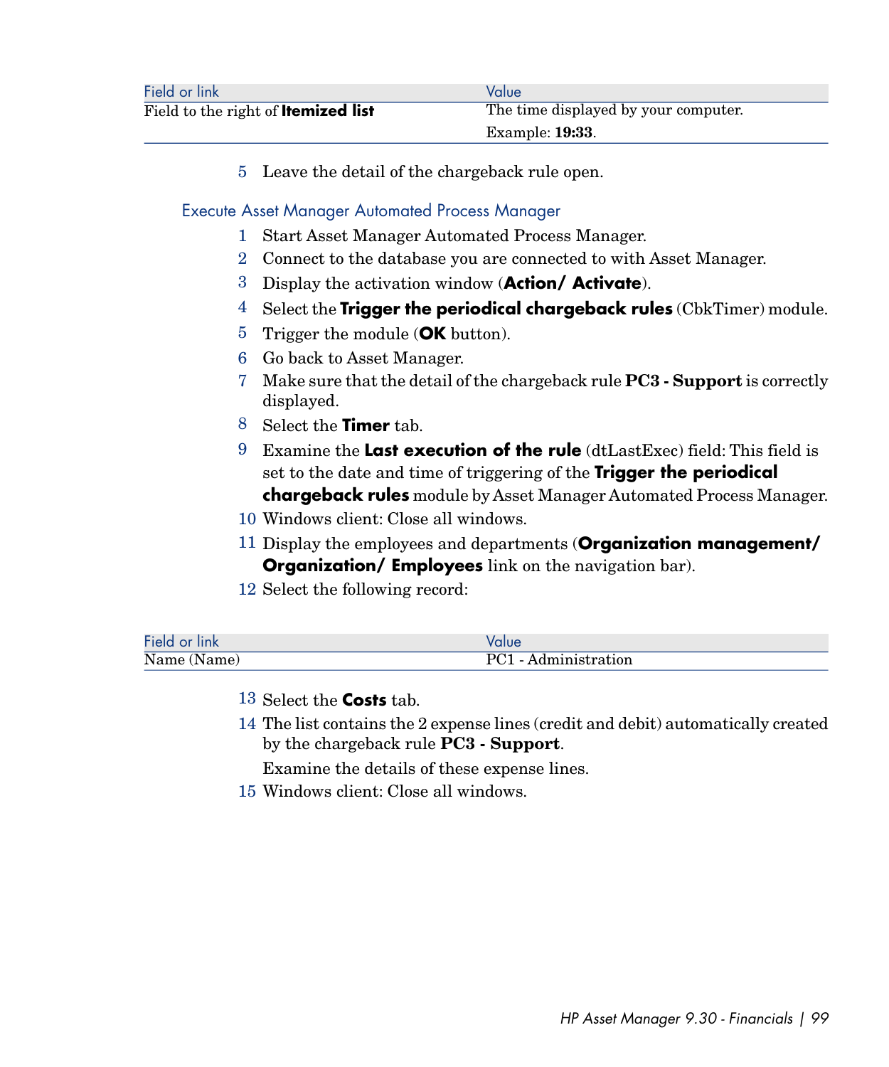| Field or link | Value |
| --- | --- |
| Field to the right of **Itemized list** | The time displayed by your computer.<br>Example: **19:33**. |

5 Leave the detail of the chargeback rule open.

### Execute Asset Manager Automated Process Manager

1. Start Asset Manager Automated Process Manager.
2. Connect to the database you are connected to with Asset Manager.
3. Display the activation window (**Action/ Activate**).
4. Select the **Trigger the periodical chargeback rules** (CbkTimer) module.
5. Trigger the module (**OK** button).
6. Go back to Asset Manager.
7. Make sure that the detail of the chargeback rule **PC3 - Support** is correctly displayed.
8. Select the **Timer** tab.
9. Examine the **Last execution of the rule** (dtLastExec) field: This field is set to the date and time of triggering of the **Trigger the periodical chargeback rules** module by Asset Manager Automated Process Manager.
10. Windows client: Close all windows.
11. Display the employees and departments (**Organization management/ Organization/ Employees** link on the navigation bar).
12. Select the following record:

| Field or link | Value |
| --- | --- |
| Name (Name) | PC1 - Administration |

13. Select the **Costs** tab.
14. The list contains the 2 expense lines (credit and debit) automatically created by the chargeback rule **PC3 - Support**.

    Examine the details of these expense lines.
15. Windows client: Close all windows.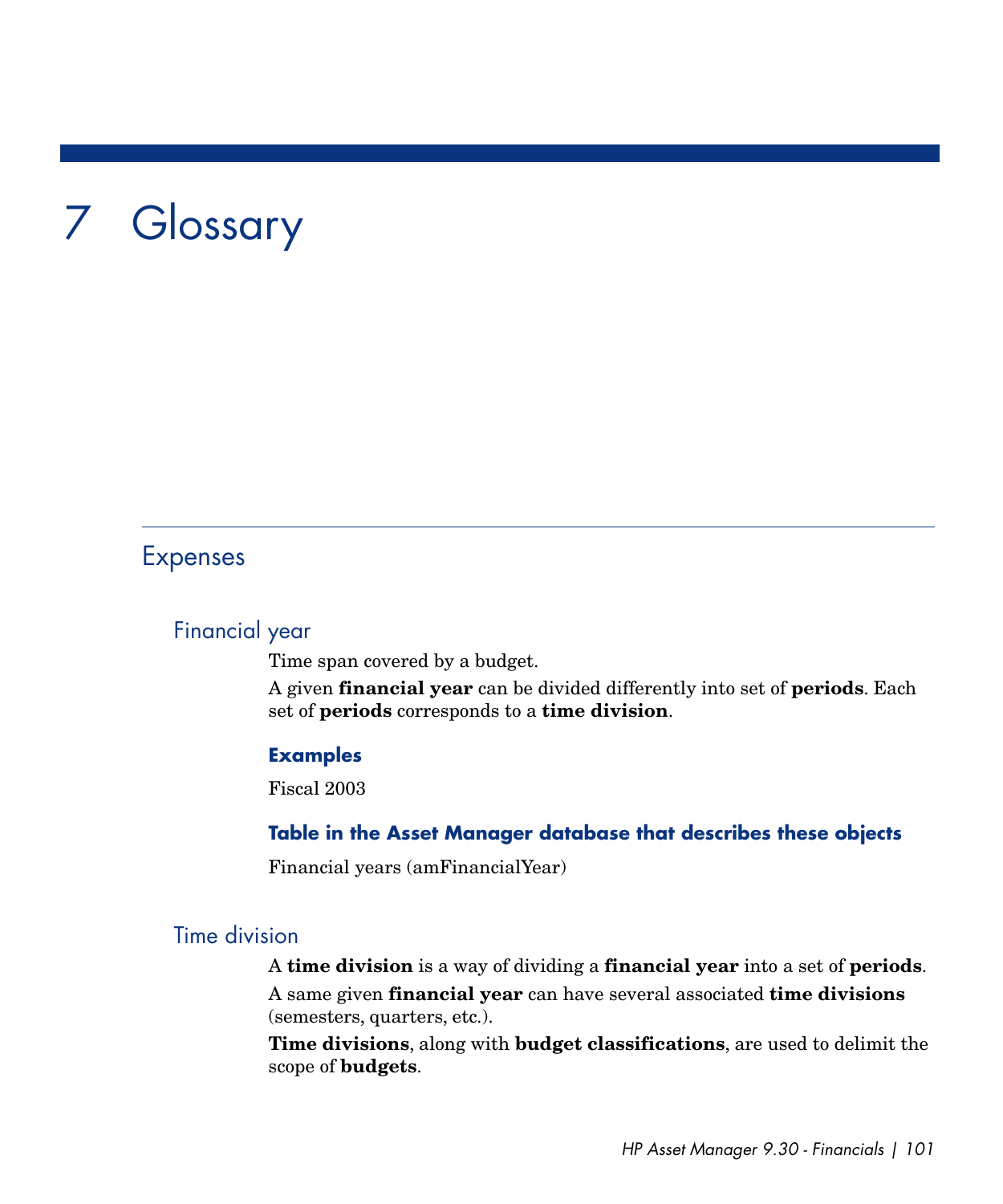# 7 Glossary

## Expenses

### Financial year

Time span covered by a budget.

A given **financial year** can be divided differently into set of **periods**. Each set of **periods** corresponds to a **time division**.

#### Examples

Fiscal 2003

#### Table in the Asset Manager database that describes these objects

Financial years (amFinancialYear)

### Time division

A **time division** is a way of dividing a **financial year** into a set of **periods**.

A same given **financial year** can have several associated **time divisions** (semesters, quarters, etc.).

**Time divisions**, along with **budget classifications**, are used to delimit the scope of **budgets**.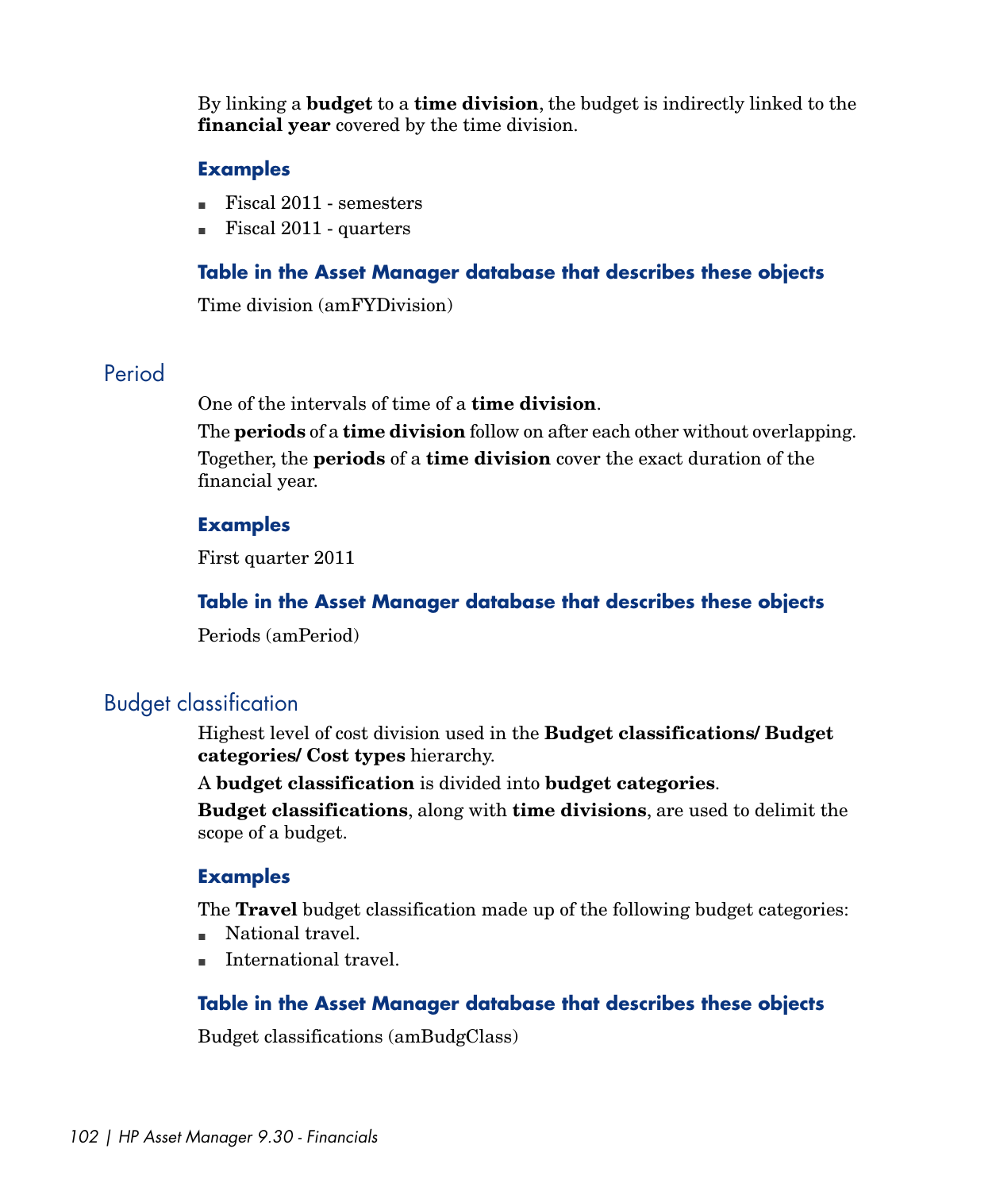By linking a **budget** to a **time division**, the budget is indirectly linked to the **financial year** covered by the time division.

#### Examples

- Fiscal 2011 - semesters
- Fiscal 2011 - quarters

#### Table in the Asset Manager database that describes these objects

Time division (amFYDivision)

## Period

One of the intervals of time of a **time division**.

The **periods** of a **time division** follow on after each other without overlapping.

Together, the **periods** of a **time division** cover the exact duration of the financial year.

#### Examples

First quarter 2011

#### Table in the Asset Manager database that describes these objects

Periods (amPeriod)

## Budget classification

Highest level of cost division used in the **Budget classifications/ Budget categories/ Cost types** hierarchy.

A **budget classification** is divided into **budget categories**.

**Budget classifications**, along with **time divisions**, are used to delimit the scope of a budget.

#### Examples

The **Travel** budget classification made up of the following budget categories:

- National travel.
- International travel.

#### Table in the Asset Manager database that describes these objects

Budget classifications (amBudgClass)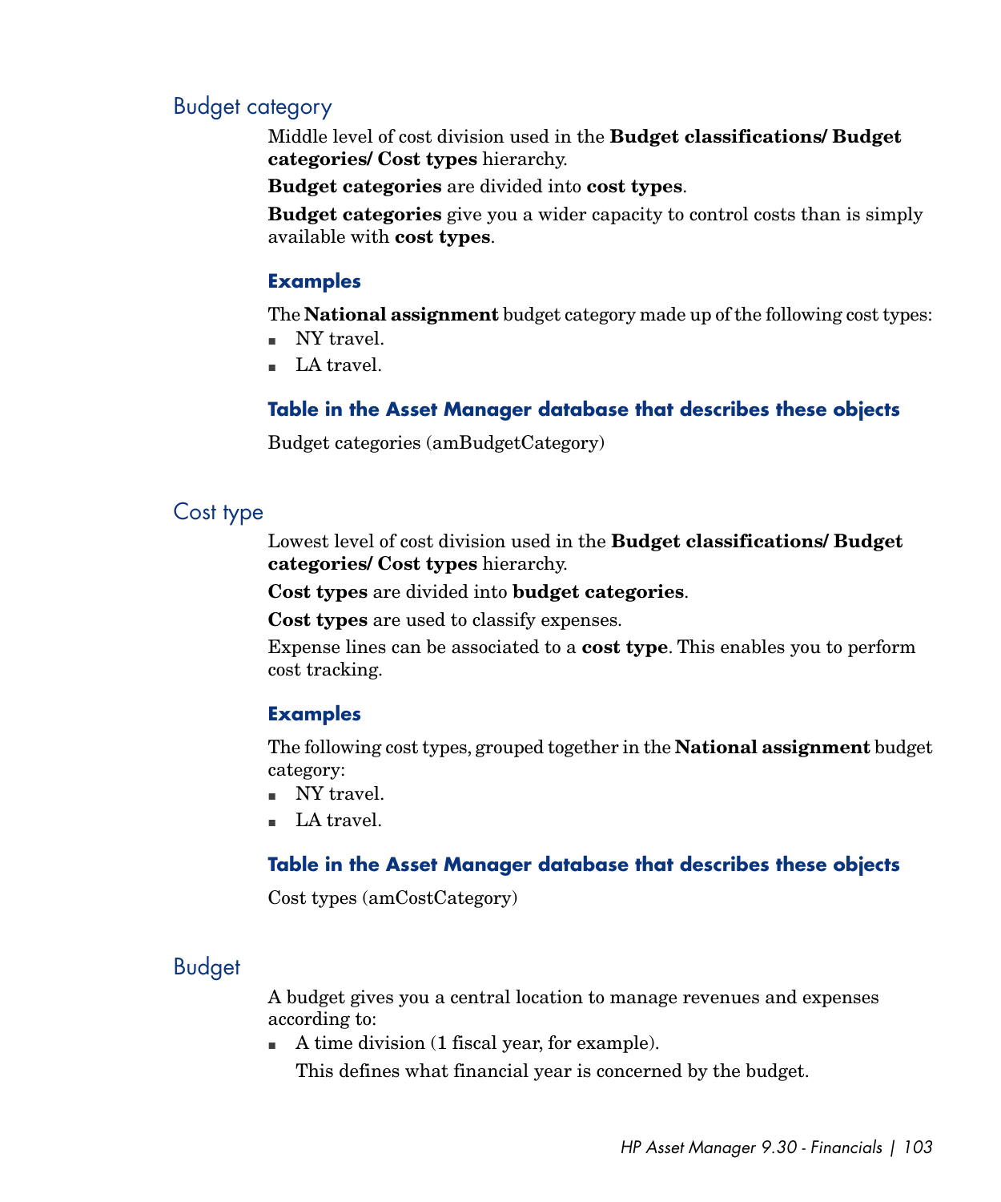## Budget category

Middle level of cost division used in the **Budget classifications/ Budget categories/ Cost types** hierarchy.

**Budget categories** are divided into **cost types**.

**Budget categories** give you a wider capacity to control costs than is simply available with **cost types**.

### Examples

The **National assignment** budget category made up of the following cost types:

- NY travel.
- LA travel.

### Table in the Asset Manager database that describes these objects

Budget categories (amBudgetCategory)

## Cost type

Lowest level of cost division used in the **Budget classifications/ Budget categories/ Cost types** hierarchy.

**Cost types** are divided into **budget categories**.

**Cost types** are used to classify expenses.

Expense lines can be associated to a **cost type**. This enables you to perform cost tracking.

### Examples

The following cost types, grouped together in the **National assignment** budget category:

- NY travel.
- LA travel.

### Table in the Asset Manager database that describes these objects

Cost types (amCostCategory)

## Budget

A budget gives you a central location to manage revenues and expenses according to:

- A time division (1 fiscal year, for example).

  This defines what financial year is concerned by the budget.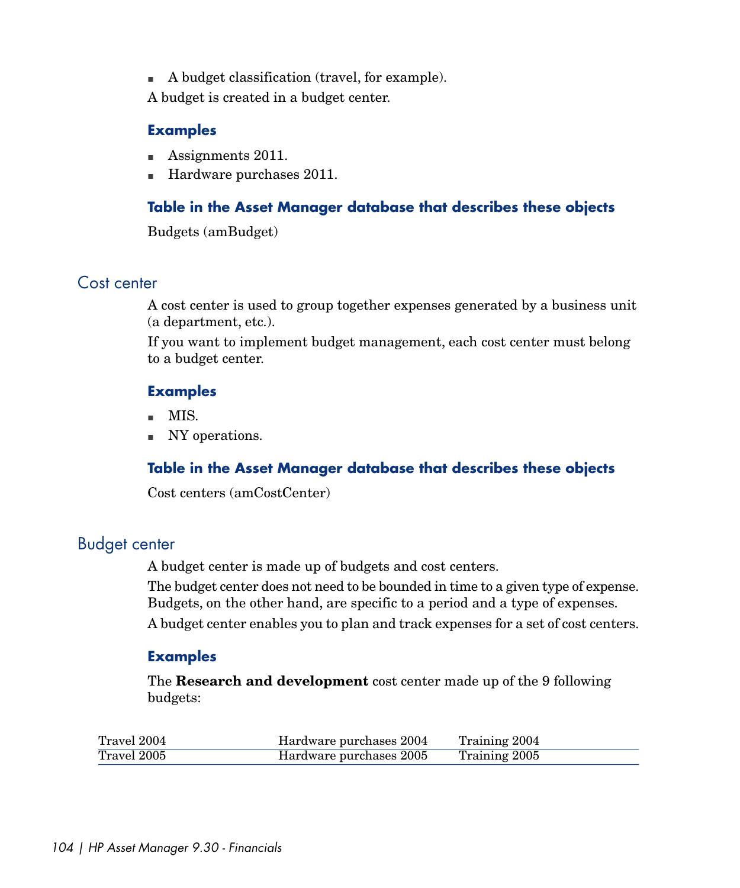- A budget classification (travel, for example).

A budget is created in a budget center.

### Examples

- Assignments 2011.
- Hardware purchases 2011.

### Table in the Asset Manager database that describes these objects

Budgets (amBudget)

## Cost center

A cost center is used to group together expenses generated by a business unit (a department, etc.).

If you want to implement budget management, each cost center must belong to a budget center.

### Examples

- MIS.
- NY operations.

### Table in the Asset Manager database that describes these objects

Cost centers (amCostCenter)

## Budget center

A budget center is made up of budgets and cost centers.

The budget center does not need to be bounded in time to a given type of expense. Budgets, on the other hand, are specific to a period and a type of expenses.

A budget center enables you to plan and track expenses for a set of cost centers.

### Examples

The **Research and development** cost center made up of the 9 following budgets:

| Travel 2004 | Hardware purchases 2004 | Training 2004 |
|---|---|---|
| Travel 2005 | Hardware purchases 2005 | Training 2005 |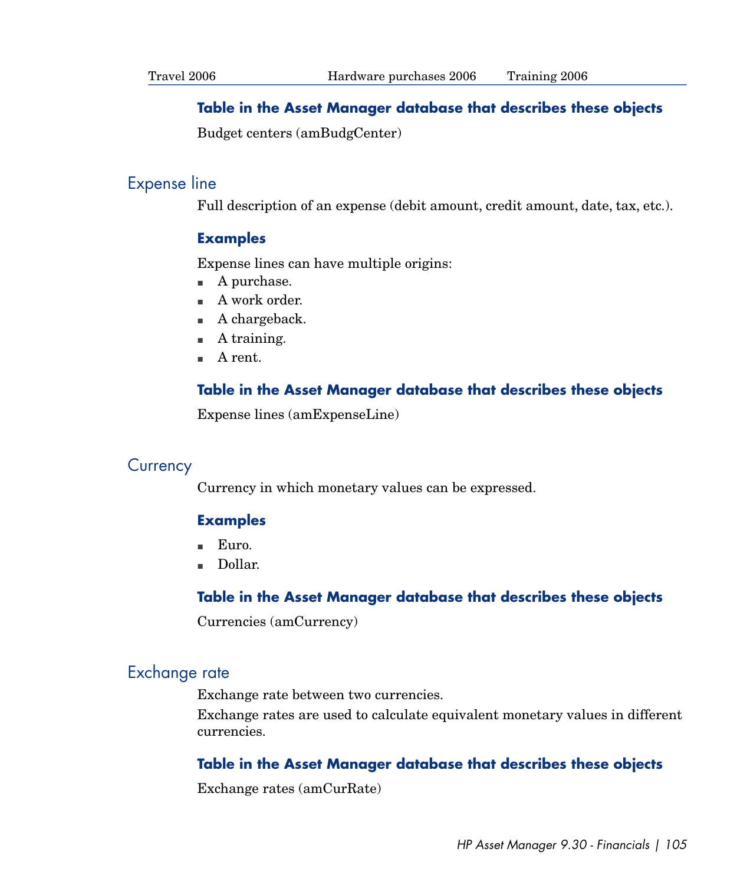| Travel 2006 | Hardware purchases 2006 | Training 2006 |
| --- | --- | --- |

#### Table in the Asset Manager database that describes these objects

Budget centers (amBudgCenter)

### Expense line

Full description of an expense (debit amount, credit amount, date, tax, etc.).

#### Examples

Expense lines can have multiple origins:

- A purchase.
- A work order.
- A chargeback.
- A training.
- A rent.

#### Table in the Asset Manager database that describes these objects

Expense lines (amExpenseLine)

### Currency

Currency in which monetary values can be expressed.

#### Examples

- Euro.
- Dollar.

#### Table in the Asset Manager database that describes these objects

Currencies (amCurrency)

### Exchange rate

Exchange rate between two currencies.

Exchange rates are used to calculate equivalent monetary values in different currencies.

#### Table in the Asset Manager database that describes these objects

Exchange rates (amCurRate)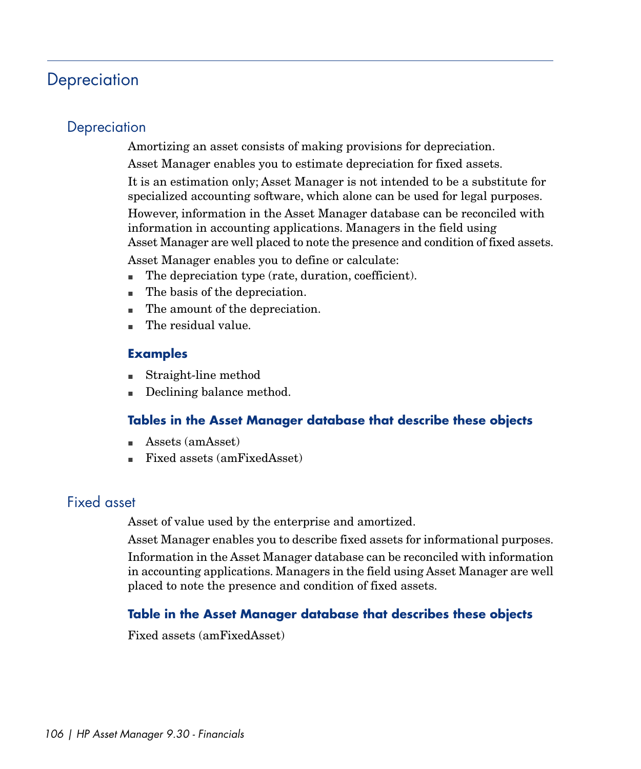# Depreciation

## Depreciation

Amortizing an asset consists of making provisions for depreciation.

Asset Manager enables you to estimate depreciation for fixed assets.

It is an estimation only; Asset Manager is not intended to be a substitute for specialized accounting software, which alone can be used for legal purposes.

However, information in the Asset Manager database can be reconciled with information in accounting applications. Managers in the field using Asset Manager are well placed to note the presence and condition of fixed assets.

Asset Manager enables you to define or calculate:

- The depreciation type (rate, duration, coefficient).
- The basis of the depreciation.
- The amount of the depreciation.
- The residual value.

### Examples

- Straight-line method
- Declining balance method.

### Tables in the Asset Manager database that describe these objects

- Assets (amAsset)
- Fixed assets (amFixedAsset)

## Fixed asset

Asset of value used by the enterprise and amortized.

Asset Manager enables you to describe fixed assets for informational purposes.

Information in the Asset Manager database can be reconciled with information in accounting applications. Managers in the field using Asset Manager are well placed to note the presence and condition of fixed assets.

### Table in the Asset Manager database that describes these objects

Fixed assets (amFixedAsset)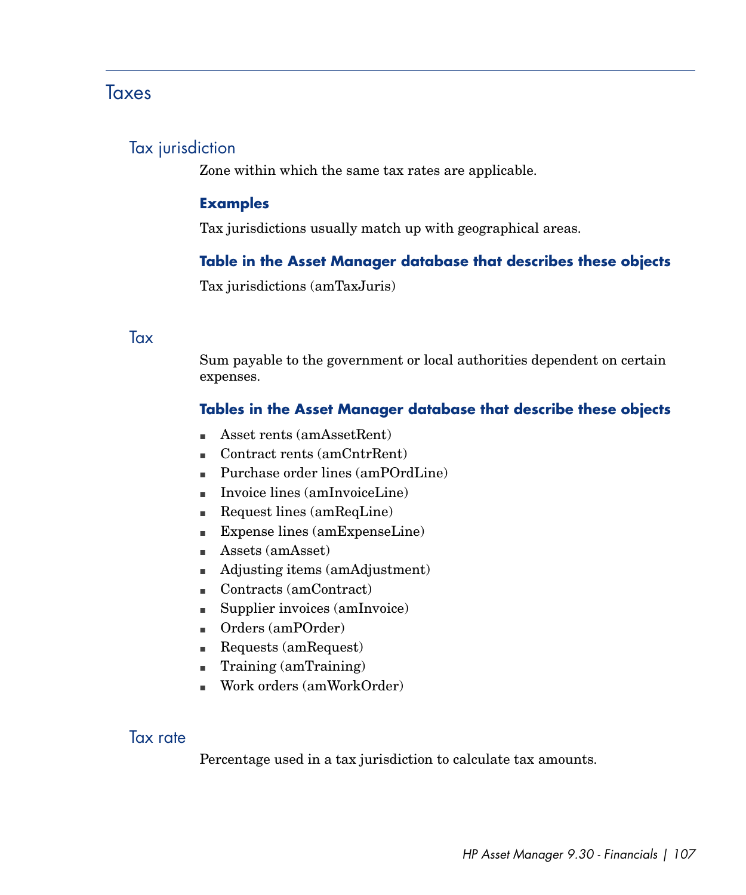# Taxes

## Tax jurisdiction

Zone within which the same tax rates are applicable.

### Examples

Tax jurisdictions usually match up with geographical areas.

### Table in the Asset Manager database that describes these objects

Tax jurisdictions (amTaxJuris)

## Tax

Sum payable to the government or local authorities dependent on certain expenses.

### Tables in the Asset Manager database that describe these objects

- Asset rents (amAssetRent)
- Contract rents (amCntrRent)
- Purchase order lines (amPOrdLine)
- Invoice lines (amInvoiceLine)
- Request lines (amReqLine)
- Expense lines (amExpenseLine)
- Assets (amAsset)
- Adjusting items (amAdjustment)
- Contracts (amContract)
- Supplier invoices (amInvoice)
- Orders (amPOrder)
- Requests (amRequest)
- Training (amTraining)
- Work orders (amWorkOrder)

## Tax rate

Percentage used in a tax jurisdiction to calculate tax amounts.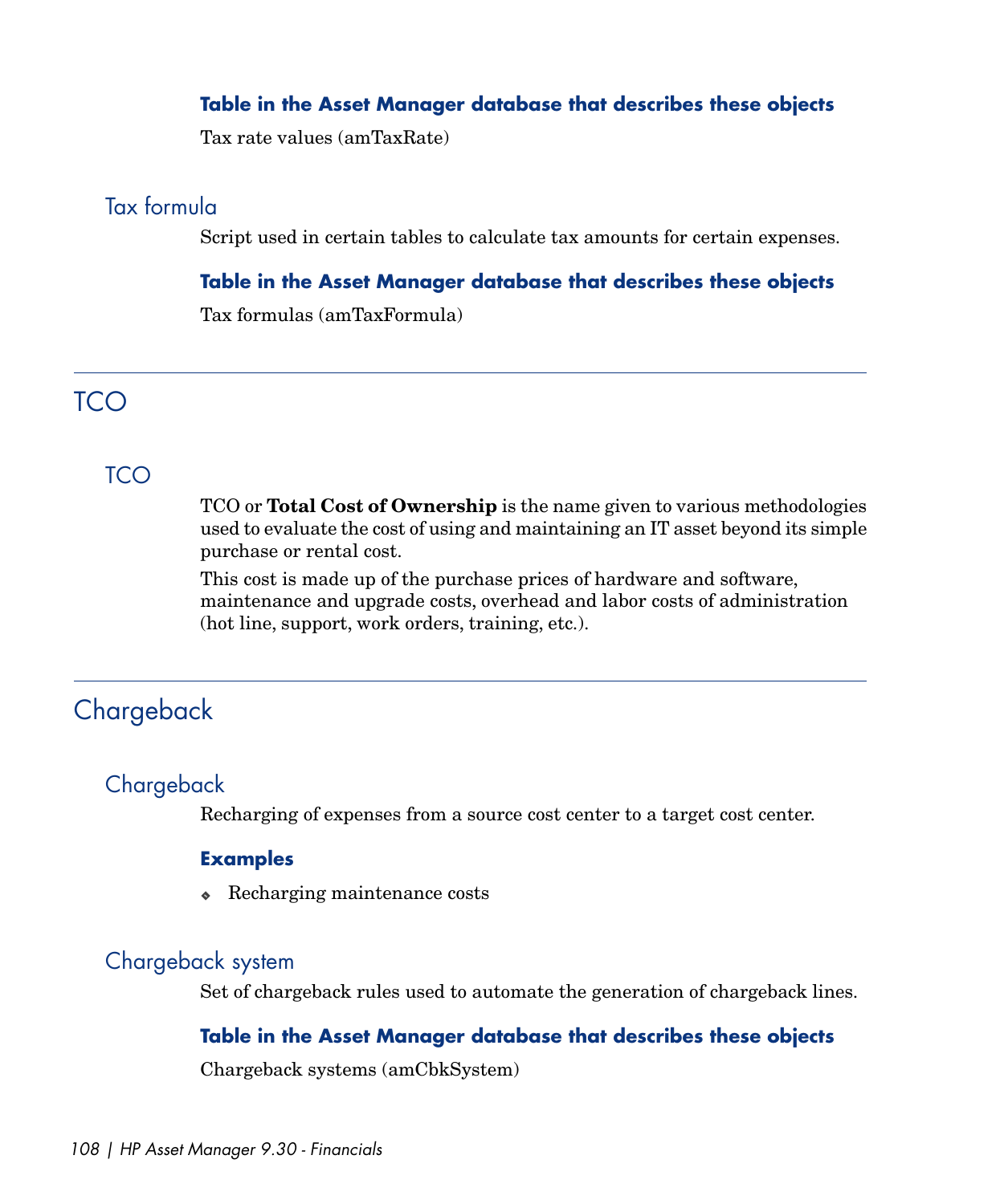#### Table in the Asset Manager database that describes these objects

Tax rate values (amTaxRate)

### Tax formula

Script used in certain tables to calculate tax amounts for certain expenses.

#### Table in the Asset Manager database that describes these objects

Tax formulas (amTaxFormula)

## TCO

### TCO

TCO or **Total Cost of Ownership** is the name given to various methodologies used to evaluate the cost of using and maintaining an IT asset beyond its simple purchase or rental cost.

This cost is made up of the purchase prices of hardware and software, maintenance and upgrade costs, overhead and labor costs of administration (hot line, support, work orders, training, etc.).

## Chargeback

### Chargeback

Recharging of expenses from a source cost center to a target cost center.

#### Examples

- Recharging maintenance costs

### Chargeback system

Set of chargeback rules used to automate the generation of chargeback lines.

#### Table in the Asset Manager database that describes these objects

Chargeback systems (amCbkSystem)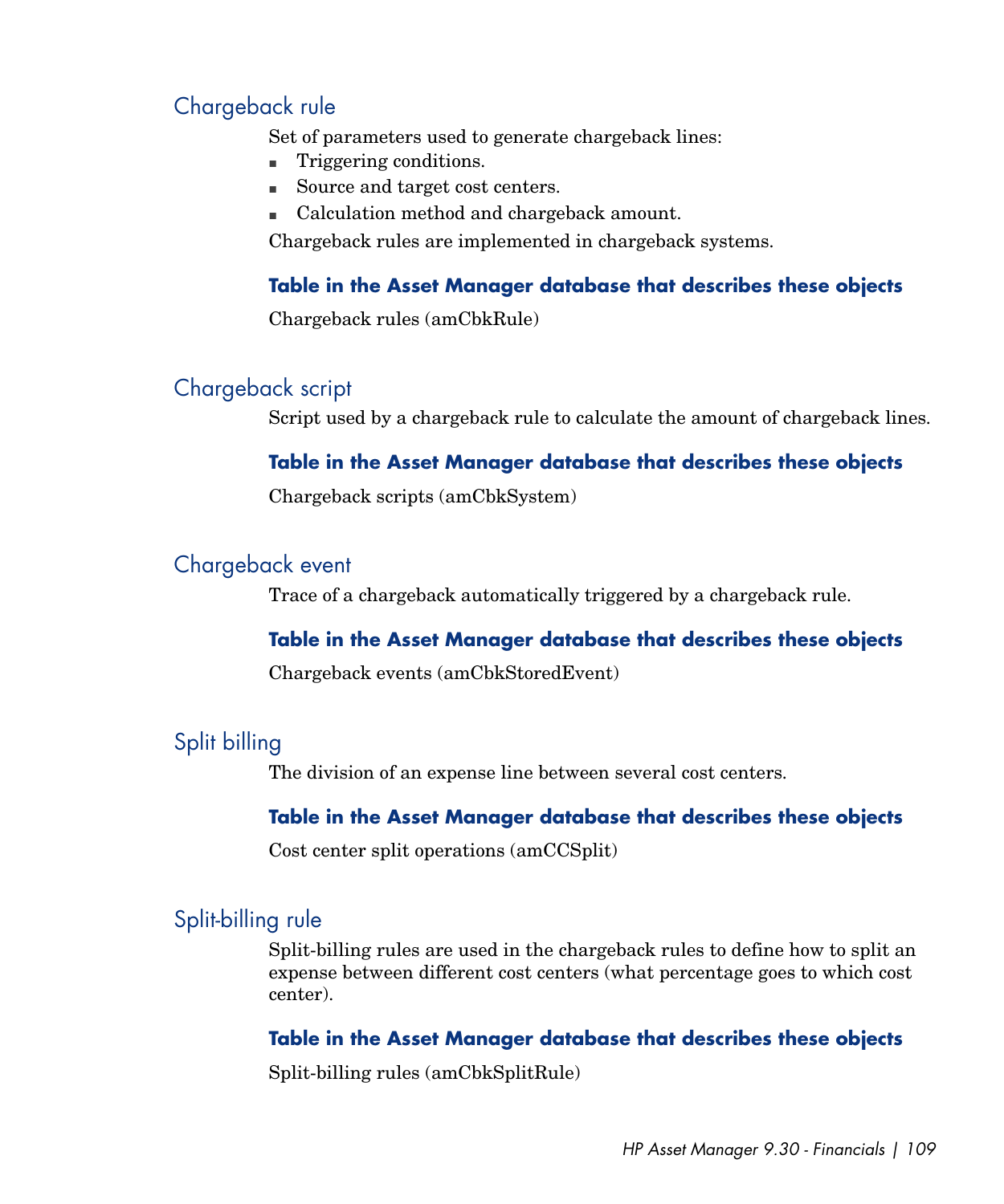## Chargeback rule

Set of parameters used to generate chargeback lines:

- Triggering conditions.
- Source and target cost centers.
- Calculation method and chargeback amount.

Chargeback rules are implemented in chargeback systems.

#### Table in the Asset Manager database that describes these objects

Chargeback rules (amCbkRule)

## Chargeback script

Script used by a chargeback rule to calculate the amount of chargeback lines.

#### Table in the Asset Manager database that describes these objects

Chargeback scripts (amCbkSystem)

## Chargeback event

Trace of a chargeback automatically triggered by a chargeback rule.

#### Table in the Asset Manager database that describes these objects

Chargeback events (amCbkStoredEvent)

## Split billing

The division of an expense line between several cost centers.

#### Table in the Asset Manager database that describes these objects

Cost center split operations (amCCSplit)

## Split-billing rule

Split-billing rules are used in the chargeback rules to define how to split an expense between different cost centers (what percentage goes to which cost center).

#### Table in the Asset Manager database that describes these objects

Split-billing rules (amCbkSplitRule)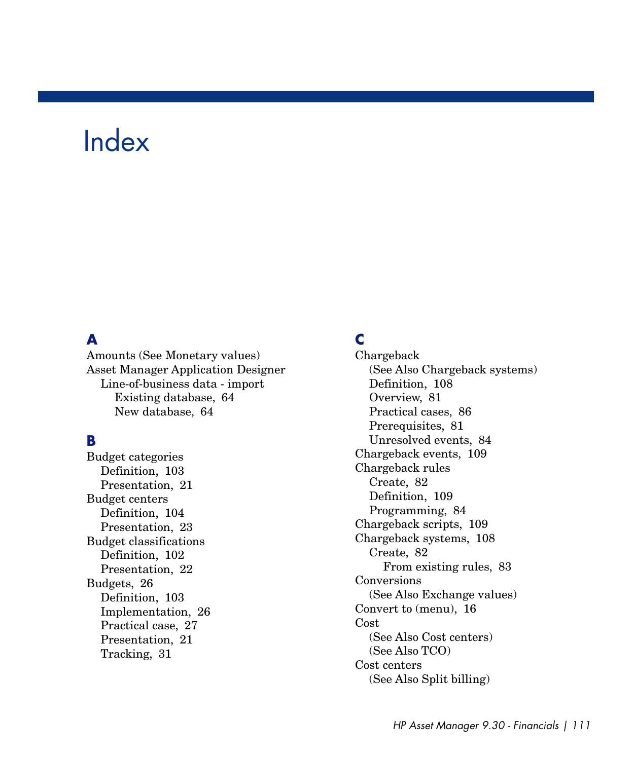# Index

## A

Amounts (See Monetary values)
Asset Manager Application Designer
  Line-of-business data - import
    Existing database, 64
    New database, 64

## B

Budget categories
  Definition, 103
  Presentation, 21
Budget centers
  Definition, 104
  Presentation, 23
Budget classifications
  Definition, 102
  Presentation, 22
Budgets, 26
  Definition, 103
  Implementation, 26
  Practical case, 27
  Presentation, 21
  Tracking, 31

## C

Chargeback
  (See Also Chargeback systems)
  Definition, 108
  Overview, 81
  Practical cases, 86
  Prerequisites, 81
  Unresolved events, 84
Chargeback events, 109
Chargeback rules
  Create, 82
  Definition, 109
  Programming, 84
Chargeback scripts, 109
Chargeback systems, 108
  Create, 82
    From existing rules, 83
Conversions
  (See Also Exchange values)
Convert to (menu), 16
Cost
  (See Also Cost centers)
  (See Also TCO)
Cost centers
  (See Also Split billing)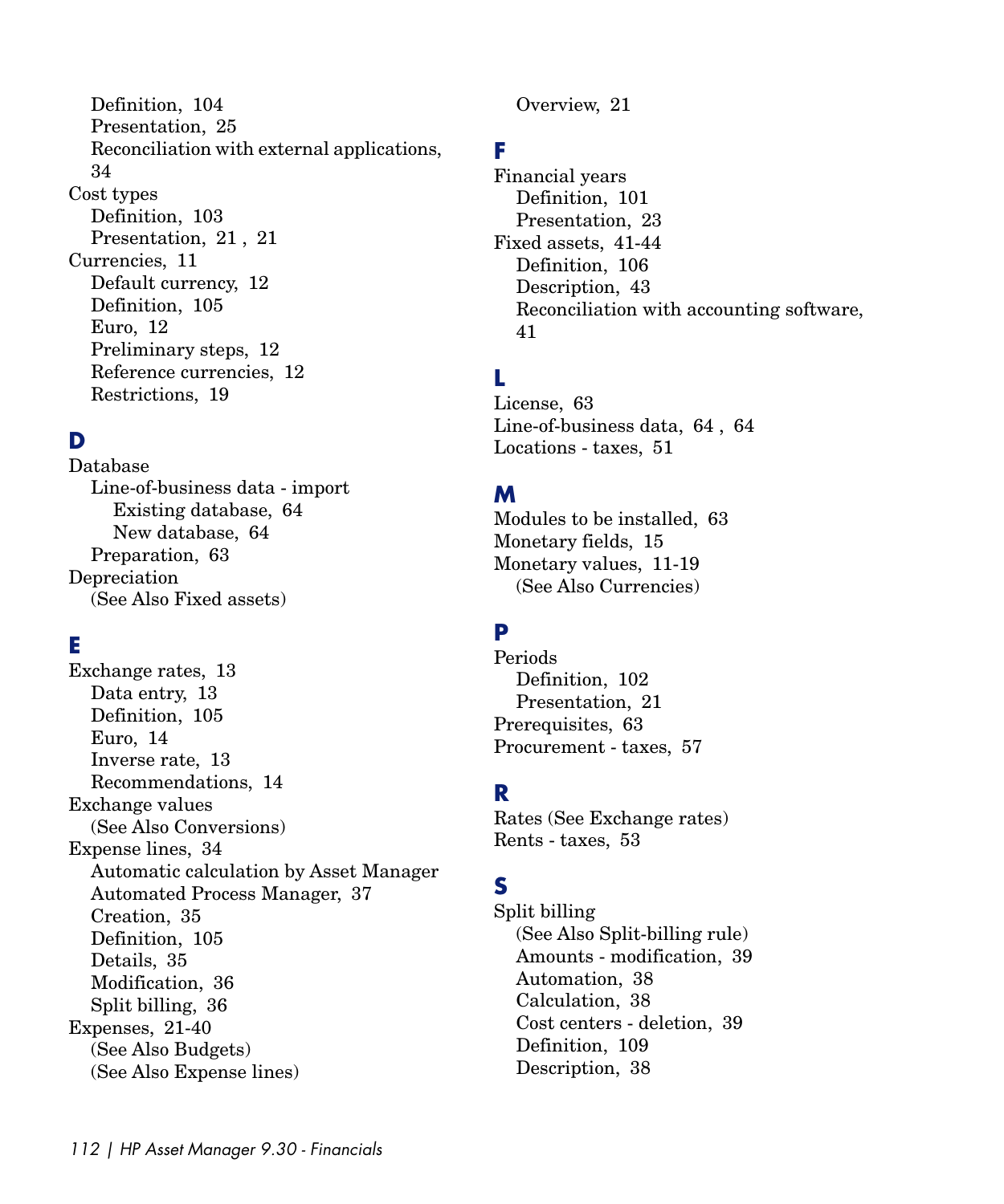Definition, 104
Presentation, 25
Reconciliation with external applications, 34

Cost types
Definition, 103
Presentation, 21 , 21

Currencies, 11
Default currency, 12
Definition, 105
Euro, 12
Preliminary steps, 12
Reference currencies, 12
Restrictions, 19

## D

Database
Line-of-business data - import
Existing database, 64
New database, 64
Preparation, 63

Depreciation
(See Also Fixed assets)

## E

Exchange rates, 13
Data entry, 13
Definition, 105
Euro, 14
Inverse rate, 13
Recommendations, 14

Exchange values
(See Also Conversions)

Expense lines, 34
Automatic calculation by Asset Manager
Automated Process Manager, 37
Creation, 35
Definition, 105
Details, 35
Modification, 36
Split billing, 36

Expenses, 21-40
(See Also Budgets)
(See Also Expense lines)
Overview, 21

## F

Financial years
Definition, 101
Presentation, 23

Fixed assets, 41-44
Definition, 106
Description, 43
Reconciliation with accounting software, 41

## L

License, 63
Line-of-business data, 64 , 64
Locations - taxes, 51

## M

Modules to be installed, 63
Monetary fields, 15
Monetary values, 11-19
(See Also Currencies)

## P

Periods
Definition, 102
Presentation, 21

Prerequisites, 63
Procurement - taxes, 57

## R

Rates (See Exchange rates)
Rents - taxes, 53

## S

Split billing
(See Also Split-billing rule)
Amounts - modification, 39
Automation, 38
Calculation, 38
Cost centers - deletion, 39
Definition, 109
Description, 38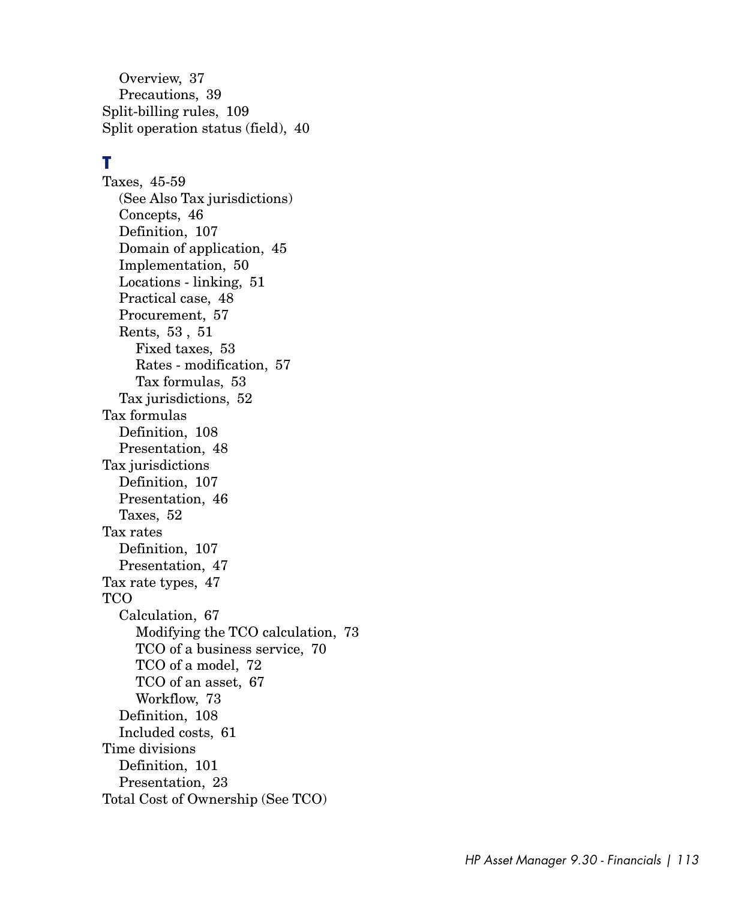Overview, 37
   Precautions, 39
Split-billing rules, 109
Split operation status (field), 40

## T

Taxes, 45-59
   (See Also Tax jurisdictions)
   Concepts, 46
   Definition, 107
   Domain of application, 45
   Implementation, 50
   Locations - linking, 51
   Practical case, 48
   Procurement, 57
   Rents, 53 , 51
      Fixed taxes, 53
      Rates - modification, 57
      Tax formulas, 53
   Tax jurisdictions, 52
Tax formulas
   Definition, 108
   Presentation, 48
Tax jurisdictions
   Definition, 107
   Presentation, 46
   Taxes, 52
Tax rates
   Definition, 107
   Presentation, 47
Tax rate types, 47
TCO
   Calculation, 67
      Modifying the TCO calculation, 73
      TCO of a business service, 70
      TCO of a model, 72
      TCO of an asset, 67
      Workflow, 73
   Definition, 108
   Included costs, 61
Time divisions
   Definition, 101
   Presentation, 23
Total Cost of Ownership (See TCO)